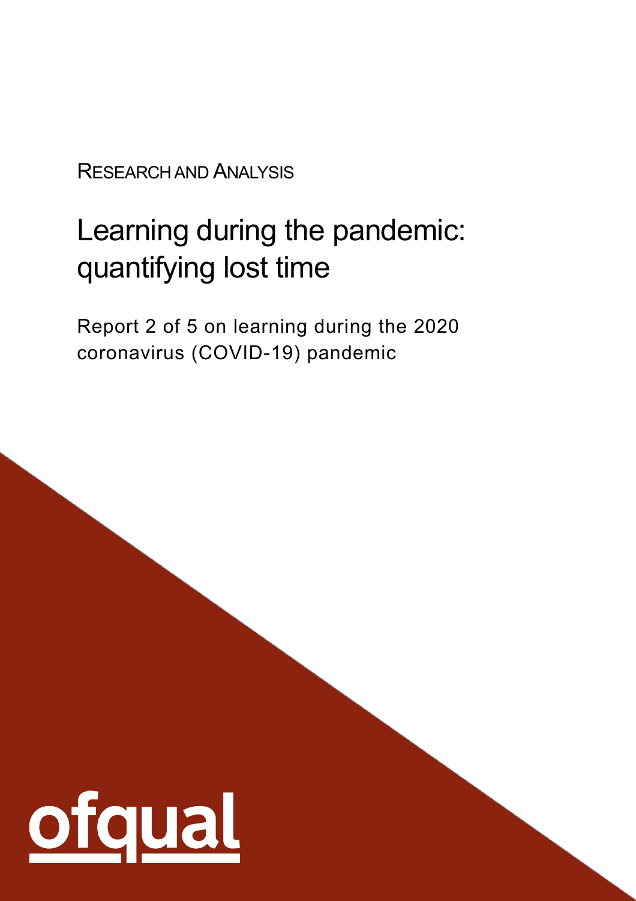RESEARCH AND ANALYSIS

# Learning during the pandemic: quantifying lost time

Report 2 of 5 on learning during the 2020 coronavirus (COVID-19) pandemic

ofqual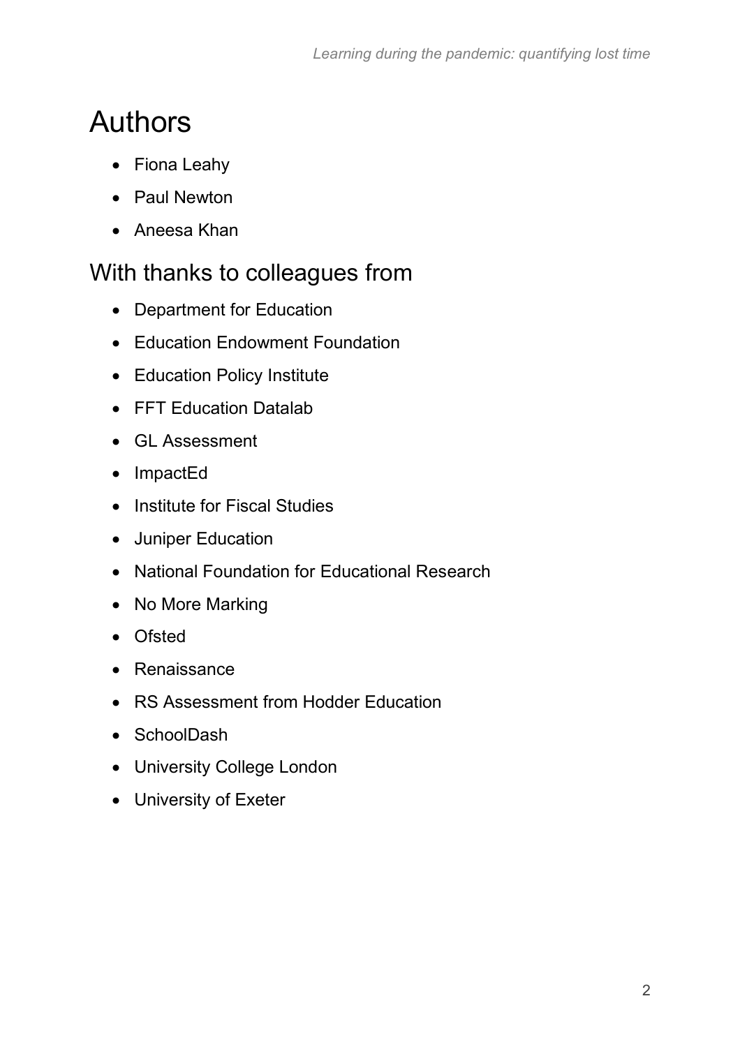# Authors

- Fiona Leahy
- Paul Newton
- Aneesa Khan

## With thanks to colleagues from

- Department for Education
- Education Endowment Foundation
- Education Policy Institute
- FFT Education Datalab
- GL Assessment
- ImpactEd
- Institute for Fiscal Studies
- Juniper Education
- National Foundation for Educational Research
- No More Marking
- Ofsted
- Renaissance
- RS Assessment from Hodder Education
- SchoolDash
- University College London
- University of Exeter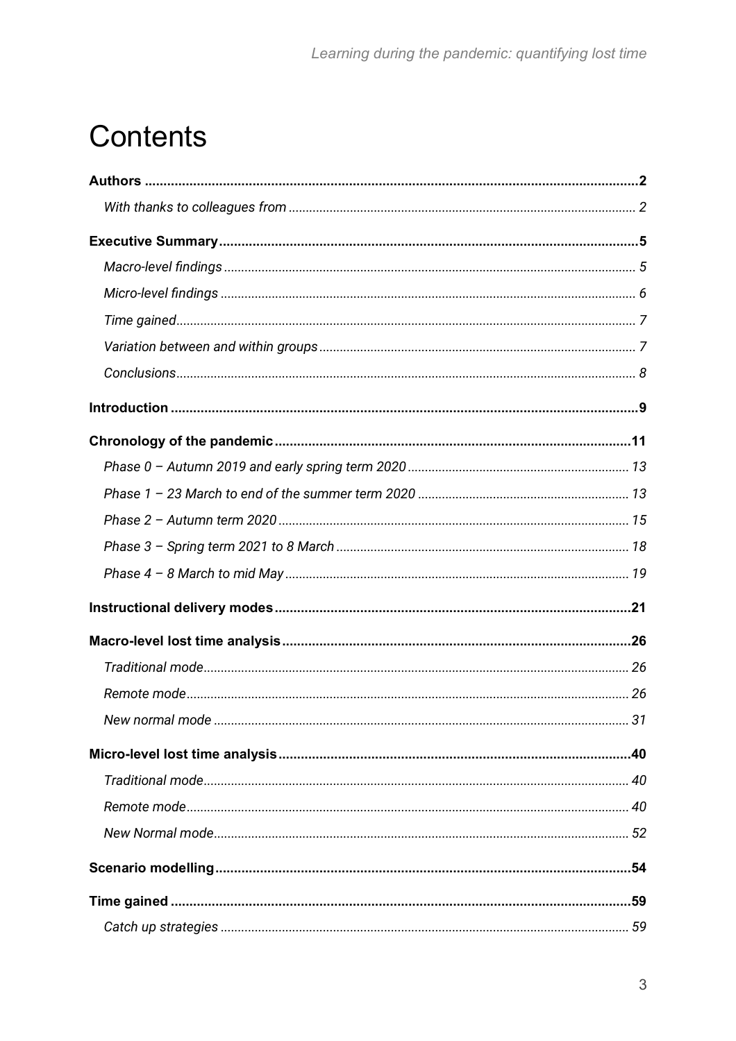# Contents

**Authors** .......... **2**

*With thanks to colleagues from* .......... *2*

**Executive Summary** .......... **5**

*Macro-level findings* .......... *5*

*Micro-level findings* .......... *6*

*Time gained* .......... *7*

*Variation between and within groups* .......... *7*

*Conclusions* .......... *8*

**Introduction** .......... **9**

**Chronology of the pandemic** .......... **11**

*Phase 0 – Autumn 2019 and early spring term 2020* .......... *13*

*Phase 1 – 23 March to end of the summer term 2020* .......... *13*

*Phase 2 – Autumn term 2020* .......... *15*

*Phase 3 – Spring term 2021 to 8 March* .......... *18*

*Phase 4 – 8 March to mid May* .......... *19*

**Instructional delivery modes** .......... **21**

**Macro-level lost time analysis** .......... **26**

*Traditional mode* .......... *26*

*Remote mode* .......... *26*

*New normal mode* .......... *31*

**Micro-level lost time analysis** .......... **40**

*Traditional mode* .......... *40*

*Remote mode* .......... *40*

*New Normal mode* .......... *52*

**Scenario modelling** .......... **54**

**Time gained** .......... **59**

*Catch up strategies* .......... *59*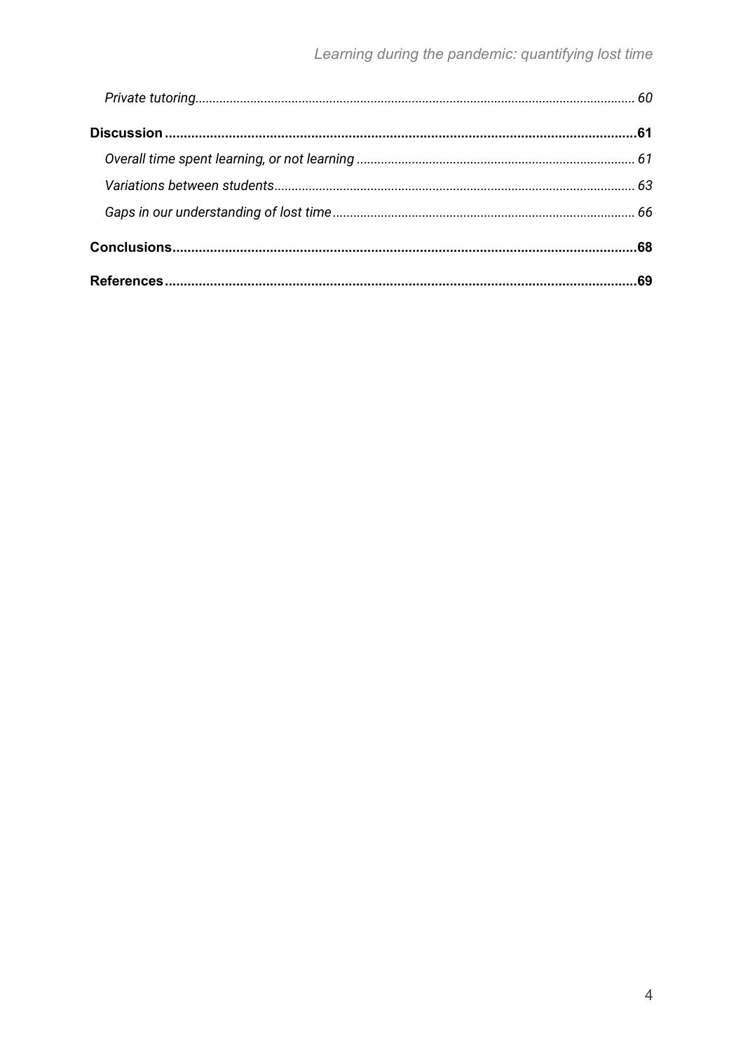*Private tutoring* ........ 60

**Discussion** ........ **61**

*Overall time spent learning, or not learning* ........ 61

*Variations between students* ........ 63

*Gaps in our understanding of lost time* ........ 66

**Conclusions** ........ **68**

**References** ........ **69**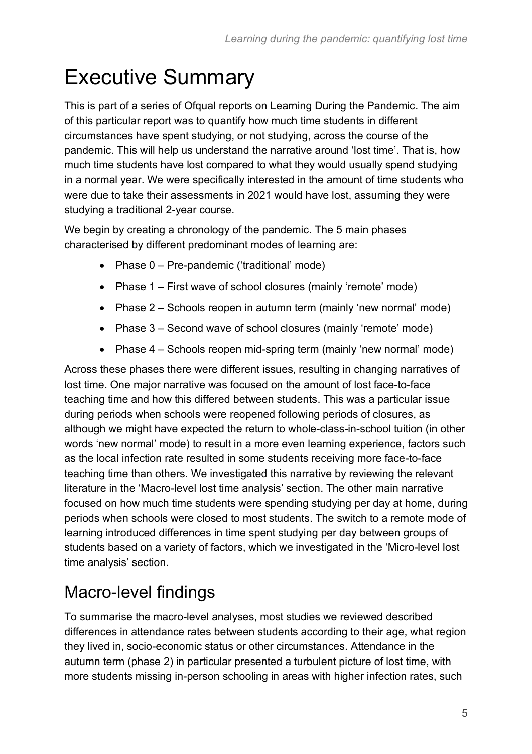# Executive Summary

This is part of a series of Ofqual reports on Learning During the Pandemic. The aim of this particular report was to quantify how much time students in different circumstances have spent studying, or not studying, across the course of the pandemic. This will help us understand the narrative around 'lost time'. That is, how much time students have lost compared to what they would usually spend studying in a normal year. We were specifically interested in the amount of time students who were due to take their assessments in 2021 would have lost, assuming they were studying a traditional 2-year course.

We begin by creating a chronology of the pandemic. The 5 main phases characterised by different predominant modes of learning are:

- Phase 0 – Pre-pandemic ('traditional' mode)
- Phase 1 – First wave of school closures (mainly 'remote' mode)
- Phase 2 – Schools reopen in autumn term (mainly 'new normal' mode)
- Phase 3 – Second wave of school closures (mainly 'remote' mode)
- Phase 4 – Schools reopen mid-spring term (mainly 'new normal' mode)

Across these phases there were different issues, resulting in changing narratives of lost time. One major narrative was focused on the amount of lost face-to-face teaching time and how this differed between students. This was a particular issue during periods when schools were reopened following periods of closures, as although we might have expected the return to whole-class-in-school tuition (in other words 'new normal' mode) to result in a more even learning experience, factors such as the local infection rate resulted in some students receiving more face-to-face teaching time than others. We investigated this narrative by reviewing the relevant literature in the 'Macro-level lost time analysis' section. The other main narrative focused on how much time students were spending studying per day at home, during periods when schools were closed to most students. The switch to a remote mode of learning introduced differences in time spent studying per day between groups of students based on a variety of factors, which we investigated in the 'Micro-level lost time analysis' section.

## Macro-level findings

To summarise the macro-level analyses, most studies we reviewed described differences in attendance rates between students according to their age, what region they lived in, socio-economic status or other circumstances. Attendance in the autumn term (phase 2) in particular presented a turbulent picture of lost time, with more students missing in-person schooling in areas with higher infection rates, such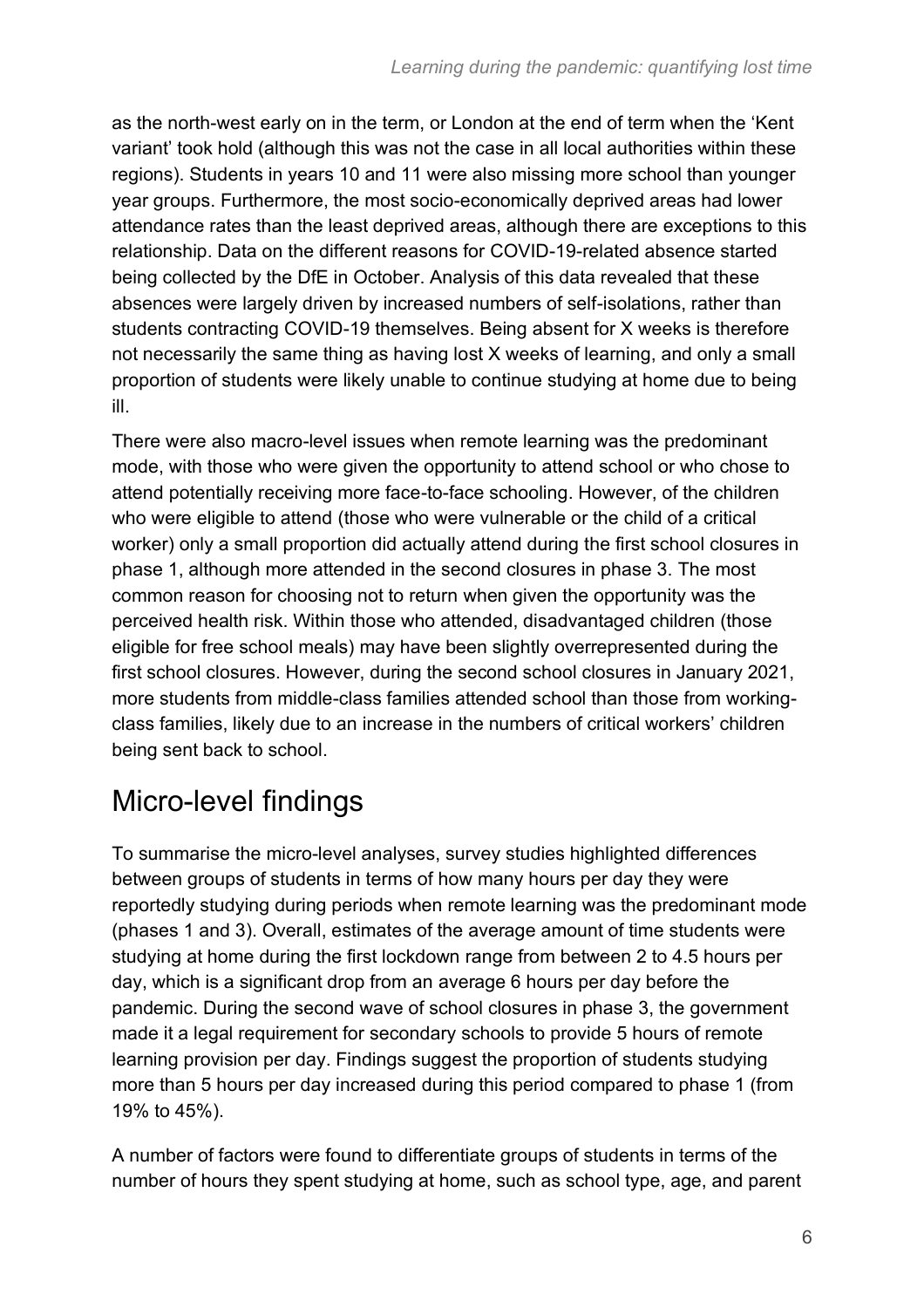as the north-west early on in the term, or London at the end of term when the 'Kent variant' took hold (although this was not the case in all local authorities within these regions). Students in years 10 and 11 were also missing more school than younger year groups. Furthermore, the most socio-economically deprived areas had lower attendance rates than the least deprived areas, although there are exceptions to this relationship. Data on the different reasons for COVID-19-related absence started being collected by the DfE in October. Analysis of this data revealed that these absences were largely driven by increased numbers of self-isolations, rather than students contracting COVID-19 themselves. Being absent for X weeks is therefore not necessarily the same thing as having lost X weeks of learning, and only a small proportion of students were likely unable to continue studying at home due to being ill.

There were also macro-level issues when remote learning was the predominant mode, with those who were given the opportunity to attend school or who chose to attend potentially receiving more face-to-face schooling. However, of the children who were eligible to attend (those who were vulnerable or the child of a critical worker) only a small proportion did actually attend during the first school closures in phase 1, although more attended in the second closures in phase 3. The most common reason for choosing not to return when given the opportunity was the perceived health risk. Within those who attended, disadvantaged children (those eligible for free school meals) may have been slightly overrepresented during the first school closures. However, during the second school closures in January 2021, more students from middle-class families attended school than those from working-class families, likely due to an increase in the numbers of critical workers' children being sent back to school.

## Micro-level findings

To summarise the micro-level analyses, survey studies highlighted differences between groups of students in terms of how many hours per day they were reportedly studying during periods when remote learning was the predominant mode (phases 1 and 3). Overall, estimates of the average amount of time students were studying at home during the first lockdown range from between 2 to 4.5 hours per day, which is a significant drop from an average 6 hours per day before the pandemic. During the second wave of school closures in phase 3, the government made it a legal requirement for secondary schools to provide 5 hours of remote learning provision per day. Findings suggest the proportion of students studying more than 5 hours per day increased during this period compared to phase 1 (from 19% to 45%).

A number of factors were found to differentiate groups of students in terms of the number of hours they spent studying at home, such as school type, age, and parent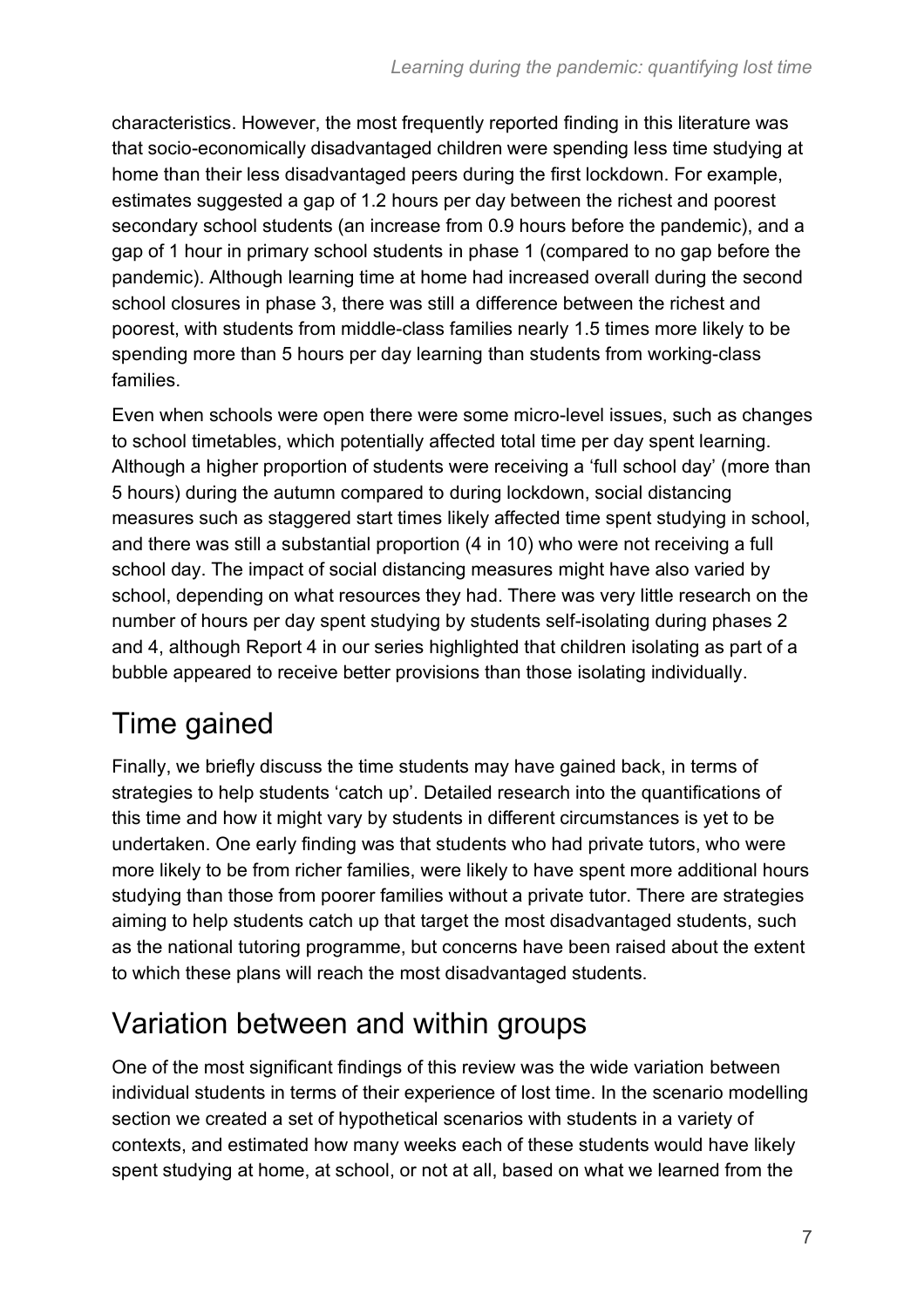characteristics. However, the most frequently reported finding in this literature was that socio-economically disadvantaged children were spending less time studying at home than their less disadvantaged peers during the first lockdown. For example, estimates suggested a gap of 1.2 hours per day between the richest and poorest secondary school students (an increase from 0.9 hours before the pandemic), and a gap of 1 hour in primary school students in phase 1 (compared to no gap before the pandemic). Although learning time at home had increased overall during the second school closures in phase 3, there was still a difference between the richest and poorest, with students from middle-class families nearly 1.5 times more likely to be spending more than 5 hours per day learning than students from working-class families.

Even when schools were open there were some micro-level issues, such as changes to school timetables, which potentially affected total time per day spent learning. Although a higher proportion of students were receiving a 'full school day' (more than 5 hours) during the autumn compared to during lockdown, social distancing measures such as staggered start times likely affected time spent studying in school, and there was still a substantial proportion (4 in 10) who were not receiving a full school day. The impact of social distancing measures might have also varied by school, depending on what resources they had. There was very little research on the number of hours per day spent studying by students self-isolating during phases 2 and 4, although Report 4 in our series highlighted that children isolating as part of a bubble appeared to receive better provisions than those isolating individually.

## Time gained

Finally, we briefly discuss the time students may have gained back, in terms of strategies to help students 'catch up'. Detailed research into the quantifications of this time and how it might vary by students in different circumstances is yet to be undertaken. One early finding was that students who had private tutors, who were more likely to be from richer families, were likely to have spent more additional hours studying than those from poorer families without a private tutor. There are strategies aiming to help students catch up that target the most disadvantaged students, such as the national tutoring programme, but concerns have been raised about the extent to which these plans will reach the most disadvantaged students.

## Variation between and within groups

One of the most significant findings of this review was the wide variation between individual students in terms of their experience of lost time. In the scenario modelling section we created a set of hypothetical scenarios with students in a variety of contexts, and estimated how many weeks each of these students would have likely spent studying at home, at school, or not at all, based on what we learned from the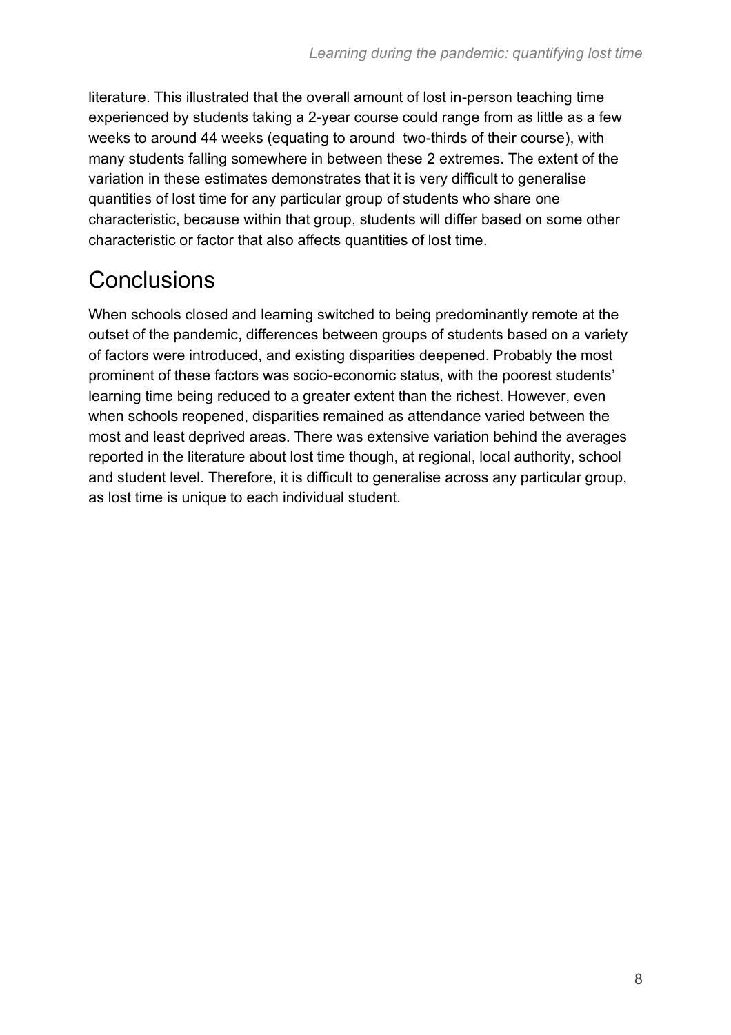literature. This illustrated that the overall amount of lost in-person teaching time experienced by students taking a 2-year course could range from as little as a few weeks to around 44 weeks (equating to around two-thirds of their course), with many students falling somewhere in between these 2 extremes. The extent of the variation in these estimates demonstrates that it is very difficult to generalise quantities of lost time for any particular group of students who share one characteristic, because within that group, students will differ based on some other characteristic or factor that also affects quantities of lost time.

## Conclusions

When schools closed and learning switched to being predominantly remote at the outset of the pandemic, differences between groups of students based on a variety of factors were introduced, and existing disparities deepened. Probably the most prominent of these factors was socio-economic status, with the poorest students' learning time being reduced to a greater extent than the richest. However, even when schools reopened, disparities remained as attendance varied between the most and least deprived areas. There was extensive variation behind the averages reported in the literature about lost time though, at regional, local authority, school and student level. Therefore, it is difficult to generalise across any particular group, as lost time is unique to each individual student.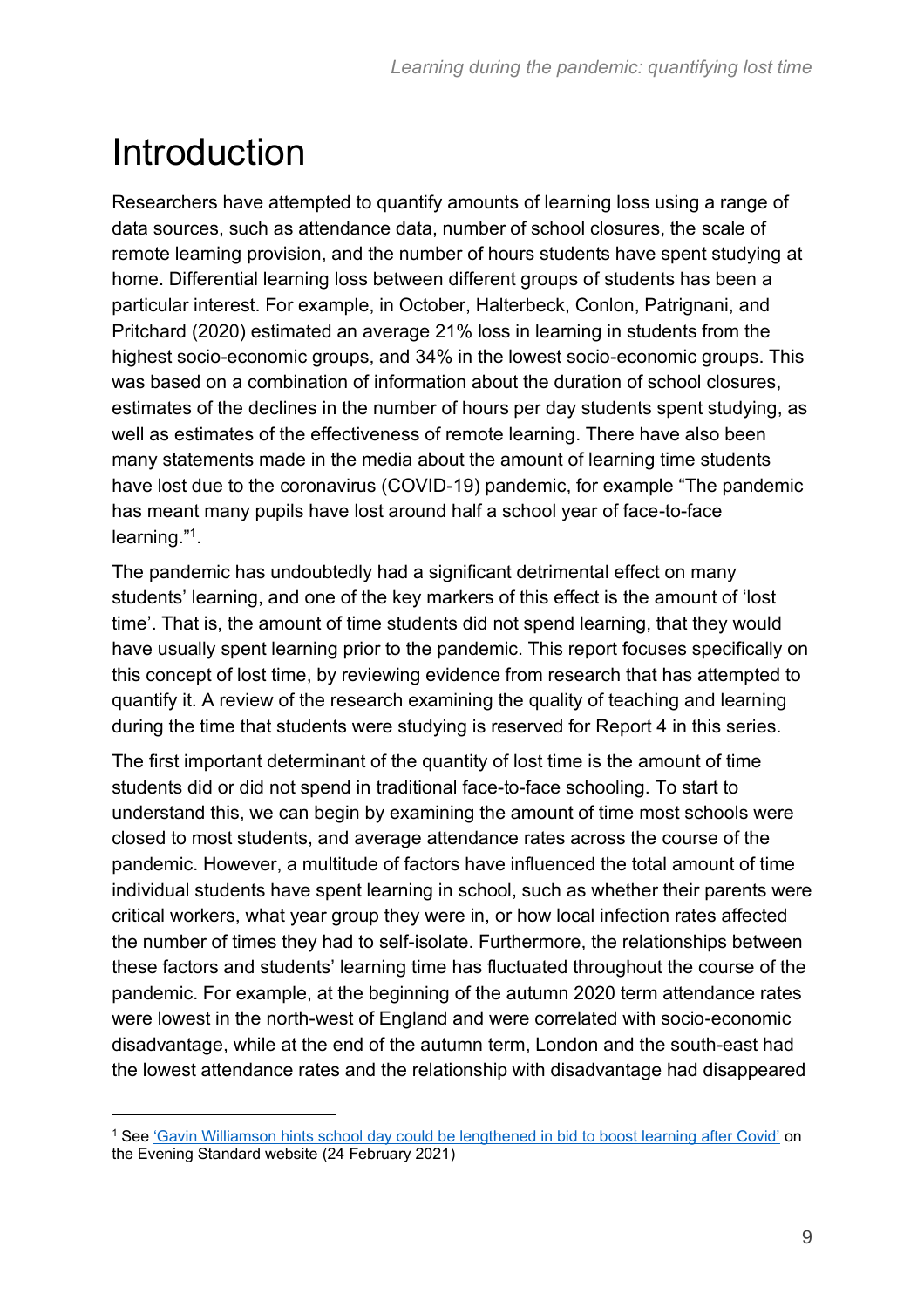# Introduction

Researchers have attempted to quantify amounts of learning loss using a range of data sources, such as attendance data, number of school closures, the scale of remote learning provision, and the number of hours students have spent studying at home. Differential learning loss between different groups of students has been a particular interest. For example, in October, Halterbeck, Conlon, Patrignani, and Pritchard (2020) estimated an average 21% loss in learning in students from the highest socio-economic groups, and 34% in the lowest socio-economic groups. This was based on a combination of information about the duration of school closures, estimates of the declines in the number of hours per day students spent studying, as well as estimates of the effectiveness of remote learning. There have also been many statements made in the media about the amount of learning time students have lost due to the coronavirus (COVID-19) pandemic, for example "The pandemic has meant many pupils have lost around half a school year of face-to-face learning."[1].

The pandemic has undoubtedly had a significant detrimental effect on many students' learning, and one of the key markers of this effect is the amount of 'lost time'. That is, the amount of time students did not spend learning, that they would have usually spent learning prior to the pandemic. This report focuses specifically on this concept of lost time, by reviewing evidence from research that has attempted to quantify it. A review of the research examining the quality of teaching and learning during the time that students were studying is reserved for Report 4 in this series.

The first important determinant of the quantity of lost time is the amount of time students did or did not spend in traditional face-to-face schooling. To start to understand this, we can begin by examining the amount of time most schools were closed to most students, and average attendance rates across the course of the pandemic. However, a multitude of factors have influenced the total amount of time individual students have spent learning in school, such as whether their parents were critical workers, what year group they were in, or how local infection rates affected the number of times they had to self-isolate. Furthermore, the relationships between these factors and students' learning time has fluctuated throughout the course of the pandemic. For example, at the beginning of the autumn 2020 term attendance rates were lowest in the north-west of England and were correlated with socio-economic disadvantage, while at the end of the autumn term, London and the south-east had the lowest attendance rates and the relationship with disadvantage had disappeared

[1] See ['Gavin Williamson hints school day could be lengthened in bid to boost learning after Covid'] on the Evening Standard website (24 February 2021)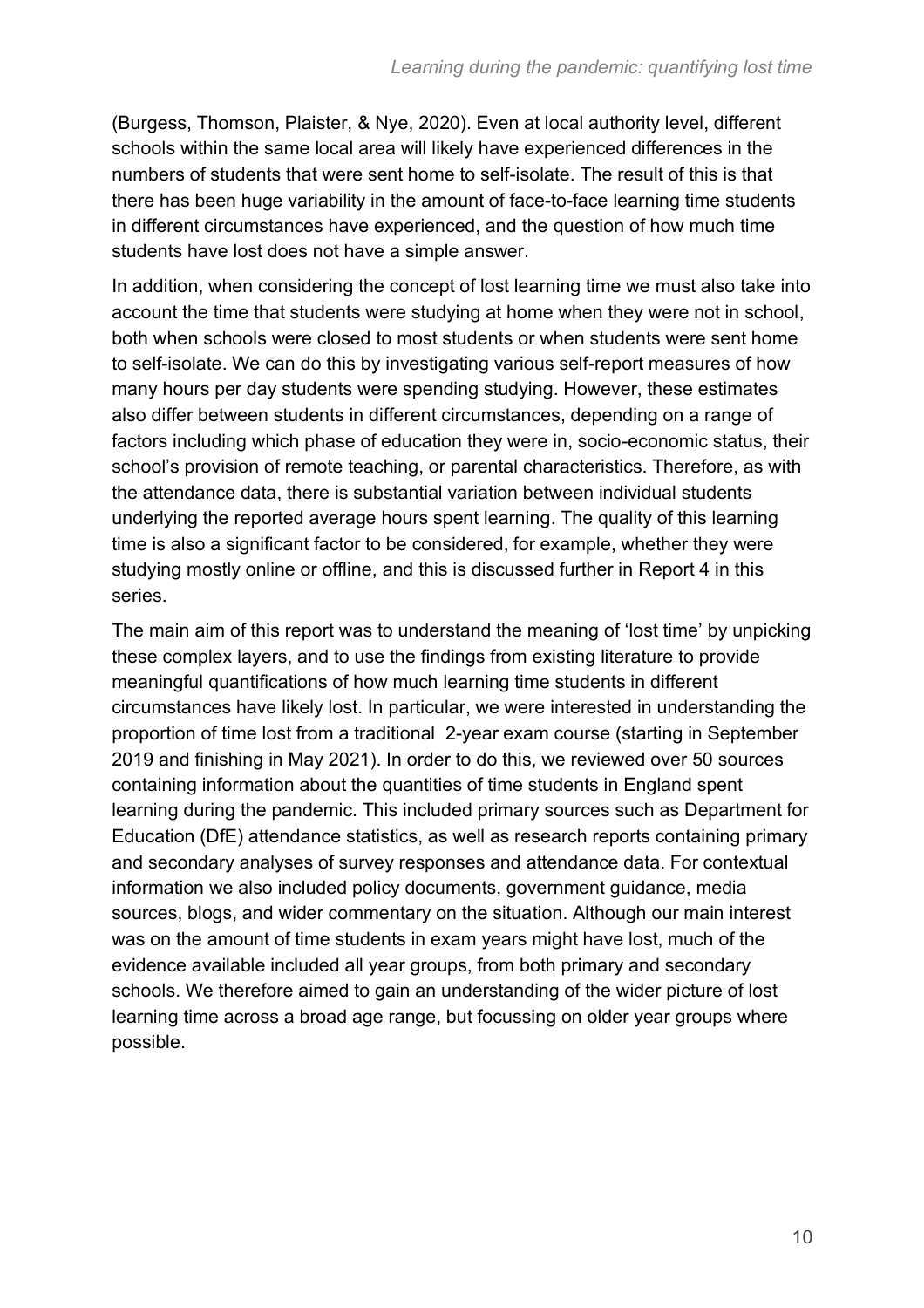(Burgess, Thomson, Plaister, & Nye, 2020). Even at local authority level, different schools within the same local area will likely have experienced differences in the numbers of students that were sent home to self-isolate. The result of this is that there has been huge variability in the amount of face-to-face learning time students in different circumstances have experienced, and the question of how much time students have lost does not have a simple answer.

In addition, when considering the concept of lost learning time we must also take into account the time that students were studying at home when they were not in school, both when schools were closed to most students or when students were sent home to self-isolate. We can do this by investigating various self-report measures of how many hours per day students were spending studying. However, these estimates also differ between students in different circumstances, depending on a range of factors including which phase of education they were in, socio-economic status, their school's provision of remote teaching, or parental characteristics. Therefore, as with the attendance data, there is substantial variation between individual students underlying the reported average hours spent learning. The quality of this learning time is also a significant factor to be considered, for example, whether they were studying mostly online or offline, and this is discussed further in Report 4 in this series.

The main aim of this report was to understand the meaning of 'lost time' by unpicking these complex layers, and to use the findings from existing literature to provide meaningful quantifications of how much learning time students in different circumstances have likely lost. In particular, we were interested in understanding the proportion of time lost from a traditional 2-year exam course (starting in September 2019 and finishing in May 2021). In order to do this, we reviewed over 50 sources containing information about the quantities of time students in England spent learning during the pandemic. This included primary sources such as Department for Education (DfE) attendance statistics, as well as research reports containing primary and secondary analyses of survey responses and attendance data. For contextual information we also included policy documents, government guidance, media sources, blogs, and wider commentary on the situation. Although our main interest was on the amount of time students in exam years might have lost, much of the evidence available included all year groups, from both primary and secondary schools. We therefore aimed to gain an understanding of the wider picture of lost learning time across a broad age range, but focussing on older year groups where possible.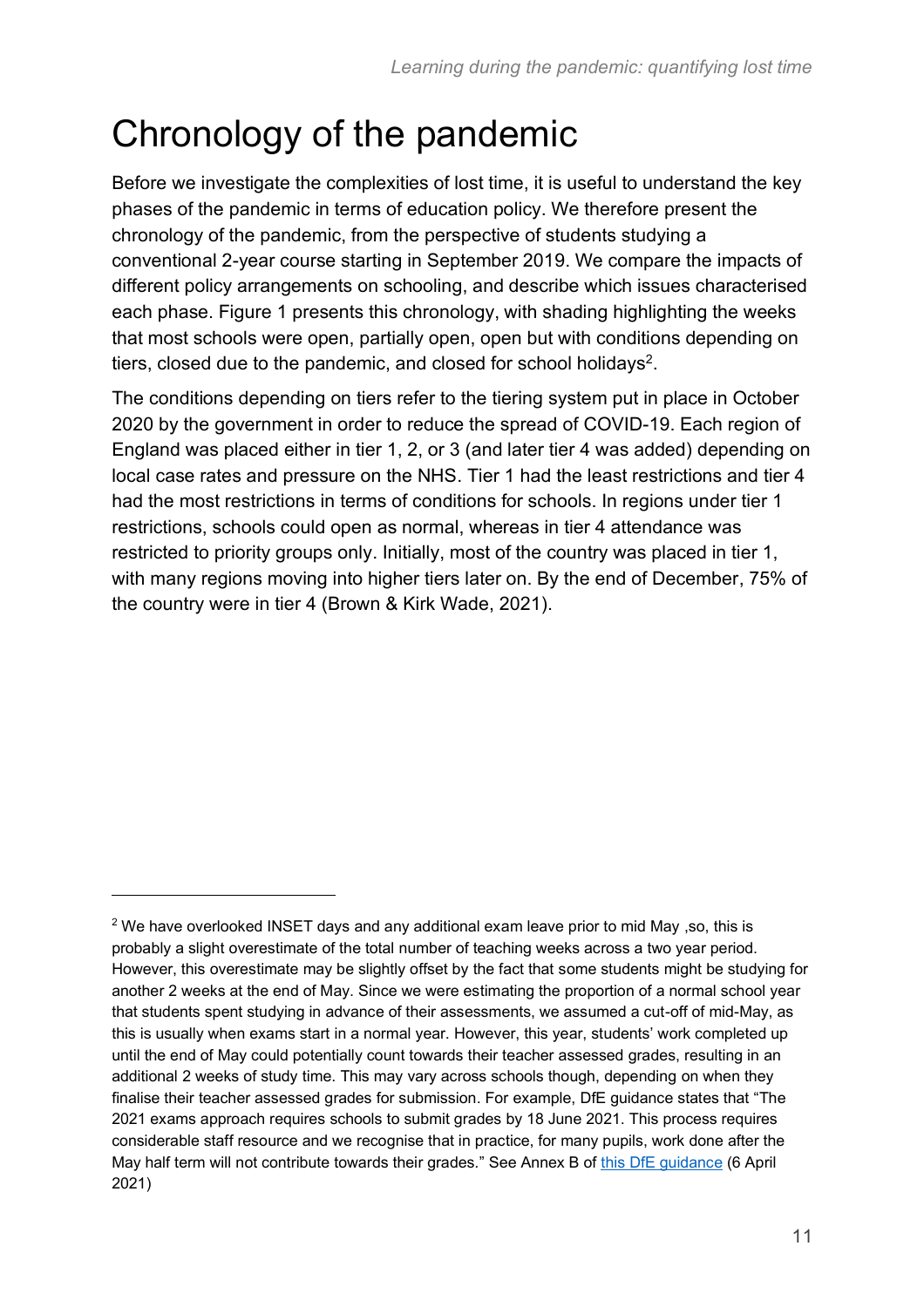# Chronology of the pandemic

Before we investigate the complexities of lost time, it is useful to understand the key phases of the pandemic in terms of education policy. We therefore present the chronology of the pandemic, from the perspective of students studying a conventional 2-year course starting in September 2019. We compare the impacts of different policy arrangements on schooling, and describe which issues characterised each phase. Figure 1 presents this chronology, with shading highlighting the weeks that most schools were open, partially open, open but with conditions depending on tiers, closed due to the pandemic, and closed for school holidays[2].

The conditions depending on tiers refer to the tiering system put in place in October 2020 by the government in order to reduce the spread of COVID-19. Each region of England was placed either in tier 1, 2, or 3 (and later tier 4 was added) depending on local case rates and pressure on the NHS. Tier 1 had the least restrictions and tier 4 had the most restrictions in terms of conditions for schools. In regions under tier 1 restrictions, schools could open as normal, whereas in tier 4 attendance was restricted to priority groups only. Initially, most of the country was placed in tier 1, with many regions moving into higher tiers later on. By the end of December, 75% of the country were in tier 4 (Brown & Kirk Wade, 2021).

---

[2] We have overlooked INSET days and any additional exam leave prior to mid May ,so, this is probably a slight overestimate of the total number of teaching weeks across a two year period. However, this overestimate may be slightly offset by the fact that some students might be studying for another 2 weeks at the end of May. Since we were estimating the proportion of a normal school year that students spent studying in advance of their assessments, we assumed a cut-off of mid-May, as this is usually when exams start in a normal year. However, this year, students' work completed up until the end of May could potentially count towards their teacher assessed grades, resulting in an additional 2 weeks of study time. This may vary across schools though, depending on when they finalise their teacher assessed grades for submission. For example, DfE guidance states that "The 2021 exams approach requires schools to submit grades by 18 June 2021. This process requires considerable staff resource and we recognise that in practice, for many pupils, work done after the May half term will not contribute towards their grades." See Annex B of this DfE guidance (6 April 2021)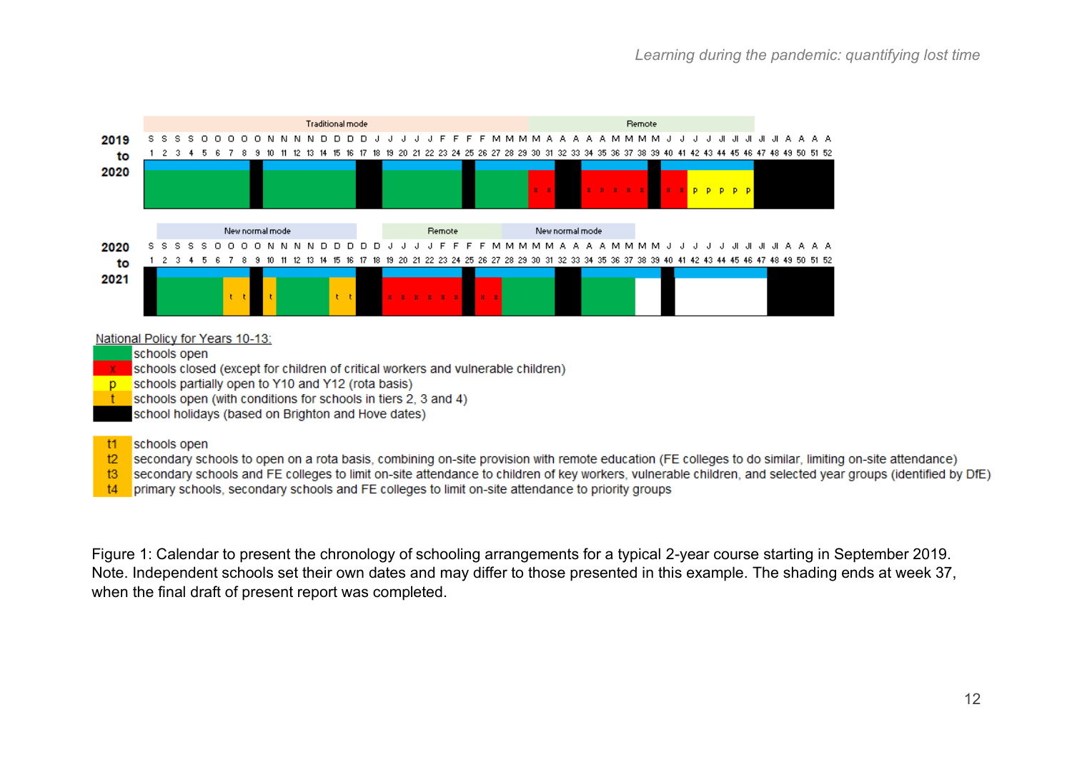| | Traditional mode | Remote |
|---|---|---|
| **2019 to 2020** | Weeks 1–29 (S S S S O O O O O N N N N D D D D J J J J F F F F M M M M) | Weeks 30–46 (M A A A A A M M M M J J J J Jl Jl Jl) |

| | New normal mode | Remote | New normal mode |
|---|---|---|---|
| **2020 to 2021** | Weeks 2–16 | Weeks 19–26 | Weeks 27–36 |

National Policy for Years 10-13:

- (green) schools open
- x schools closed (except for children of critical workers and vulnerable children)
- p schools partially open to Y10 and Y12 (rota basis)
- t schools open (with conditions for schools in tiers 2, 3 and 4)
- (black) school holidays (based on Brighton and Hove dates)

- t1 schools open
- t2 secondary schools to open on a rota basis, combining on-site provision with remote education (FE colleges to do similar, limiting on-site attendance)
- t3 secondary schools and FE colleges to limit on-site attendance to children of key workers, vulnerable children, and selected year groups (identified by DfE)
- t4 primary schools, secondary schools and FE colleges to limit on-site attendance to priority groups

Figure 1: Calendar to present the chronology of schooling arrangements for a typical 2-year course starting in September 2019. Note. Independent schools set their own dates and may differ to those presented in this example. The shading ends at week 37, when the final draft of present report was completed.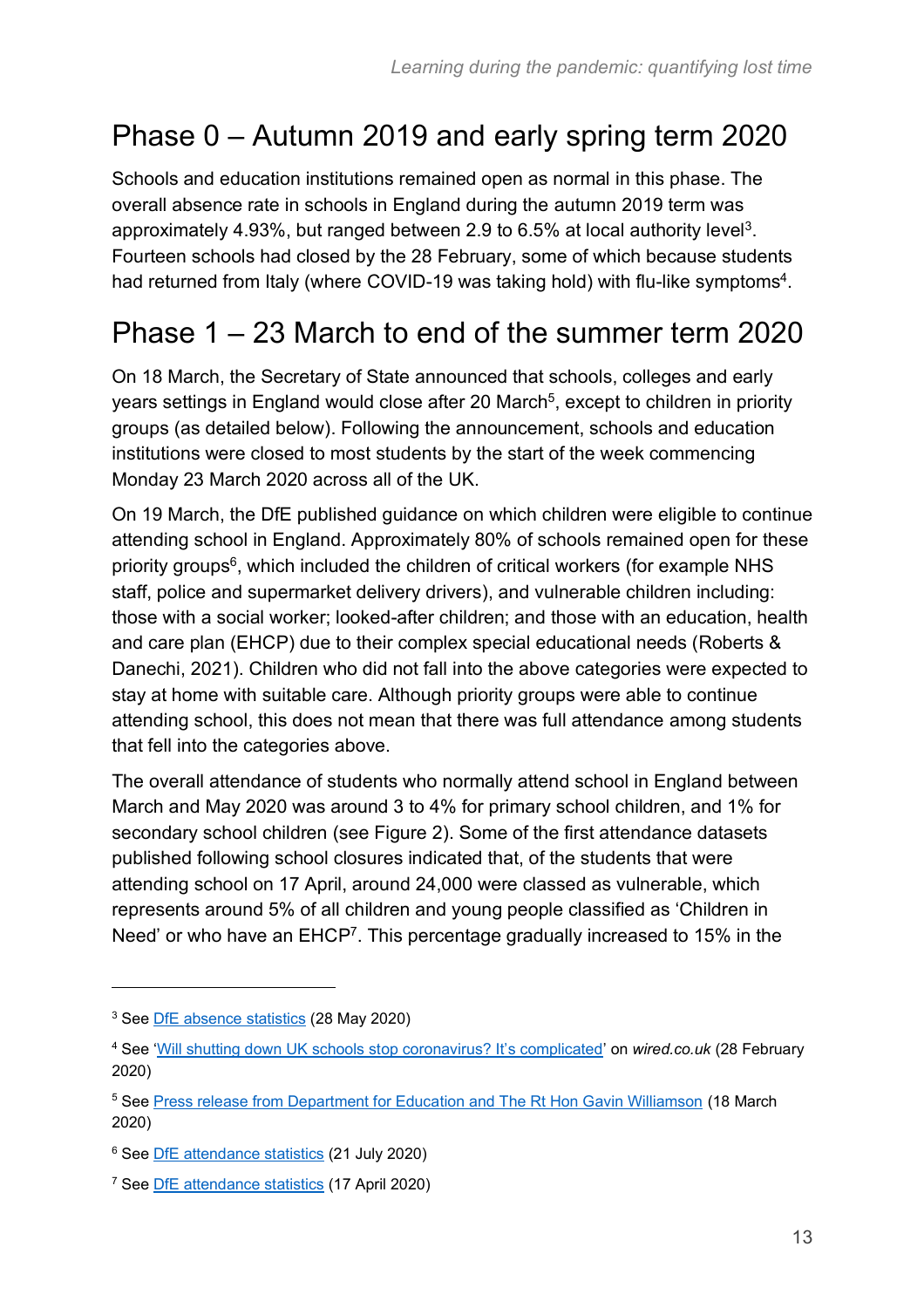# Phase 0 – Autumn 2019 and early spring term 2020

Schools and education institutions remained open as normal in this phase. The overall absence rate in schools in England during the autumn 2019 term was approximately 4.93%, but ranged between 2.9 to 6.5% at local authority level[3]. Fourteen schools had closed by the 28 February, some of which because students had returned from Italy (where COVID-19 was taking hold) with flu-like symptoms[4].

# Phase 1 – 23 March to end of the summer term 2020

On 18 March, the Secretary of State announced that schools, colleges and early years settings in England would close after 20 March[5], except to children in priority groups (as detailed below). Following the announcement, schools and education institutions were closed to most students by the start of the week commencing Monday 23 March 2020 across all of the UK.

On 19 March, the DfE published guidance on which children were eligible to continue attending school in England. Approximately 80% of schools remained open for these priority groups[6], which included the children of critical workers (for example NHS staff, police and supermarket delivery drivers), and vulnerable children including: those with a social worker; looked-after children; and those with an education, health and care plan (EHCP) due to their complex special educational needs (Roberts & Danechi, 2021). Children who did not fall into the above categories were expected to stay at home with suitable care. Although priority groups were able to continue attending school, this does not mean that there was full attendance among students that fell into the categories above.

The overall attendance of students who normally attend school in England between March and May 2020 was around 3 to 4% for primary school children, and 1% for secondary school children (see Figure 2). Some of the first attendance datasets published following school closures indicated that, of the students that were attending school on 17 April, around 24,000 were classed as vulnerable, which represents around 5% of all children and young people classified as 'Children in Need' or who have an EHCP[7]. This percentage gradually increased to 15% in the

---

[3] See DfE absence statistics (28 May 2020)

[4] See 'Will shutting down UK schools stop coronavirus? It's complicated' on *wired.co.uk* (28 February 2020)

[5] See Press release from Department for Education and The Rt Hon Gavin Williamson (18 March 2020)

[6] See DfE attendance statistics (21 July 2020)

[7] See DfE attendance statistics (17 April 2020)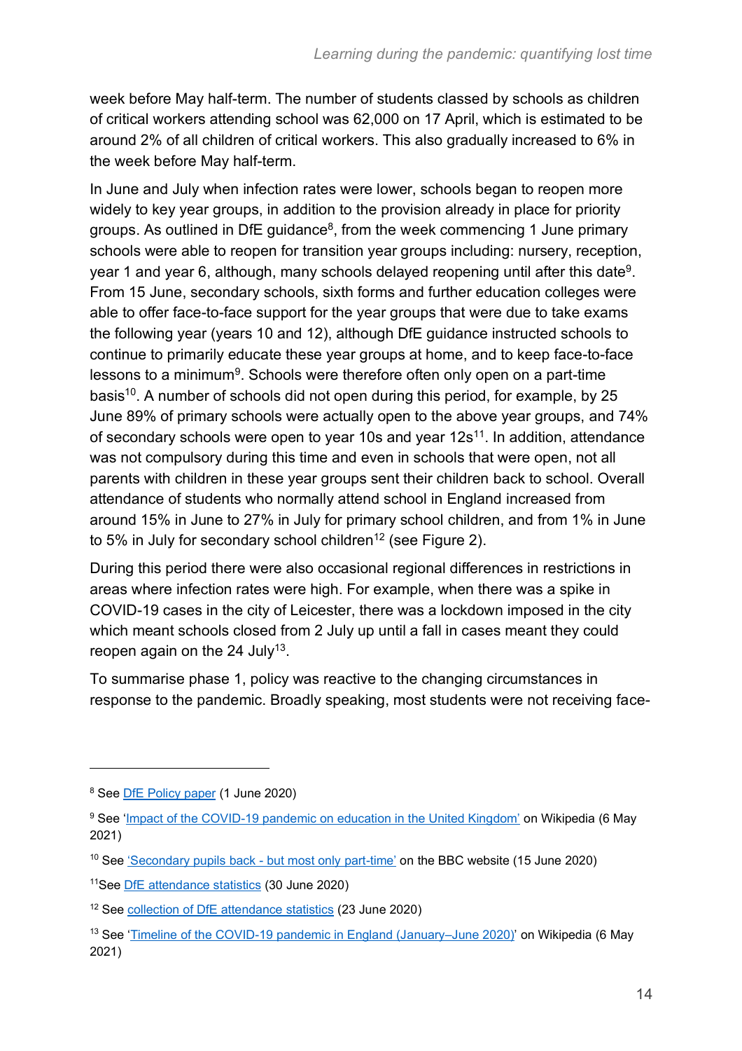week before May half-term. The number of students classed by schools as children of critical workers attending school was 62,000 on 17 April, which is estimated to be around 2% of all children of critical workers. This also gradually increased to 6% in the week before May half-term.

In June and July when infection rates were lower, schools began to reopen more widely to key year groups, in addition to the provision already in place for priority groups. As outlined in DfE guidance[8], from the week commencing 1 June primary schools were able to reopen for transition year groups including: nursery, reception, year 1 and year 6, although, many schools delayed reopening until after this date[9]. From 15 June, secondary schools, sixth forms and further education colleges were able to offer face-to-face support for the year groups that were due to take exams the following year (years 10 and 12), although DfE guidance instructed schools to continue to primarily educate these year groups at home, and to keep face-to-face lessons to a minimum[9]. Schools were therefore often only open on a part-time basis[10]. A number of schools did not open during this period, for example, by 25 June 89% of primary schools were actually open to the above year groups, and 74% of secondary schools were open to year 10s and year 12s[11]. In addition, attendance was not compulsory during this time and even in schools that were open, not all parents with children in these year groups sent their children back to school. Overall attendance of students who normally attend school in England increased from around 15% in June to 27% in July for primary school children, and from 1% in June to 5% in July for secondary school children[12] (see Figure 2).

During this period there were also occasional regional differences in restrictions in areas where infection rates were high. For example, when there was a spike in COVID-19 cases in the city of Leicester, there was a lockdown imposed in the city which meant schools closed from 2 July up until a fall in cases meant they could reopen again on the 24 July[13].

To summarise phase 1, policy was reactive to the changing circumstances in response to the pandemic. Broadly speaking, most students were not receiving face-

---

[8] See [DfE Policy paper](#) (1 June 2020)

[9] See '[Impact of the COVID-19 pandemic on education in the United Kingdom](#)' on Wikipedia (6 May 2021)

[10] See ['Secondary pupils back - but most only part-time'](#) on the BBC website (15 June 2020)

[11] See [DfE attendance statistics](#) (30 June 2020)

[12] See [collection of DfE attendance statistics](#) (23 June 2020)

[13] See '[Timeline of the COVID-19 pandemic in England (January–June 2020)](#)' on Wikipedia (6 May 2021)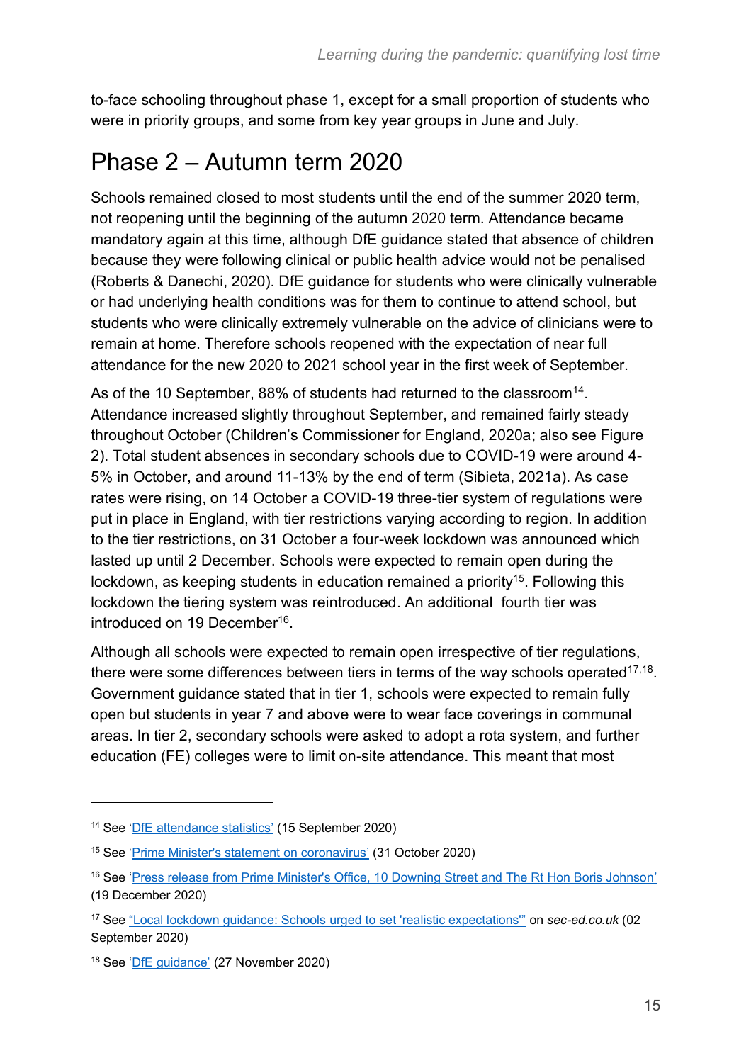to-face schooling throughout phase 1, except for a small proportion of students who were in priority groups, and some from key year groups in June and July.

## Phase 2 – Autumn term 2020

Schools remained closed to most students until the end of the summer 2020 term, not reopening until the beginning of the autumn 2020 term. Attendance became mandatory again at this time, although DfE guidance stated that absence of children because they were following clinical or public health advice would not be penalised (Roberts & Danechi, 2020). DfE guidance for students who were clinically vulnerable or had underlying health conditions was for them to continue to attend school, but students who were clinically extremely vulnerable on the advice of clinicians were to remain at home. Therefore schools reopened with the expectation of near full attendance for the new 2020 to 2021 school year in the first week of September.

As of the 10 September, 88% of students had returned to the classroom[14]. Attendance increased slightly throughout September, and remained fairly steady throughout October (Children's Commissioner for England, 2020a; also see Figure 2). Total student absences in secondary schools due to COVID-19 were around 4-5% in October, and around 11-13% by the end of term (Sibieta, 2021a). As case rates were rising, on 14 October a COVID-19 three-tier system of regulations were put in place in England, with tier restrictions varying according to region. In addition to the tier restrictions, on 31 October a four-week lockdown was announced which lasted up until 2 December. Schools were expected to remain open during the lockdown, as keeping students in education remained a priority[15]. Following this lockdown the tiering system was reintroduced. An additional fourth tier was introduced on 19 December[16].

Although all schools were expected to remain open irrespective of tier regulations, there were some differences between tiers in terms of the way schools operated[17,18]. Government guidance stated that in tier 1, schools were expected to remain fully open but students in year 7 and above were to wear face coverings in communal areas. In tier 2, secondary schools were asked to adopt a rota system, and further education (FE) colleges were to limit on-site attendance. This meant that most

---

[14] See 'DfE attendance statistics' (15 September 2020)

[15] See 'Prime Minister's statement on coronavirus' (31 October 2020)

[16] See 'Press release from Prime Minister's Office, 10 Downing Street and The Rt Hon Boris Johnson' (19 December 2020)

[17] See "Local lockdown guidance: Schools urged to set 'realistic expectations'" on *sec-ed.co.uk* (02 September 2020)

[18] See 'DfE guidance' (27 November 2020)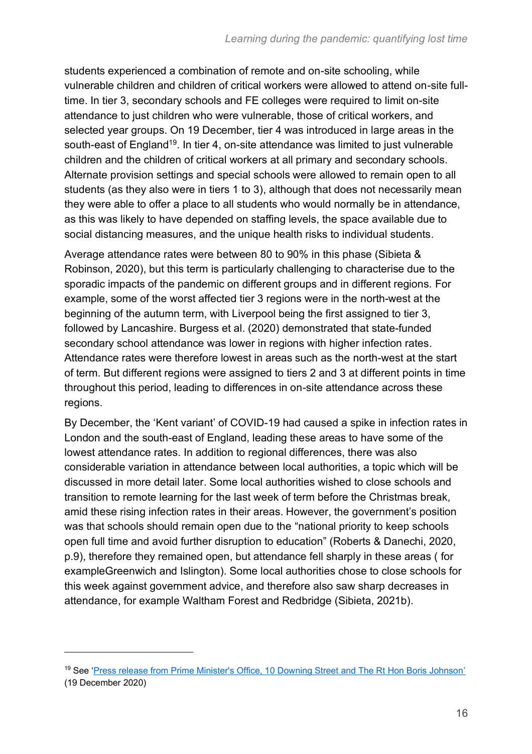students experienced a combination of remote and on-site schooling, while vulnerable children and children of critical workers were allowed to attend on-site full-time. In tier 3, secondary schools and FE colleges were required to limit on-site attendance to just children who were vulnerable, those of critical workers, and selected year groups. On 19 December, tier 4 was introduced in large areas in the south-east of England[19]. In tier 4, on-site attendance was limited to just vulnerable children and the children of critical workers at all primary and secondary schools. Alternate provision settings and special schools were allowed to remain open to all students (as they also were in tiers 1 to 3), although that does not necessarily mean they were able to offer a place to all students who would normally be in attendance, as this was likely to have depended on staffing levels, the space available due to social distancing measures, and the unique health risks to individual students.

Average attendance rates were between 80 to 90% in this phase (Sibieta & Robinson, 2020), but this term is particularly challenging to characterise due to the sporadic impacts of the pandemic on different groups and in different regions. For example, some of the worst affected tier 3 regions were in the north-west at the beginning of the autumn term, with Liverpool being the first assigned to tier 3, followed by Lancashire. Burgess et al. (2020) demonstrated that state-funded secondary school attendance was lower in regions with higher infection rates. Attendance rates were therefore lowest in areas such as the north-west at the start of term. But different regions were assigned to tiers 2 and 3 at different points in time throughout this period, leading to differences in on-site attendance across these regions.

By December, the 'Kent variant' of COVID-19 had caused a spike in infection rates in London and the south-east of England, leading these areas to have some of the lowest attendance rates. In addition to regional differences, there was also considerable variation in attendance between local authorities, a topic which will be discussed in more detail later. Some local authorities wished to close schools and transition to remote learning for the last week of term before the Christmas break, amid these rising infection rates in their areas. However, the government's position was that schools should remain open due to the "national priority to keep schools open full time and avoid further disruption to education" (Roberts & Danechi, 2020, p.9), therefore they remained open, but attendance fell sharply in these areas ( for exampleGreenwich and Islington). Some local authorities chose to close schools for this week against government advice, and therefore also saw sharp decreases in attendance, for example Waltham Forest and Redbridge (Sibieta, 2021b).

---

[19] See 'Press release from Prime Minister's Office, 10 Downing Street and The Rt Hon Boris Johnson' (19 December 2020)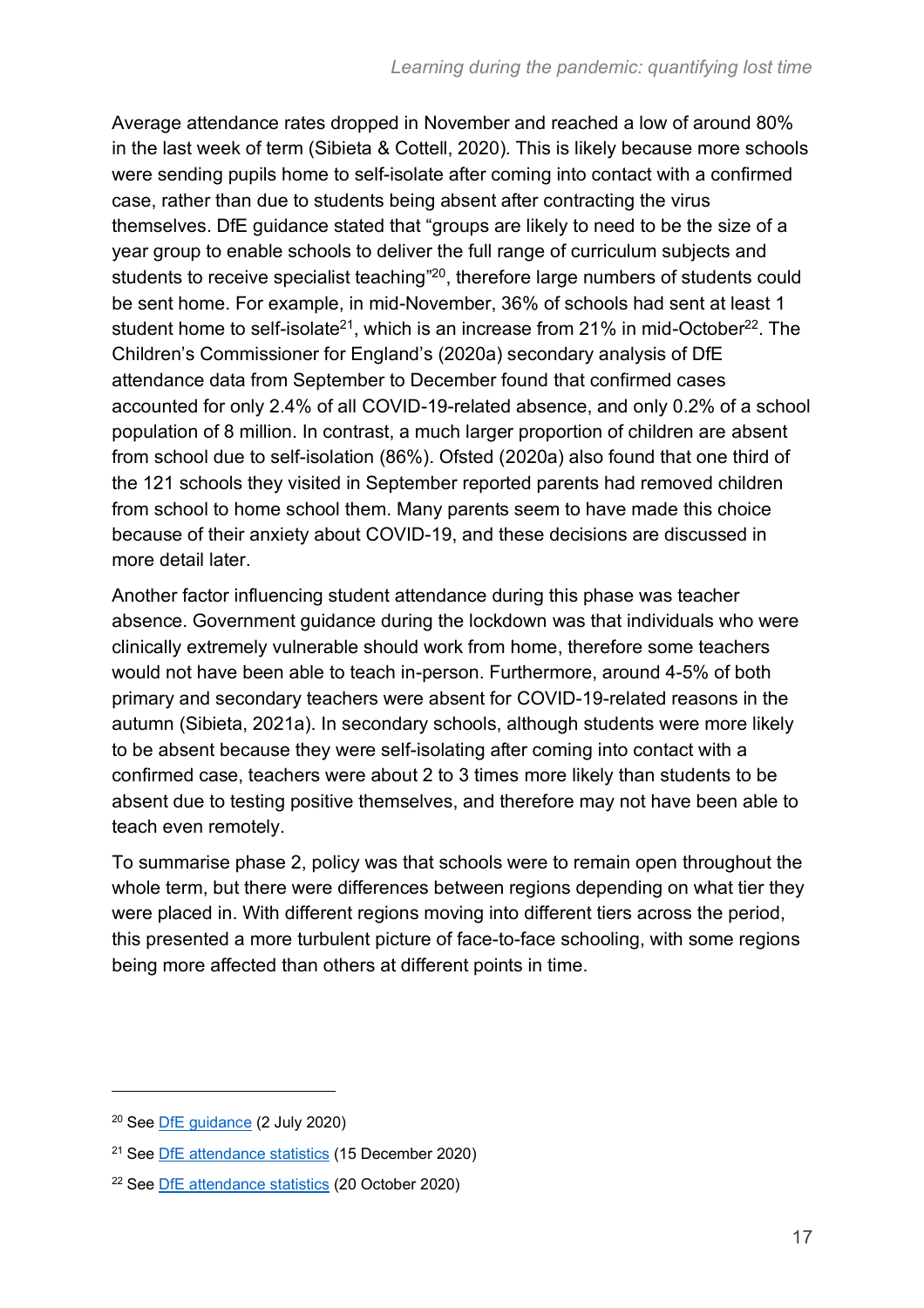Average attendance rates dropped in November and reached a low of around 80% in the last week of term (Sibieta & Cottell, 2020). This is likely because more schools were sending pupils home to self-isolate after coming into contact with a confirmed case, rather than due to students being absent after contracting the virus themselves. DfE guidance stated that "groups are likely to need to be the size of a year group to enable schools to deliver the full range of curriculum subjects and students to receive specialist teaching"[20], therefore large numbers of students could be sent home. For example, in mid-November, 36% of schools had sent at least 1 student home to self-isolate[21], which is an increase from 21% in mid-October[22]. The Children's Commissioner for England's (2020a) secondary analysis of DfE attendance data from September to December found that confirmed cases accounted for only 2.4% of all COVID-19-related absence, and only 0.2% of a school population of 8 million. In contrast, a much larger proportion of children are absent from school due to self-isolation (86%). Ofsted (2020a) also found that one third of the 121 schools they visited in September reported parents had removed children from school to home school them. Many parents seem to have made this choice because of their anxiety about COVID-19, and these decisions are discussed in more detail later.

Another factor influencing student attendance during this phase was teacher absence. Government guidance during the lockdown was that individuals who were clinically extremely vulnerable should work from home, therefore some teachers would not have been able to teach in-person. Furthermore, around 4-5% of both primary and secondary teachers were absent for COVID-19-related reasons in the autumn (Sibieta, 2021a). In secondary schools, although students were more likely to be absent because they were self-isolating after coming into contact with a confirmed case, teachers were about 2 to 3 times more likely than students to be absent due to testing positive themselves, and therefore may not have been able to teach even remotely.

To summarise phase 2, policy was that schools were to remain open throughout the whole term, but there were differences between regions depending on what tier they were placed in. With different regions moving into different tiers across the period, this presented a more turbulent picture of face-to-face schooling, with some regions being more affected than others at different points in time.

---

[20] See DfE guidance (2 July 2020)

[21] See DfE attendance statistics (15 December 2020)

[22] See DfE attendance statistics (20 October 2020)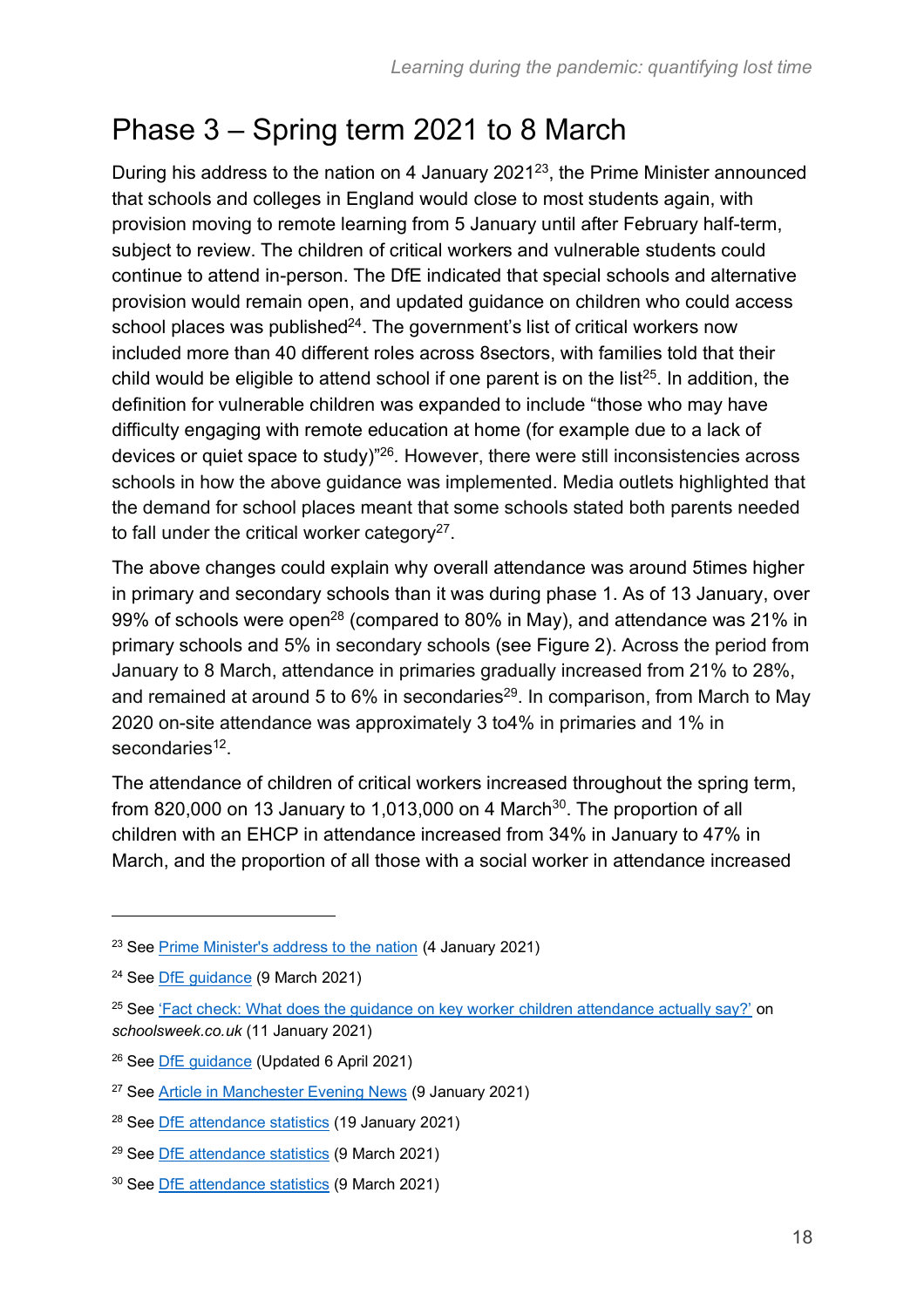## Phase 3 – Spring term 2021 to 8 March

During his address to the nation on 4 January 2021[23], the Prime Minister announced that schools and colleges in England would close to most students again, with provision moving to remote learning from 5 January until after February half-term, subject to review. The children of critical workers and vulnerable students could continue to attend in-person. The DfE indicated that special schools and alternative provision would remain open, and updated guidance on children who could access school places was published[24]. The government's list of critical workers now included more than 40 different roles across 8sectors, with families told that their child would be eligible to attend school if one parent is on the list[25]. In addition, the definition for vulnerable children was expanded to include "those who may have difficulty engaging with remote education at home (for example due to a lack of devices or quiet space to study)"[26]. However, there were still inconsistencies across schools in how the above guidance was implemented. Media outlets highlighted that the demand for school places meant that some schools stated both parents needed to fall under the critical worker category[27].

The above changes could explain why overall attendance was around 5times higher in primary and secondary schools than it was during phase 1. As of 13 January, over 99% of schools were open[28] (compared to 80% in May), and attendance was 21% in primary schools and 5% in secondary schools (see Figure 2). Across the period from January to 8 March, attendance in primaries gradually increased from 21% to 28%, and remained at around 5 to 6% in secondaries[29]. In comparison, from March to May 2020 on-site attendance was approximately 3 to4% in primaries and 1% in secondaries[12].

The attendance of children of critical workers increased throughout the spring term, from 820,000 on 13 January to 1,013,000 on 4 March[30]. The proportion of all children with an EHCP in attendance increased from 34% in January to 47% in March, and the proportion of all those with a social worker in attendance increased

---

[23] See Prime Minister's address to the nation (4 January 2021)

[24] See DfE guidance (9 March 2021)

[25] See 'Fact check: What does the guidance on key worker children attendance actually say?' on *schoolsweek.co.uk* (11 January 2021)

[26] See DfE guidance (Updated 6 April 2021)

[27] See Article in Manchester Evening News (9 January 2021)

[28] See DfE attendance statistics (19 January 2021)

[29] See DfE attendance statistics (9 March 2021)

[30] See DfE attendance statistics (9 March 2021)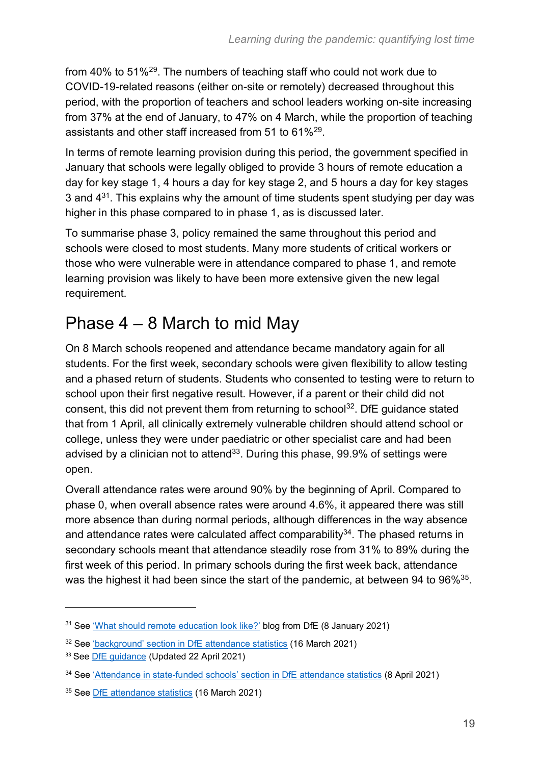from 40% to 51%[29]. The numbers of teaching staff who could not work due to COVID-19-related reasons (either on-site or remotely) decreased throughout this period, with the proportion of teachers and school leaders working on-site increasing from 37% at the end of January, to 47% on 4 March, while the proportion of teaching assistants and other staff increased from 51 to 61%[29].

In terms of remote learning provision during this period, the government specified in January that schools were legally obliged to provide 3 hours of remote education a day for key stage 1, 4 hours a day for key stage 2, and 5 hours a day for key stages 3 and 4[31]. This explains why the amount of time students spent studying per day was higher in this phase compared to in phase 1, as is discussed later.

To summarise phase 3, policy remained the same throughout this period and schools were closed to most students. Many more students of critical workers or those who were vulnerable were in attendance compared to phase 1, and remote learning provision was likely to have been more extensive given the new legal requirement.

## Phase 4 – 8 March to mid May

On 8 March schools reopened and attendance became mandatory again for all students. For the first week, secondary schools were given flexibility to allow testing and a phased return of students. Students who consented to testing were to return to school upon their first negative result. However, if a parent or their child did not consent, this did not prevent them from returning to school[32]. DfE guidance stated that from 1 April, all clinically extremely vulnerable children should attend school or college, unless they were under paediatric or other specialist care and had been advised by a clinician not to attend[33]. During this phase, 99.9% of settings were open.

Overall attendance rates were around 90% by the beginning of April. Compared to phase 0, when overall absence rates were around 4.6%, it appeared there was still more absence than during normal periods, although differences in the way absence and attendance rates were calculated affect comparability[34]. The phased returns in secondary schools meant that attendance steadily rose from 31% to 89% during the first week of this period. In primary schools during the first week back, attendance was the highest it had been since the start of the pandemic, at between 94 to 96%[35].

---

[31] See 'What should remote education look like?' blog from DfE (8 January 2021)

[32] See 'background' section in DfE attendance statistics (16 March 2021)

[33] See DfE guidance (Updated 22 April 2021)

[34] See 'Attendance in state-funded schools' section in DfE attendance statistics (8 April 2021)

[35] See DfE attendance statistics (16 March 2021)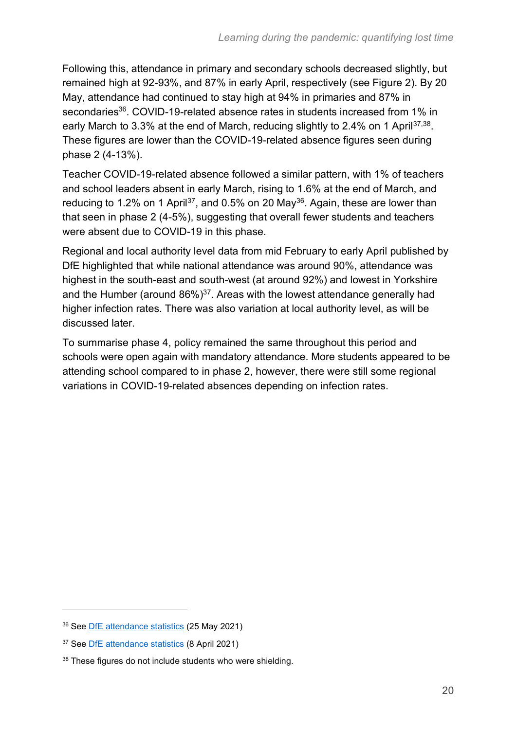Following this, attendance in primary and secondary schools decreased slightly, but remained high at 92-93%, and 87% in early April, respectively (see Figure 2). By 20 May, attendance had continued to stay high at 94% in primaries and 87% in secondaries[36]. COVID-19-related absence rates in students increased from 1% in early March to 3.3% at the end of March, reducing slightly to 2.4% on 1 April[37,38]. These figures are lower than the COVID-19-related absence figures seen during phase 2 (4-13%).

Teacher COVID-19-related absence followed a similar pattern, with 1% of teachers and school leaders absent in early March, rising to 1.6% at the end of March, and reducing to 1.2% on 1 April[37], and 0.5% on 20 May[36]. Again, these are lower than that seen in phase 2 (4-5%), suggesting that overall fewer students and teachers were absent due to COVID-19 in this phase.

Regional and local authority level data from mid February to early April published by DfE highlighted that while national attendance was around 90%, attendance was highest in the south-east and south-west (at around 92%) and lowest in Yorkshire and the Humber (around 86%)[37]. Areas with the lowest attendance generally had higher infection rates. There was also variation at local authority level, as will be discussed later.

To summarise phase 4, policy remained the same throughout this period and schools were open again with mandatory attendance. More students appeared to be attending school compared to in phase 2, however, there were still some regional variations in COVID-19-related absences depending on infection rates.

---

[36] See DfE attendance statistics (25 May 2021)

[37] See DfE attendance statistics (8 April 2021)

[38] These figures do not include students who were shielding.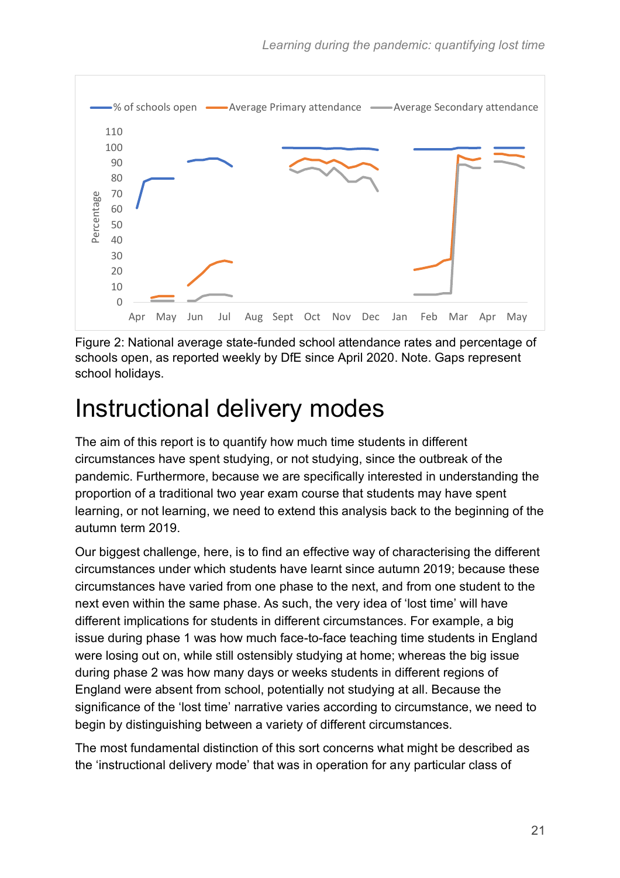Figure 2: National average state-funded school attendance rates and percentage of schools open, as reported weekly by DfE since April 2020. Note. Gaps represent school holidays.

# Instructional delivery modes

The aim of this report is to quantify how much time students in different circumstances have spent studying, or not studying, since the outbreak of the pandemic. Furthermore, because we are specifically interested in understanding the proportion of a traditional two year exam course that students may have spent learning, or not learning, we need to extend this analysis back to the beginning of the autumn term 2019.

Our biggest challenge, here, is to find an effective way of characterising the different circumstances under which students have learnt since autumn 2019; because these circumstances have varied from one phase to the next, and from one student to the next even within the same phase. As such, the very idea of 'lost time' will have different implications for students in different circumstances. For example, a big issue during phase 1 was how much face-to-face teaching time students in England were losing out on, while still ostensibly studying at home; whereas the big issue during phase 2 was how many days or weeks students in different regions of England were absent from school, potentially not studying at all. Because the significance of the 'lost time' narrative varies according to circumstance, we need to begin by distinguishing between a variety of different circumstances.

The most fundamental distinction of this sort concerns what might be described as the 'instructional delivery mode' that was in operation for any particular class of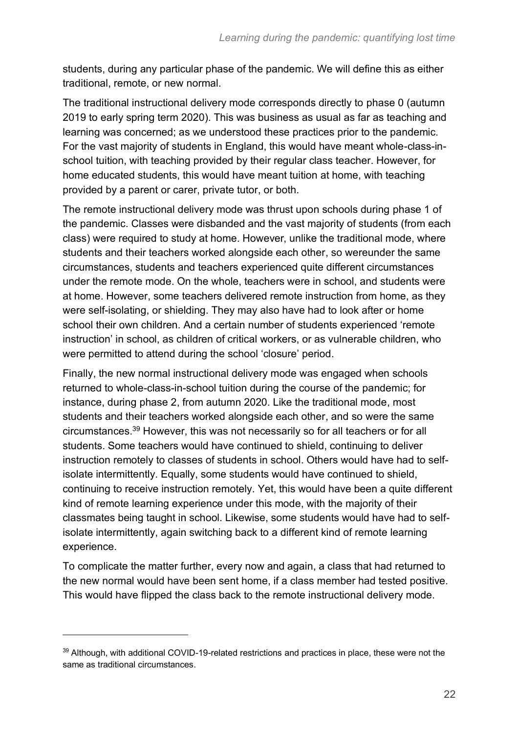students, during any particular phase of the pandemic. We will define this as either traditional, remote, or new normal.

The traditional instructional delivery mode corresponds directly to phase 0 (autumn 2019 to early spring term 2020). This was business as usual as far as teaching and learning was concerned; as we understood these practices prior to the pandemic. For the vast majority of students in England, this would have meant whole-class-in-school tuition, with teaching provided by their regular class teacher. However, for home educated students, this would have meant tuition at home, with teaching provided by a parent or carer, private tutor, or both.

The remote instructional delivery mode was thrust upon schools during phase 1 of the pandemic. Classes were disbanded and the vast majority of students (from each class) were required to study at home. However, unlike the traditional mode, where students and their teachers worked alongside each other, so wereunder the same circumstances, students and teachers experienced quite different circumstances under the remote mode. On the whole, teachers were in school, and students were at home. However, some teachers delivered remote instruction from home, as they were self-isolating, or shielding. They may also have had to look after or home school their own children. And a certain number of students experienced 'remote instruction' in school, as children of critical workers, or as vulnerable children, who were permitted to attend during the school 'closure' period.

Finally, the new normal instructional delivery mode was engaged when schools returned to whole-class-in-school tuition during the course of the pandemic; for instance, during phase 2, from autumn 2020. Like the traditional mode, most students and their teachers worked alongside each other, and so were the same circumstances.[39] However, this was not necessarily so for all teachers or for all students. Some teachers would have continued to shield, continuing to deliver instruction remotely to classes of students in school. Others would have had to self-isolate intermittently. Equally, some students would have continued to shield, continuing to receive instruction remotely. Yet, this would have been a quite different kind of remote learning experience under this mode, with the majority of their classmates being taught in school. Likewise, some students would have had to self-isolate intermittently, again switching back to a different kind of remote learning experience.

To complicate the matter further, every now and again, a class that had returned to the new normal would have been sent home, if a class member had tested positive. This would have flipped the class back to the remote instructional delivery mode.

---

[39] Although, with additional COVID-19-related restrictions and practices in place, these were not the same as traditional circumstances.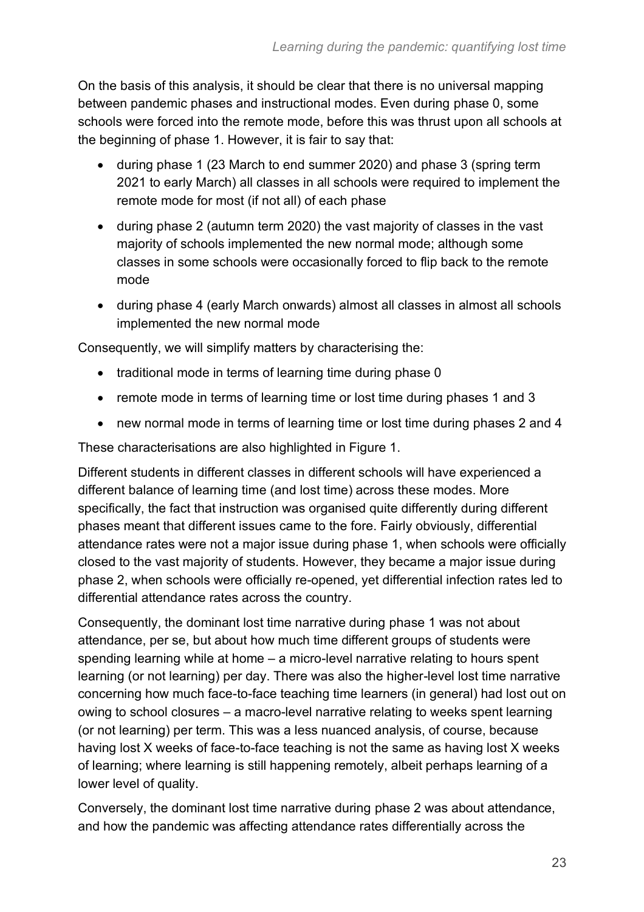On the basis of this analysis, it should be clear that there is no universal mapping between pandemic phases and instructional modes. Even during phase 0, some schools were forced into the remote mode, before this was thrust upon all schools at the beginning of phase 1. However, it is fair to say that:

- during phase 1 (23 March to end summer 2020) and phase 3 (spring term 2021 to early March) all classes in all schools were required to implement the remote mode for most (if not all) of each phase
- during phase 2 (autumn term 2020) the vast majority of classes in the vast majority of schools implemented the new normal mode; although some classes in some schools were occasionally forced to flip back to the remote mode
- during phase 4 (early March onwards) almost all classes in almost all schools implemented the new normal mode

Consequently, we will simplify matters by characterising the:

- traditional mode in terms of learning time during phase 0
- remote mode in terms of learning time or lost time during phases 1 and 3
- new normal mode in terms of learning time or lost time during phases 2 and 4

These characterisations are also highlighted in Figure 1.

Different students in different classes in different schools will have experienced a different balance of learning time (and lost time) across these modes. More specifically, the fact that instruction was organised quite differently during different phases meant that different issues came to the fore. Fairly obviously, differential attendance rates were not a major issue during phase 1, when schools were officially closed to the vast majority of students. However, they became a major issue during phase 2, when schools were officially re-opened, yet differential infection rates led to differential attendance rates across the country.

Consequently, the dominant lost time narrative during phase 1 was not about attendance, per se, but about how much time different groups of students were spending learning while at home – a micro-level narrative relating to hours spent learning (or not learning) per day. There was also the higher-level lost time narrative concerning how much face-to-face teaching time learners (in general) had lost out on owing to school closures – a macro-level narrative relating to weeks spent learning (or not learning) per term. This was a less nuanced analysis, of course, because having lost X weeks of face-to-face teaching is not the same as having lost X weeks of learning; where learning is still happening remotely, albeit perhaps learning of a lower level of quality.

Conversely, the dominant lost time narrative during phase 2 was about attendance, and how the pandemic was affecting attendance rates differentially across the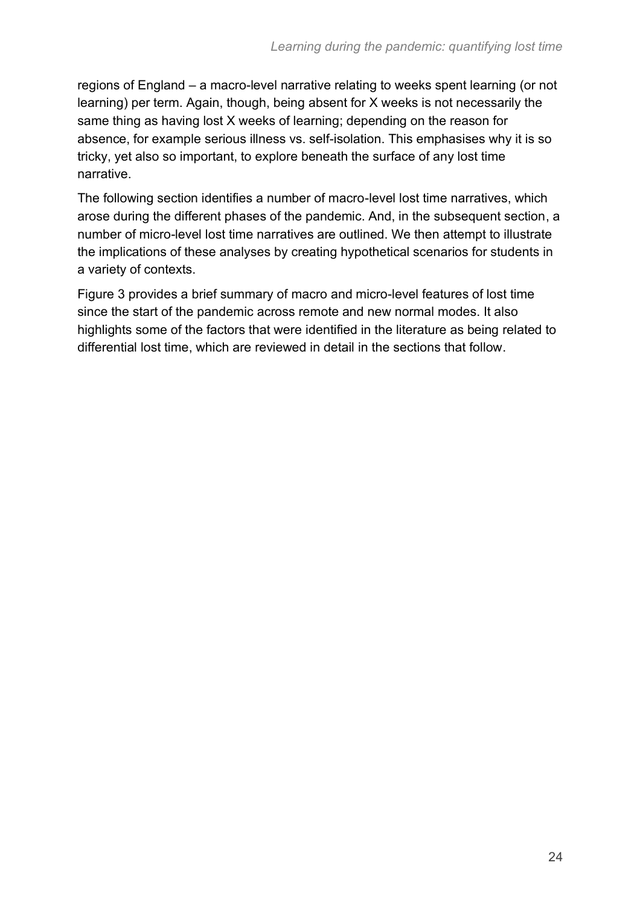regions of England – a macro-level narrative relating to weeks spent learning (or not learning) per term. Again, though, being absent for X weeks is not necessarily the same thing as having lost X weeks of learning; depending on the reason for absence, for example serious illness vs. self-isolation. This emphasises why it is so tricky, yet also so important, to explore beneath the surface of any lost time narrative.

The following section identifies a number of macro-level lost time narratives, which arose during the different phases of the pandemic. And, in the subsequent section, a number of micro-level lost time narratives are outlined. We then attempt to illustrate the implications of these analyses by creating hypothetical scenarios for students in a variety of contexts.

Figure 3 provides a brief summary of macro and micro-level features of lost time since the start of the pandemic across remote and new normal modes. It also highlights some of the factors that were identified in the literature as being related to differential lost time, which are reviewed in detail in the sections that follow.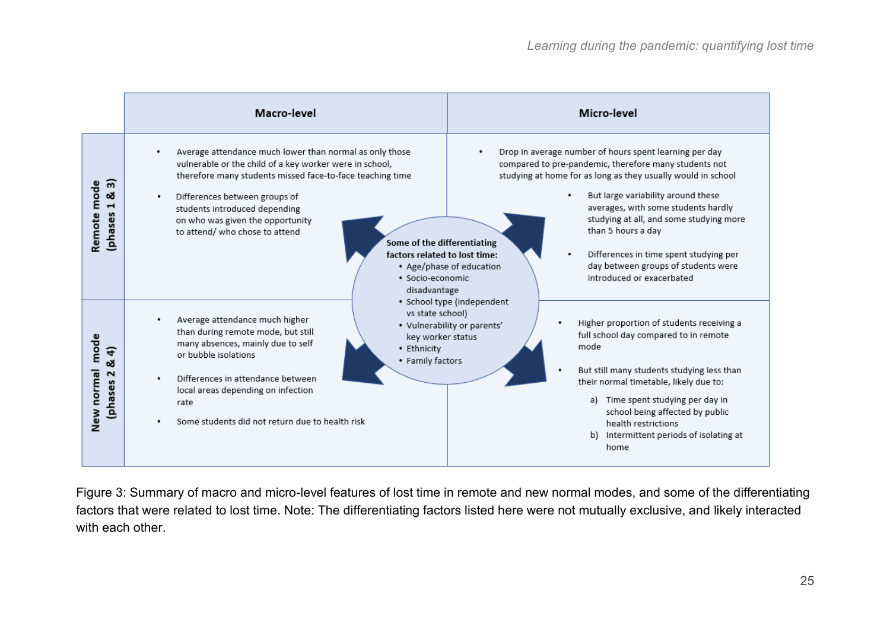| | Macro-level | Micro-level |
| --- | --- | --- |
| **Remote mode (phases 1 & 3)** | • Average attendance much lower than normal as only those vulnerable or the child of a key worker were in school, therefore many students missed face-to-face teaching time<br>• Differences between groups of students introduced depending on who was given the opportunity to attend/ who chose to attend | • Drop in average number of hours spent learning per day compared to pre-pandemic, therefore many students not studying at home for as long as they usually would in school<br>• But large variability around these averages, with some students hardly studying at all, and some studying more than 5 hours a day<br>• Differences in time spent studying per day between groups of students were introduced or exacerbated |
| **New normal mode (phases 2 & 4)** | • Average attendance much higher than during remote mode, but still many absences, mainly due to self or bubble isolations<br>• Differences in attendance between local areas depending on infection rate<br>• Some students did not return due to health risk | • Higher proportion of students receiving a full school day compared to in remote mode<br>• But still many students studying less than their normal timetable, likely due to:<br>a) Time spent studying per day in school being affected by public health restrictions<br>b) Intermittent periods of isolating at home |

**Some of the differentiating factors related to lost time:**

- Age/phase of education
- Socio-economic disadvantage
- School type (independent vs state school)
- Vulnerability or parents' key worker status
- Ethnicity
- Family factors

Figure 3: Summary of macro and micro-level features of lost time in remote and new normal modes, and some of the differentiating factors that were related to lost time. Note: The differentiating factors listed here were not mutually exclusive, and likely interacted with each other.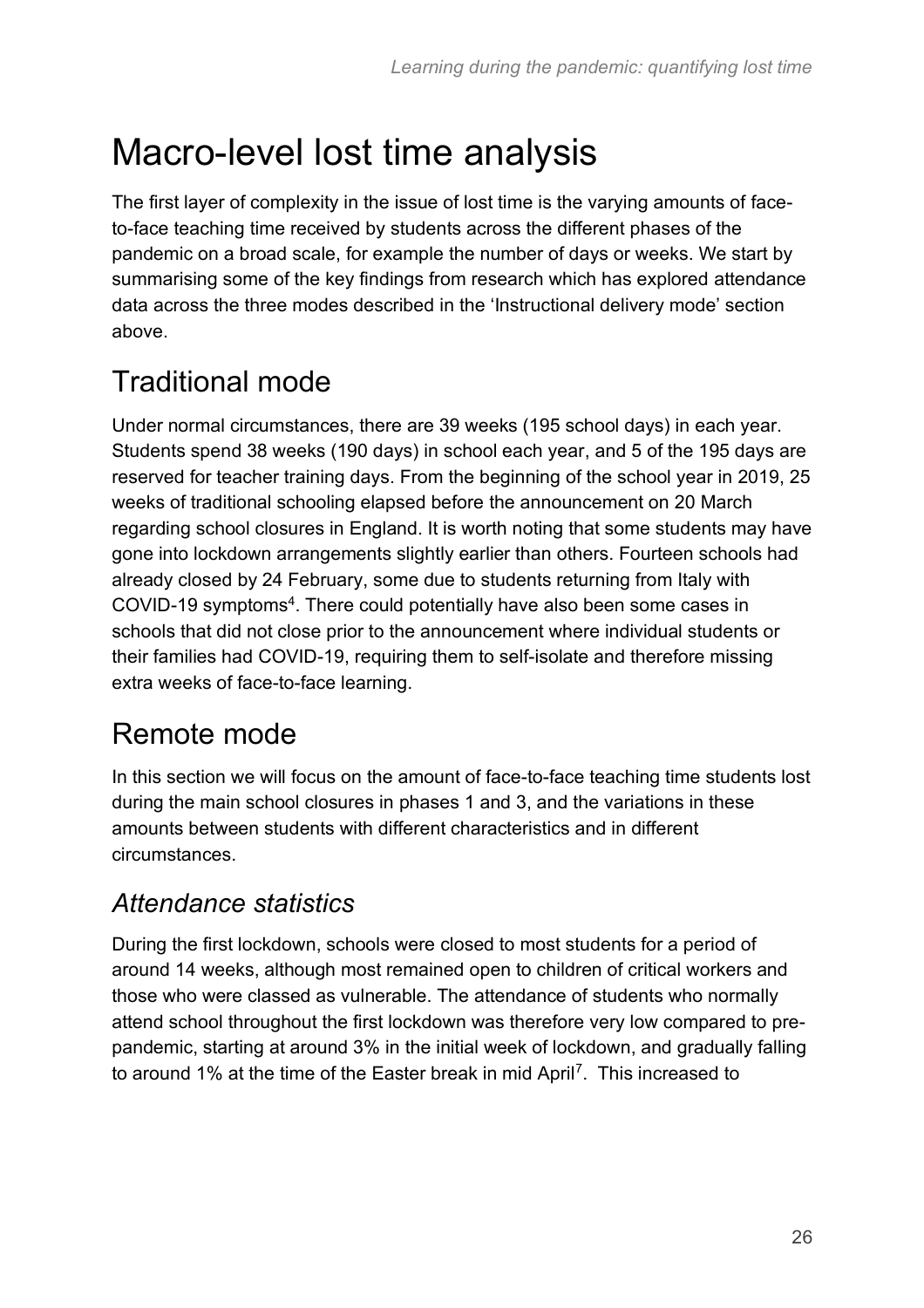# Macro-level lost time analysis

The first layer of complexity in the issue of lost time is the varying amounts of face-to-face teaching time received by students across the different phases of the pandemic on a broad scale, for example the number of days or weeks. We start by summarising some of the key findings from research which has explored attendance data across the three modes described in the 'Instructional delivery mode' section above.

## Traditional mode

Under normal circumstances, there are 39 weeks (195 school days) in each year. Students spend 38 weeks (190 days) in school each year, and 5 of the 195 days are reserved for teacher training days. From the beginning of the school year in 2019, 25 weeks of traditional schooling elapsed before the announcement on 20 March regarding school closures in England. It is worth noting that some students may have gone into lockdown arrangements slightly earlier than others. Fourteen schools had already closed by 24 February, some due to students returning from Italy with COVID-19 symptoms[4]. There could potentially have also been some cases in schools that did not close prior to the announcement where individual students or their families had COVID-19, requiring them to self-isolate and therefore missing extra weeks of face-to-face learning.

## Remote mode

In this section we will focus on the amount of face-to-face teaching time students lost during the main school closures in phases 1 and 3, and the variations in these amounts between students with different characteristics and in different circumstances.

### *Attendance statistics*

During the first lockdown, schools were closed to most students for a period of around 14 weeks, although most remained open to children of critical workers and those who were classed as vulnerable. The attendance of students who normally attend school throughout the first lockdown was therefore very low compared to pre-pandemic, starting at around 3% in the initial week of lockdown, and gradually falling to around 1% at the time of the Easter break in mid April[7]. This increased to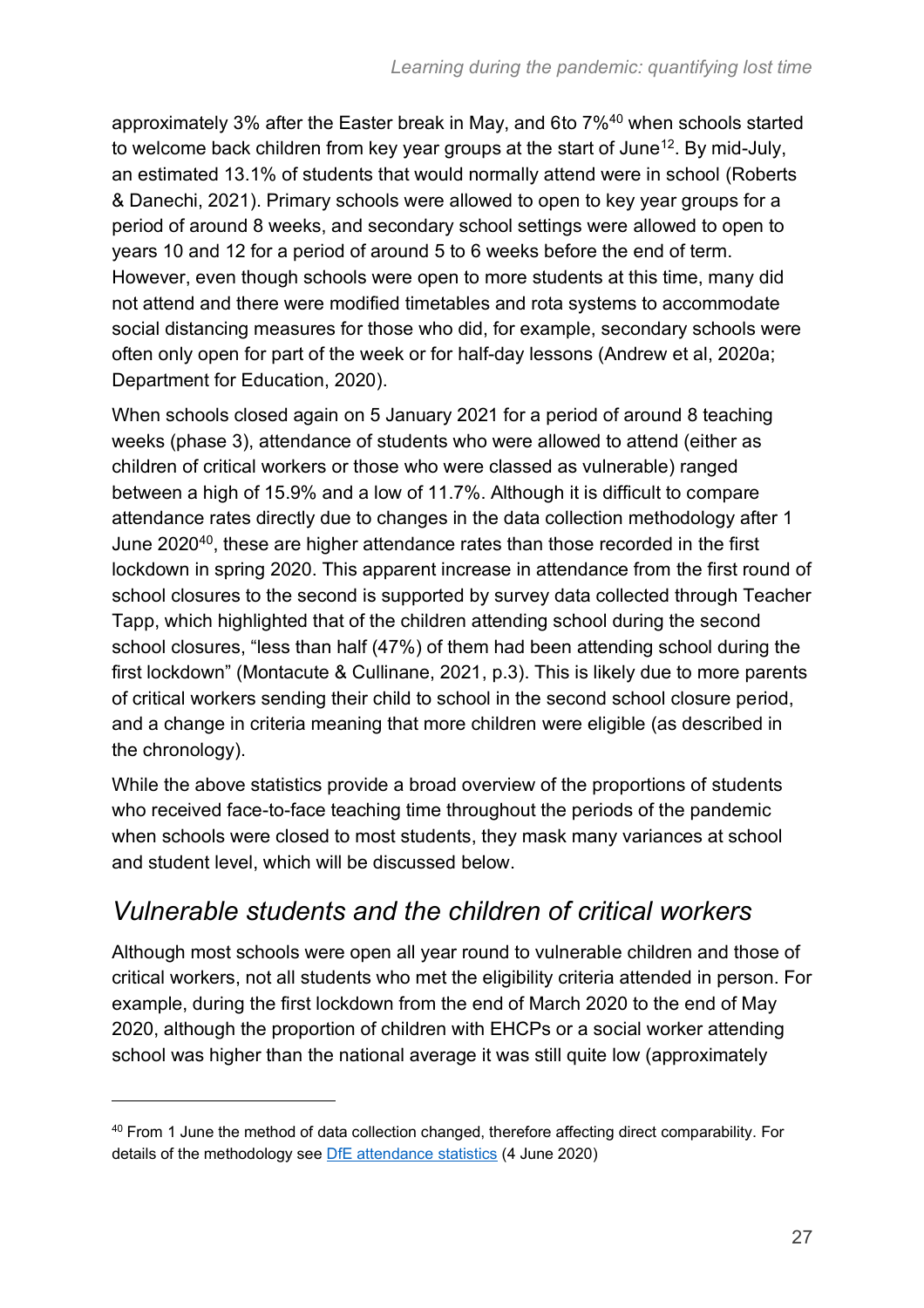approximately 3% after the Easter break in May, and 6to 7%[40] when schools started to welcome back children from key year groups at the start of June[12]. By mid-July, an estimated 13.1% of students that would normally attend were in school (Roberts & Danechi, 2021). Primary schools were allowed to open to key year groups for a period of around 8 weeks, and secondary school settings were allowed to open to years 10 and 12 for a period of around 5 to 6 weeks before the end of term. However, even though schools were open to more students at this time, many did not attend and there were modified timetables and rota systems to accommodate social distancing measures for those who did, for example, secondary schools were often only open for part of the week or for half-day lessons (Andrew et al, 2020a; Department for Education, 2020).

When schools closed again on 5 January 2021 for a period of around 8 teaching weeks (phase 3), attendance of students who were allowed to attend (either as children of critical workers or those who were classed as vulnerable) ranged between a high of 15.9% and a low of 11.7%. Although it is difficult to compare attendance rates directly due to changes in the data collection methodology after 1 June 2020[40], these are higher attendance rates than those recorded in the first lockdown in spring 2020. This apparent increase in attendance from the first round of school closures to the second is supported by survey data collected through Teacher Tapp, which highlighted that of the children attending school during the second school closures, "less than half (47%) of them had been attending school during the first lockdown" (Montacute & Cullinane, 2021, p.3). This is likely due to more parents of critical workers sending their child to school in the second school closure period, and a change in criteria meaning that more children were eligible (as described in the chronology).

While the above statistics provide a broad overview of the proportions of students who received face-to-face teaching time throughout the periods of the pandemic when schools were closed to most students, they mask many variances at school and student level, which will be discussed below.

## *Vulnerable students and the children of critical workers*

Although most schools were open all year round to vulnerable children and those of critical workers, not all students who met the eligibility criteria attended in person. For example, during the first lockdown from the end of March 2020 to the end of May 2020, although the proportion of children with EHCPs or a social worker attending school was higher than the national average it was still quite low (approximately

---

[40] From 1 June the method of data collection changed, therefore affecting direct comparability. For details of the methodology see [DfE attendance statistics](#) (4 June 2020)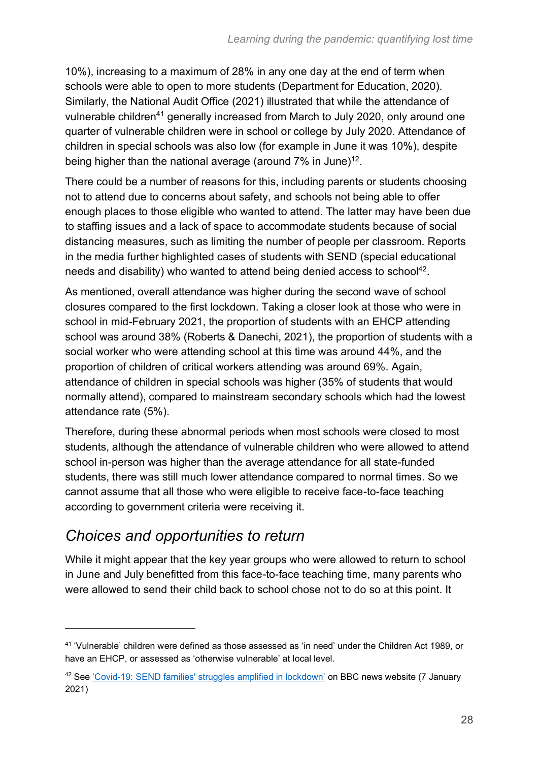10%), increasing to a maximum of 28% in any one day at the end of term when schools were able to open to more students (Department for Education, 2020). Similarly, the National Audit Office (2021) illustrated that while the attendance of vulnerable children[41] generally increased from March to July 2020, only around one quarter of vulnerable children were in school or college by July 2020. Attendance of children in special schools was also low (for example in June it was 10%), despite being higher than the national average (around 7% in June)[12].

There could be a number of reasons for this, including parents or students choosing not to attend due to concerns about safety, and schools not being able to offer enough places to those eligible who wanted to attend. The latter may have been due to staffing issues and a lack of space to accommodate students because of social distancing measures, such as limiting the number of people per classroom. Reports in the media further highlighted cases of students with SEND (special educational needs and disability) who wanted to attend being denied access to school[42].

As mentioned, overall attendance was higher during the second wave of school closures compared to the first lockdown. Taking a closer look at those who were in school in mid-February 2021, the proportion of students with an EHCP attending school was around 38% (Roberts & Danechi, 2021), the proportion of students with a social worker who were attending school at this time was around 44%, and the proportion of children of critical workers attending was around 69%. Again, attendance of children in special schools was higher (35% of students that would normally attend), compared to mainstream secondary schools which had the lowest attendance rate (5%).

Therefore, during these abnormal periods when most schools were closed to most students, although the attendance of vulnerable children who were allowed to attend school in-person was higher than the average attendance for all state-funded students, there was still much lower attendance compared to normal times. So we cannot assume that all those who were eligible to receive face-to-face teaching according to government criteria were receiving it.

## *Choices and opportunities to return*

While it might appear that the key year groups who were allowed to return to school in June and July benefitted from this face-to-face teaching time, many parents who were allowed to send their child back to school chose not to do so at this point. It

[41] 'Vulnerable' children were defined as those assessed as 'in need' under the Children Act 1989, or have an EHCP, or assessed as 'otherwise vulnerable' at local level.

[42] See 'Covid-19: SEND families' struggles amplified in lockdown' on BBC news website (7 January 2021)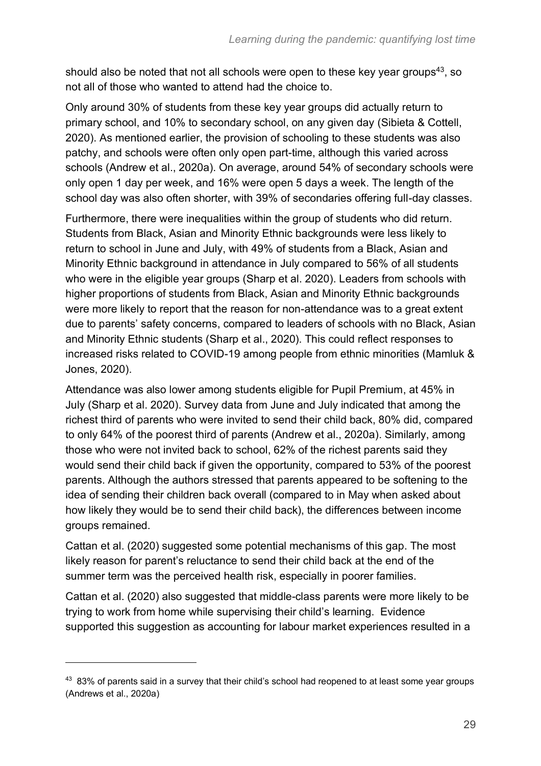should also be noted that not all schools were open to these key year groups[43], so not all of those who wanted to attend had the choice to.

Only around 30% of students from these key year groups did actually return to primary school, and 10% to secondary school, on any given day (Sibieta & Cottell, 2020). As mentioned earlier, the provision of schooling to these students was also patchy, and schools were often only open part-time, although this varied across schools (Andrew et al., 2020a). On average, around 54% of secondary schools were only open 1 day per week, and 16% were open 5 days a week. The length of the school day was also often shorter, with 39% of secondaries offering full-day classes.

Furthermore, there were inequalities within the group of students who did return. Students from Black, Asian and Minority Ethnic backgrounds were less likely to return to school in June and July, with 49% of students from a Black, Asian and Minority Ethnic background in attendance in July compared to 56% of all students who were in the eligible year groups (Sharp et al. 2020). Leaders from schools with higher proportions of students from Black, Asian and Minority Ethnic backgrounds were more likely to report that the reason for non-attendance was to a great extent due to parents' safety concerns, compared to leaders of schools with no Black, Asian and Minority Ethnic students (Sharp et al., 2020). This could reflect responses to increased risks related to COVID-19 among people from ethnic minorities (Mamluk & Jones, 2020).

Attendance was also lower among students eligible for Pupil Premium, at 45% in July (Sharp et al. 2020). Survey data from June and July indicated that among the richest third of parents who were invited to send their child back, 80% did, compared to only 64% of the poorest third of parents (Andrew et al., 2020a). Similarly, among those who were not invited back to school, 62% of the richest parents said they would send their child back if given the opportunity, compared to 53% of the poorest parents. Although the authors stressed that parents appeared to be softening to the idea of sending their children back overall (compared to in May when asked about how likely they would be to send their child back), the differences between income groups remained.

Cattan et al. (2020) suggested some potential mechanisms of this gap. The most likely reason for parent's reluctance to send their child back at the end of the summer term was the perceived health risk, especially in poorer families.

Cattan et al. (2020) also suggested that middle-class parents were more likely to be trying to work from home while supervising their child's learning. Evidence supported this suggestion as accounting for labour market experiences resulted in a

[43] 83% of parents said in a survey that their child's school had reopened to at least some year groups (Andrews et al., 2020a)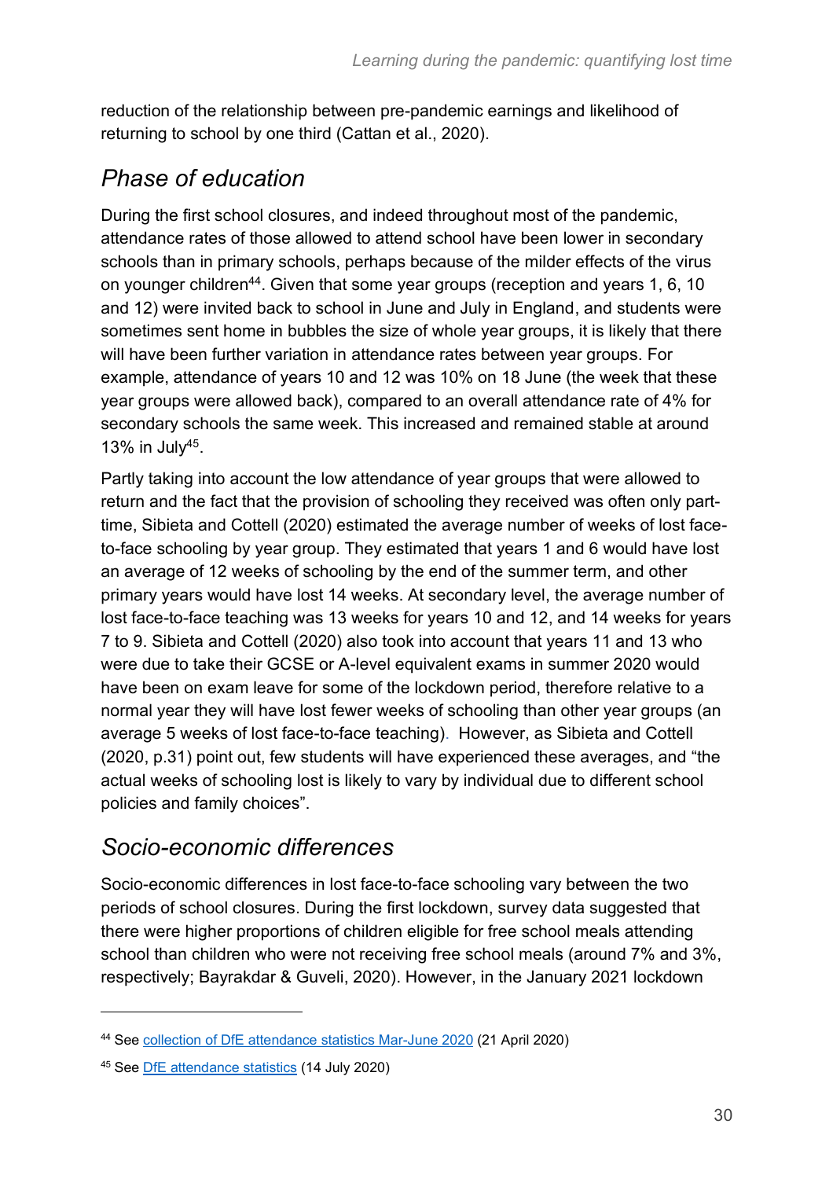reduction of the relationship between pre-pandemic earnings and likelihood of returning to school by one third (Cattan et al., 2020).

## *Phase of education*

During the first school closures, and indeed throughout most of the pandemic, attendance rates of those allowed to attend school have been lower in secondary schools than in primary schools, perhaps because of the milder effects of the virus on younger children[44]. Given that some year groups (reception and years 1, 6, 10 and 12) were invited back to school in June and July in England, and students were sometimes sent home in bubbles the size of whole year groups, it is likely that there will have been further variation in attendance rates between year groups. For example, attendance of years 10 and 12 was 10% on 18 June (the week that these year groups were allowed back), compared to an overall attendance rate of 4% for secondary schools the same week. This increased and remained stable at around 13% in July[45].

Partly taking into account the low attendance of year groups that were allowed to return and the fact that the provision of schooling they received was often only part-time, Sibieta and Cottell (2020) estimated the average number of weeks of lost face-to-face schooling by year group. They estimated that years 1 and 6 would have lost an average of 12 weeks of schooling by the end of the summer term, and other primary years would have lost 14 weeks. At secondary level, the average number of lost face-to-face teaching was 13 weeks for years 10 and 12, and 14 weeks for years 7 to 9. Sibieta and Cottell (2020) also took into account that years 11 and 13 who were due to take their GCSE or A-level equivalent exams in summer 2020 would have been on exam leave for some of the lockdown period, therefore relative to a normal year they will have lost fewer weeks of schooling than other year groups (an average 5 weeks of lost face-to-face teaching). However, as Sibieta and Cottell (2020, p.31) point out, few students will have experienced these averages, and "the actual weeks of schooling lost is likely to vary by individual due to different school policies and family choices".

## *Socio-economic differences*

Socio-economic differences in lost face-to-face schooling vary between the two periods of school closures. During the first lockdown, survey data suggested that there were higher proportions of children eligible for free school meals attending school than children who were not receiving free school meals (around 7% and 3%, respectively; Bayrakdar & Guveli, 2020). However, in the January 2021 lockdown

---

[44] See collection of DfE attendance statistics Mar-June 2020 (21 April 2020)

[45] See DfE attendance statistics (14 July 2020)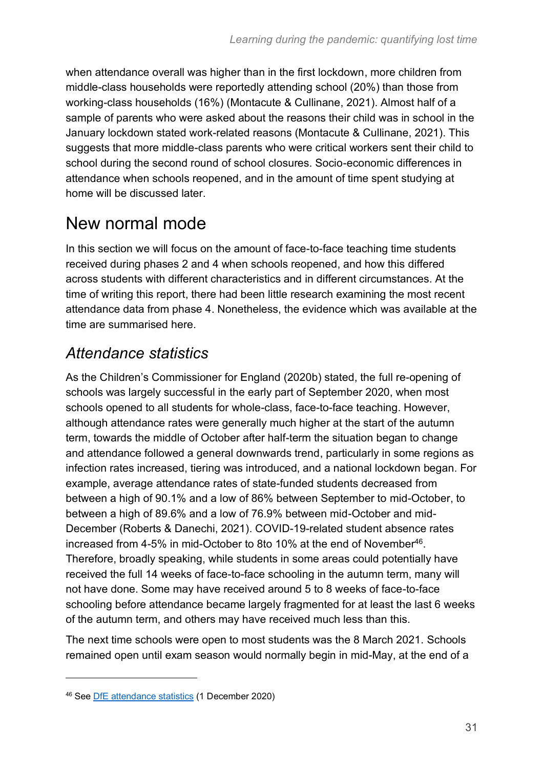when attendance overall was higher than in the first lockdown, more children from middle-class households were reportedly attending school (20%) than those from working-class households (16%) (Montacute & Cullinane, 2021). Almost half of a sample of parents who were asked about the reasons their child was in school in the January lockdown stated work-related reasons (Montacute & Cullinane, 2021). This suggests that more middle-class parents who were critical workers sent their child to school during the second round of school closures. Socio-economic differences in attendance when schools reopened, and in the amount of time spent studying at home will be discussed later.

# New normal mode

In this section we will focus on the amount of face-to-face teaching time students received during phases 2 and 4 when schools reopened, and how this differed across students with different characteristics and in different circumstances. At the time of writing this report, there had been little research examining the most recent attendance data from phase 4. Nonetheless, the evidence which was available at the time are summarised here.

## *Attendance statistics*

As the Children's Commissioner for England (2020b) stated, the full re-opening of schools was largely successful in the early part of September 2020, when most schools opened to all students for whole-class, face-to-face teaching. However, although attendance rates were generally much higher at the start of the autumn term, towards the middle of October after half-term the situation began to change and attendance followed a general downwards trend, particularly in some regions as infection rates increased, tiering was introduced, and a national lockdown began. For example, average attendance rates of state-funded students decreased from between a high of 90.1% and a low of 86% between September to mid-October, to between a high of 89.6% and a low of 76.9% between mid-October and mid-December (Roberts & Danechi, 2021). COVID-19-related student absence rates increased from 4-5% in mid-October to 8to 10% at the end of November[46]. Therefore, broadly speaking, while students in some areas could potentially have received the full 14 weeks of face-to-face schooling in the autumn term, many will not have done. Some may have received around 5 to 8 weeks of face-to-face schooling before attendance became largely fragmented for at least the last 6 weeks of the autumn term, and others may have received much less than this.

The next time schools were open to most students was the 8 March 2021. Schools remained open until exam season would normally begin in mid-May, at the end of a

---

[46] See [DfE attendance statistics](DfE attendance statistics) (1 December 2020)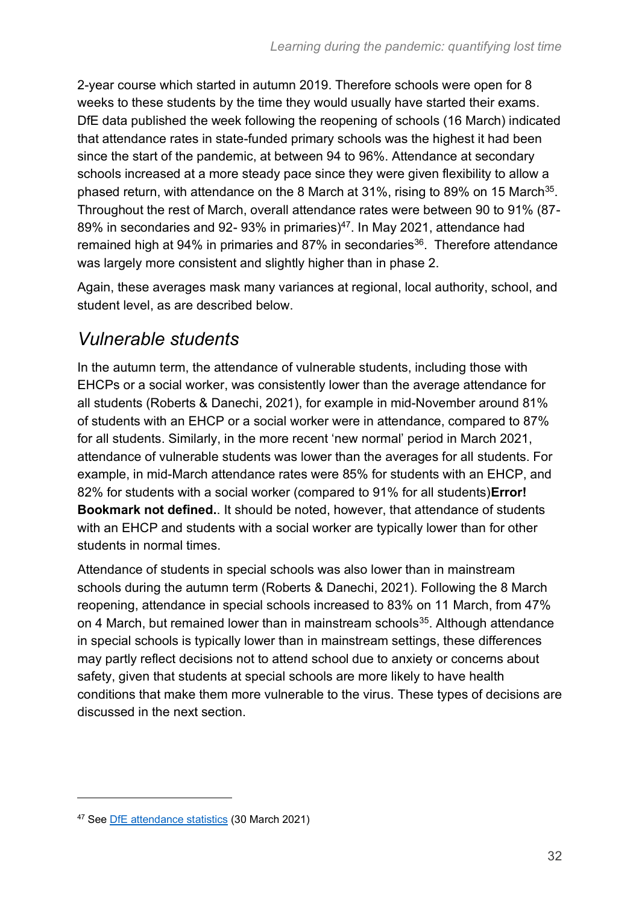2-year course which started in autumn 2019. Therefore schools were open for 8 weeks to these students by the time they would usually have started their exams. DfE data published the week following the reopening of schools (16 March) indicated that attendance rates in state-funded primary schools was the highest it had been since the start of the pandemic, at between 94 to 96%. Attendance at secondary schools increased at a more steady pace since they were given flexibility to allow a phased return, with attendance on the 8 March at 31%, rising to 89% on 15 March[35]. Throughout the rest of March, overall attendance rates were between 90 to 91% (87-89% in secondaries and 92- 93% in primaries)[47]. In May 2021, attendance had remained high at 94% in primaries and 87% in secondaries[36]. Therefore attendance was largely more consistent and slightly higher than in phase 2.

Again, these averages mask many variances at regional, local authority, school, and student level, as are described below.

## *Vulnerable students*

In the autumn term, the attendance of vulnerable students, including those with EHCPs or a social worker, was consistently lower than the average attendance for all students (Roberts & Danechi, 2021), for example in mid-November around 81% of students with an EHCP or a social worker were in attendance, compared to 87% for all students. Similarly, in the more recent 'new normal' period in March 2021, attendance of vulnerable students was lower than the averages for all students. For example, in mid-March attendance rates were 85% for students with an EHCP, and 82% for students with a social worker (compared to 91% for all students)**Error! Bookmark not defined.**. It should be noted, however, that attendance of students with an EHCP and students with a social worker are typically lower than for other students in normal times.

Attendance of students in special schools was also lower than in mainstream schools during the autumn term (Roberts & Danechi, 2021). Following the 8 March reopening, attendance in special schools increased to 83% on 11 March, from 47% on 4 March, but remained lower than in mainstream schools[35]. Although attendance in special schools is typically lower than in mainstream settings, these differences may partly reflect decisions not to attend school due to anxiety or concerns about safety, given that students at special schools are more likely to have health conditions that make them more vulnerable to the virus. These types of decisions are discussed in the next section.

---

[47] See DfE attendance statistics (30 March 2021)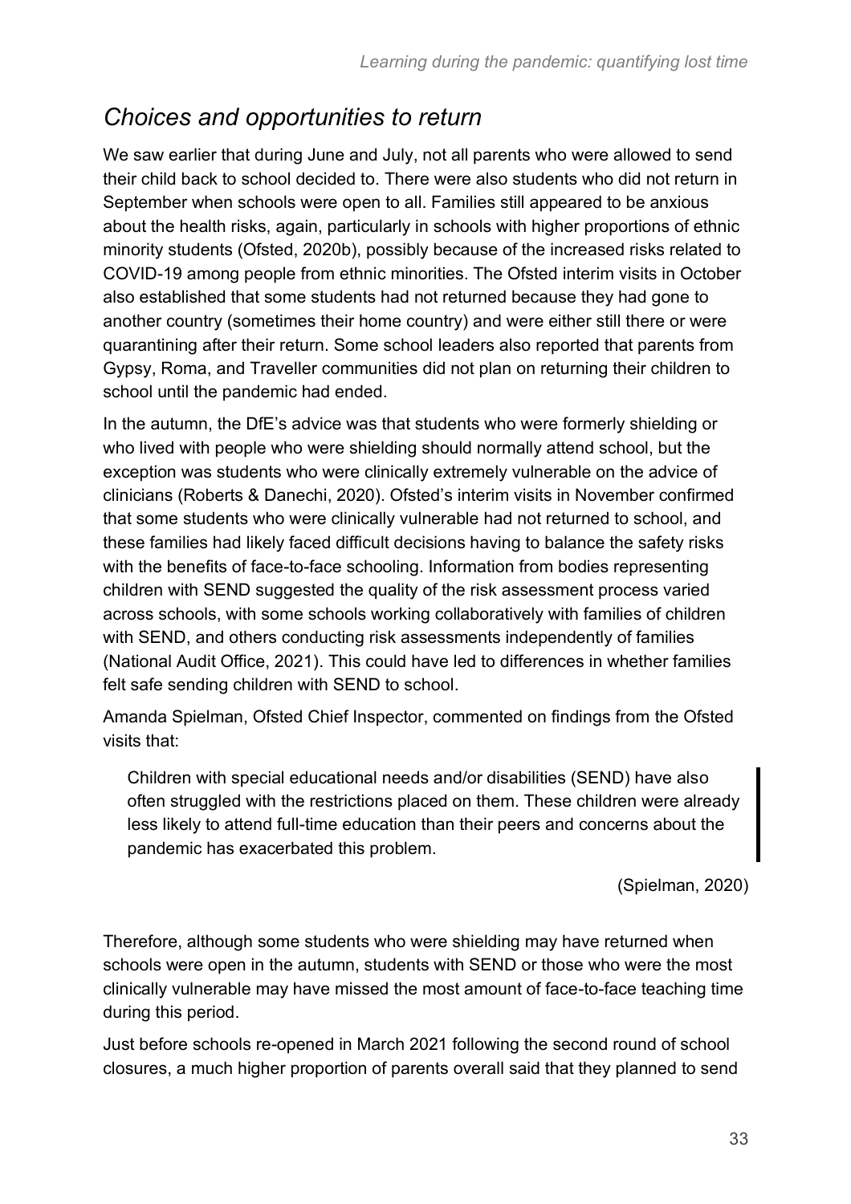## *Choices and opportunities to return*

We saw earlier that during June and July, not all parents who were allowed to send their child back to school decided to. There were also students who did not return in September when schools were open to all. Families still appeared to be anxious about the health risks, again, particularly in schools with higher proportions of ethnic minority students (Ofsted, 2020b), possibly because of the increased risks related to COVID-19 among people from ethnic minorities. The Ofsted interim visits in October also established that some students had not returned because they had gone to another country (sometimes their home country) and were either still there or were quarantining after their return. Some school leaders also reported that parents from Gypsy, Roma, and Traveller communities did not plan on returning their children to school until the pandemic had ended.

In the autumn, the DfE's advice was that students who were formerly shielding or who lived with people who were shielding should normally attend school, but the exception was students who were clinically extremely vulnerable on the advice of clinicians (Roberts & Danechi, 2020). Ofsted's interim visits in November confirmed that some students who were clinically vulnerable had not returned to school, and these families had likely faced difficult decisions having to balance the safety risks with the benefits of face-to-face schooling. Information from bodies representing children with SEND suggested the quality of the risk assessment process varied across schools, with some schools working collaboratively with families of children with SEND, and others conducting risk assessments independently of families (National Audit Office, 2021). This could have led to differences in whether families felt safe sending children with SEND to school.

Amanda Spielman, Ofsted Chief Inspector, commented on findings from the Ofsted visits that:

> Children with special educational needs and/or disabilities (SEND) have also often struggled with the restrictions placed on them. These children were already less likely to attend full-time education than their peers and concerns about the pandemic has exacerbated this problem.
>
> (Spielman, 2020)

Therefore, although some students who were shielding may have returned when schools were open in the autumn, students with SEND or those who were the most clinically vulnerable may have missed the most amount of face-to-face teaching time during this period.

Just before schools re-opened in March 2021 following the second round of school closures, a much higher proportion of parents overall said that they planned to send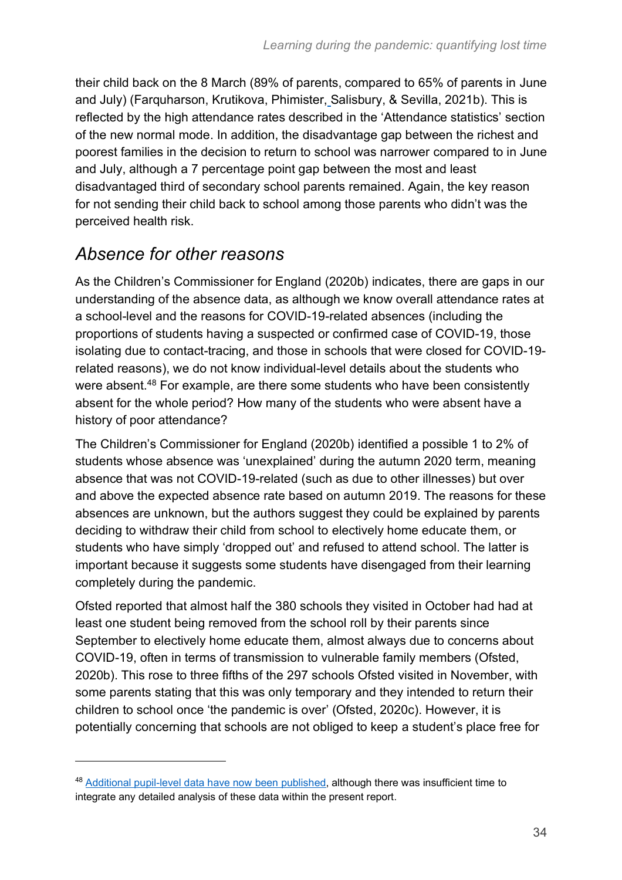their child back on the 8 March (89% of parents, compared to 65% of parents in June and July) (Farquharson, Krutikova, Phimister, Salisbury, & Sevilla, 2021b). This is reflected by the high attendance rates described in the 'Attendance statistics' section of the new normal mode. In addition, the disadvantage gap between the richest and poorest families in the decision to return to school was narrower compared to in June and July, although a 7 percentage point gap between the most and least disadvantaged third of secondary school parents remained. Again, the key reason for not sending their child back to school among those parents who didn't was the perceived health risk.

## *Absence for other reasons*

As the Children's Commissioner for England (2020b) indicates, there are gaps in our understanding of the absence data, as although we know overall attendance rates at a school-level and the reasons for COVID-19-related absences (including the proportions of students having a suspected or confirmed case of COVID-19, those isolating due to contact-tracing, and those in schools that were closed for COVID-19-related reasons), we do not know individual-level details about the students who were absent.[48] For example, are there some students who have been consistently absent for the whole period? How many of the students who were absent have a history of poor attendance?

The Children's Commissioner for England (2020b) identified a possible 1 to 2% of students whose absence was 'unexplained' during the autumn 2020 term, meaning absence that was not COVID-19-related (such as due to other illnesses) but over and above the expected absence rate based on autumn 2019. The reasons for these absences are unknown, but the authors suggest they could be explained by parents deciding to withdraw their child from school to electively home educate them, or students who have simply 'dropped out' and refused to attend school. The latter is important because it suggests some students have disengaged from their learning completely during the pandemic.

Ofsted reported that almost half the 380 schools they visited in October had had at least one student being removed from the school roll by their parents since September to electively home educate them, almost always due to concerns about COVID-19, often in terms of transmission to vulnerable family members (Ofsted, 2020b). This rose to three fifths of the 297 schools Ofsted visited in November, with some parents stating that this was only temporary and they intended to return their children to school once 'the pandemic is over' (Ofsted, 2020c). However, it is potentially concerning that schools are not obliged to keep a student's place free for

---

[48] Additional pupil-level data have now been published, although there was insufficient time to integrate any detailed analysis of these data within the present report.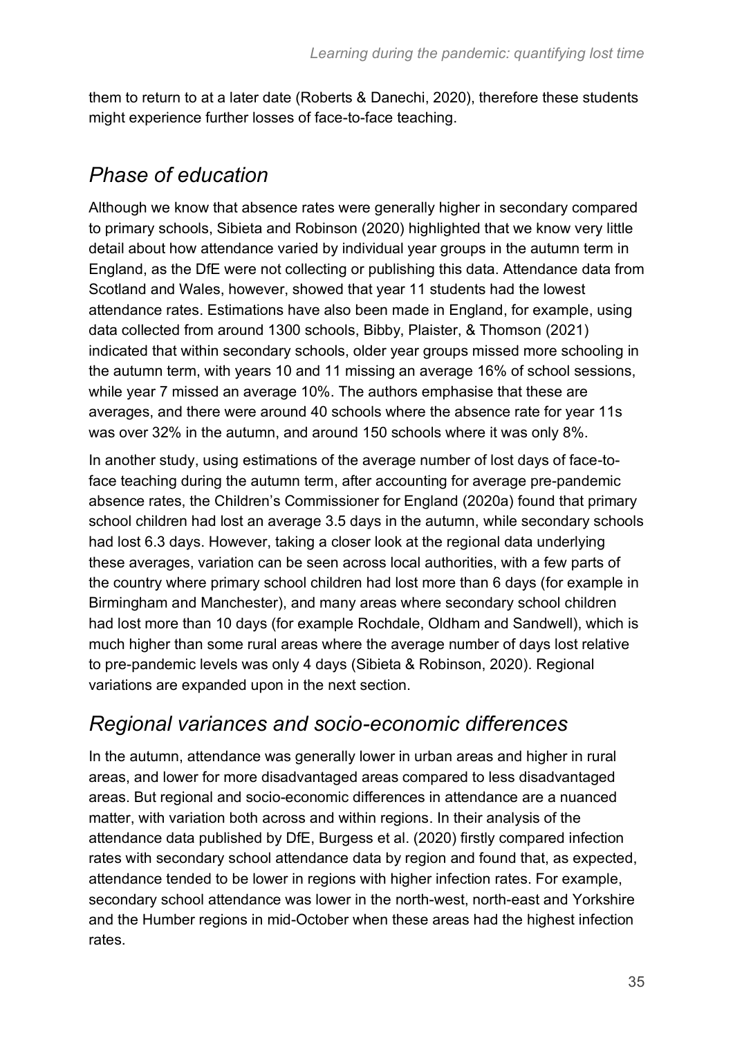them to return to at a later date (Roberts & Danechi, 2020), therefore these students might experience further losses of face-to-face teaching.

## *Phase of education*

Although we know that absence rates were generally higher in secondary compared to primary schools, Sibieta and Robinson (2020) highlighted that we know very little detail about how attendance varied by individual year groups in the autumn term in England, as the DfE were not collecting or publishing this data. Attendance data from Scotland and Wales, however, showed that year 11 students had the lowest attendance rates. Estimations have also been made in England, for example, using data collected from around 1300 schools, Bibby, Plaister, & Thomson (2021) indicated that within secondary schools, older year groups missed more schooling in the autumn term, with years 10 and 11 missing an average 16% of school sessions, while year 7 missed an average 10%. The authors emphasise that these are averages, and there were around 40 schools where the absence rate for year 11s was over 32% in the autumn, and around 150 schools where it was only 8%.

In another study, using estimations of the average number of lost days of face-to-face teaching during the autumn term, after accounting for average pre-pandemic absence rates, the Children's Commissioner for England (2020a) found that primary school children had lost an average 3.5 days in the autumn, while secondary schools had lost 6.3 days. However, taking a closer look at the regional data underlying these averages, variation can be seen across local authorities, with a few parts of the country where primary school children had lost more than 6 days (for example in Birmingham and Manchester), and many areas where secondary school children had lost more than 10 days (for example Rochdale, Oldham and Sandwell), which is much higher than some rural areas where the average number of days lost relative to pre-pandemic levels was only 4 days (Sibieta & Robinson, 2020). Regional variations are expanded upon in the next section.

## *Regional variances and socio-economic differences*

In the autumn, attendance was generally lower in urban areas and higher in rural areas, and lower for more disadvantaged areas compared to less disadvantaged areas. But regional and socio-economic differences in attendance are a nuanced matter, with variation both across and within regions. In their analysis of the attendance data published by DfE, Burgess et al. (2020) firstly compared infection rates with secondary school attendance data by region and found that, as expected, attendance tended to be lower in regions with higher infection rates. For example, secondary school attendance was lower in the north-west, north-east and Yorkshire and the Humber regions in mid-October when these areas had the highest infection rates.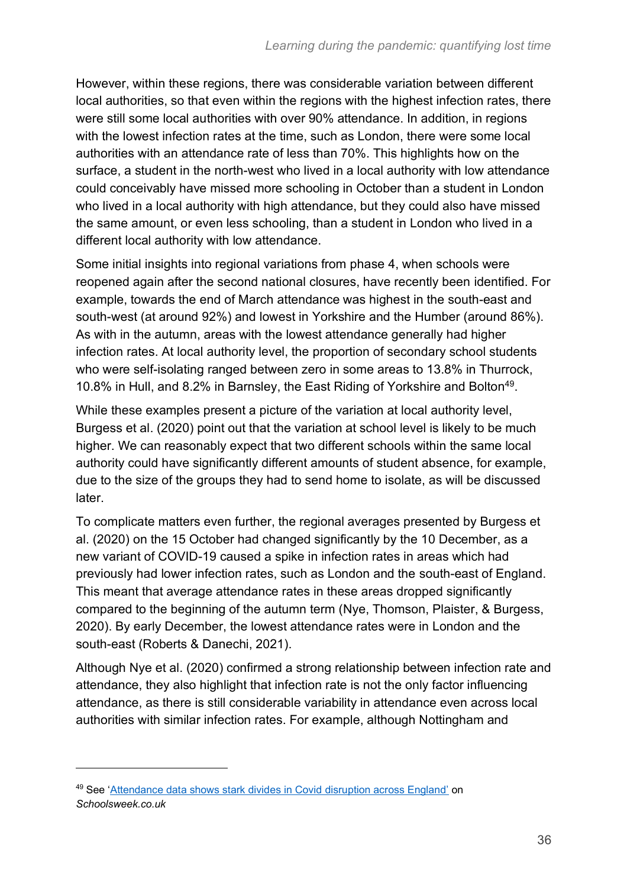However, within these regions, there was considerable variation between different local authorities, so that even within the regions with the highest infection rates, there were still some local authorities with over 90% attendance. In addition, in regions with the lowest infection rates at the time, such as London, there were some local authorities with an attendance rate of less than 70%. This highlights how on the surface, a student in the north-west who lived in a local authority with low attendance could conceivably have missed more schooling in October than a student in London who lived in a local authority with high attendance, but they could also have missed the same amount, or even less schooling, than a student in London who lived in a different local authority with low attendance.

Some initial insights into regional variations from phase 4, when schools were reopened again after the second national closures, have recently been identified. For example, towards the end of March attendance was highest in the south-east and south-west (at around 92%) and lowest in Yorkshire and the Humber (around 86%). As with in the autumn, areas with the lowest attendance generally had higher infection rates. At local authority level, the proportion of secondary school students who were self-isolating ranged between zero in some areas to 13.8% in Thurrock, 10.8% in Hull, and 8.2% in Barnsley, the East Riding of Yorkshire and Bolton[49].

While these examples present a picture of the variation at local authority level, Burgess et al. (2020) point out that the variation at school level is likely to be much higher. We can reasonably expect that two different schools within the same local authority could have significantly different amounts of student absence, for example, due to the size of the groups they had to send home to isolate, as will be discussed later.

To complicate matters even further, the regional averages presented by Burgess et al. (2020) on the 15 October had changed significantly by the 10 December, as a new variant of COVID-19 caused a spike in infection rates in areas which had previously had lower infection rates, such as London and the south-east of England. This meant that average attendance rates in these areas dropped significantly compared to the beginning of the autumn term (Nye, Thomson, Plaister, & Burgess, 2020). By early December, the lowest attendance rates were in London and the south-east (Roberts & Danechi, 2021).

Although Nye et al. (2020) confirmed a strong relationship between infection rate and attendance, they also highlight that infection rate is not the only factor influencing attendance, as there is still considerable variability in attendance even across local authorities with similar infection rates. For example, although Nottingham and

---

[49] See 'Attendance data shows stark divides in Covid disruption across England' on *Schoolsweek.co.uk*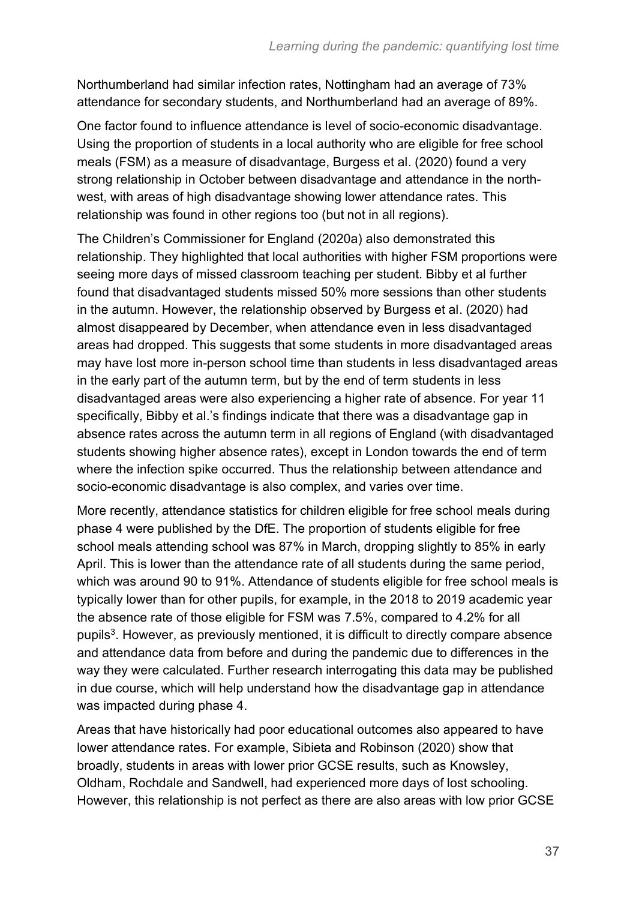Northumberland had similar infection rates, Nottingham had an average of 73% attendance for secondary students, and Northumberland had an average of 89%.

One factor found to influence attendance is level of socio-economic disadvantage. Using the proportion of students in a local authority who are eligible for free school meals (FSM) as a measure of disadvantage, Burgess et al. (2020) found a very strong relationship in October between disadvantage and attendance in the north-west, with areas of high disadvantage showing lower attendance rates. This relationship was found in other regions too (but not in all regions).

The Children's Commissioner for England (2020a) also demonstrated this relationship. They highlighted that local authorities with higher FSM proportions were seeing more days of missed classroom teaching per student. Bibby et al further found that disadvantaged students missed 50% more sessions than other students in the autumn. However, the relationship observed by Burgess et al. (2020) had almost disappeared by December, when attendance even in less disadvantaged areas had dropped. This suggests that some students in more disadvantaged areas may have lost more in-person school time than students in less disadvantaged areas in the early part of the autumn term, but by the end of term students in less disadvantaged areas were also experiencing a higher rate of absence. For year 11 specifically, Bibby et al.'s findings indicate that there was a disadvantage gap in absence rates across the autumn term in all regions of England (with disadvantaged students showing higher absence rates), except in London towards the end of term where the infection spike occurred. Thus the relationship between attendance and socio-economic disadvantage is also complex, and varies over time.

More recently, attendance statistics for children eligible for free school meals during phase 4 were published by the DfE. The proportion of students eligible for free school meals attending school was 87% in March, dropping slightly to 85% in early April. This is lower than the attendance rate of all students during the same period, which was around 90 to 91%. Attendance of students eligible for free school meals is typically lower than for other pupils, for example, in the 2018 to 2019 academic year the absence rate of those eligible for FSM was 7.5%, compared to 4.2% for all pupils[3]. However, as previously mentioned, it is difficult to directly compare absence and attendance data from before and during the pandemic due to differences in the way they were calculated. Further research interrogating this data may be published in due course, which will help understand how the disadvantage gap in attendance was impacted during phase 4.

Areas that have historically had poor educational outcomes also appeared to have lower attendance rates. For example, Sibieta and Robinson (2020) show that broadly, students in areas with lower prior GCSE results, such as Knowsley, Oldham, Rochdale and Sandwell, had experienced more days of lost schooling. However, this relationship is not perfect as there are also areas with low prior GCSE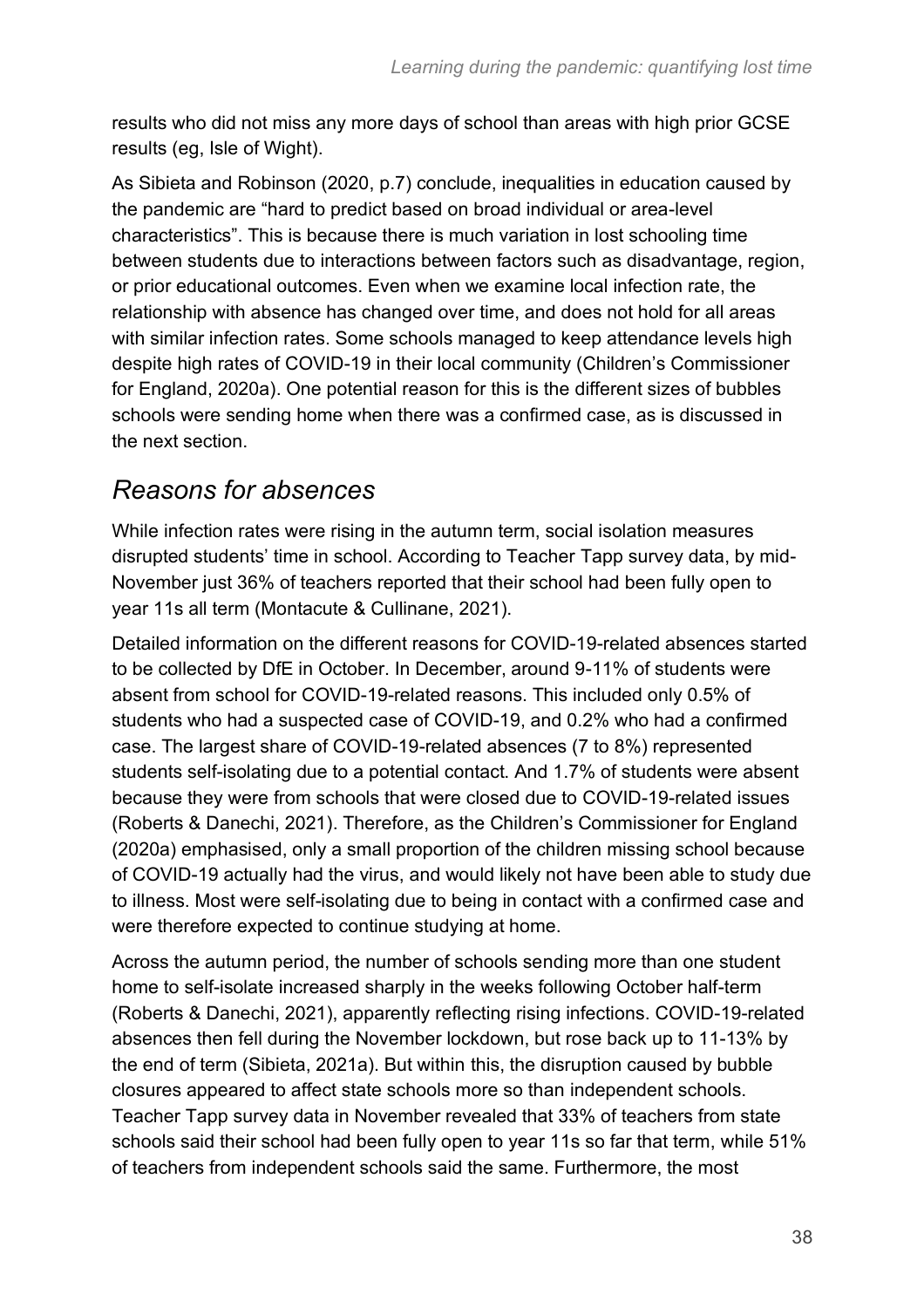results who did not miss any more days of school than areas with high prior GCSE results (eg, Isle of Wight).

As Sibieta and Robinson (2020, p.7) conclude, inequalities in education caused by the pandemic are "hard to predict based on broad individual or area-level characteristics". This is because there is much variation in lost schooling time between students due to interactions between factors such as disadvantage, region, or prior educational outcomes. Even when we examine local infection rate, the relationship with absence has changed over time, and does not hold for all areas with similar infection rates. Some schools managed to keep attendance levels high despite high rates of COVID-19 in their local community (Children's Commissioner for England, 2020a). One potential reason for this is the different sizes of bubbles schools were sending home when there was a confirmed case, as is discussed in the next section.

## *Reasons for absences*

While infection rates were rising in the autumn term, social isolation measures disrupted students' time in school. According to Teacher Tapp survey data, by mid-November just 36% of teachers reported that their school had been fully open to year 11s all term (Montacute & Cullinane, 2021).

Detailed information on the different reasons for COVID-19-related absences started to be collected by DfE in October. In December, around 9-11% of students were absent from school for COVID-19-related reasons. This included only 0.5% of students who had a suspected case of COVID-19, and 0.2% who had a confirmed case. The largest share of COVID-19-related absences (7 to 8%) represented students self-isolating due to a potential contact. And 1.7% of students were absent because they were from schools that were closed due to COVID-19-related issues (Roberts & Danechi, 2021). Therefore, as the Children's Commissioner for England (2020a) emphasised, only a small proportion of the children missing school because of COVID-19 actually had the virus, and would likely not have been able to study due to illness. Most were self-isolating due to being in contact with a confirmed case and were therefore expected to continue studying at home.

Across the autumn period, the number of schools sending more than one student home to self-isolate increased sharply in the weeks following October half-term (Roberts & Danechi, 2021), apparently reflecting rising infections. COVID-19-related absences then fell during the November lockdown, but rose back up to 11-13% by the end of term (Sibieta, 2021a). But within this, the disruption caused by bubble closures appeared to affect state schools more so than independent schools. Teacher Tapp survey data in November revealed that 33% of teachers from state schools said their school had been fully open to year 11s so far that term, while 51% of teachers from independent schools said the same. Furthermore, the most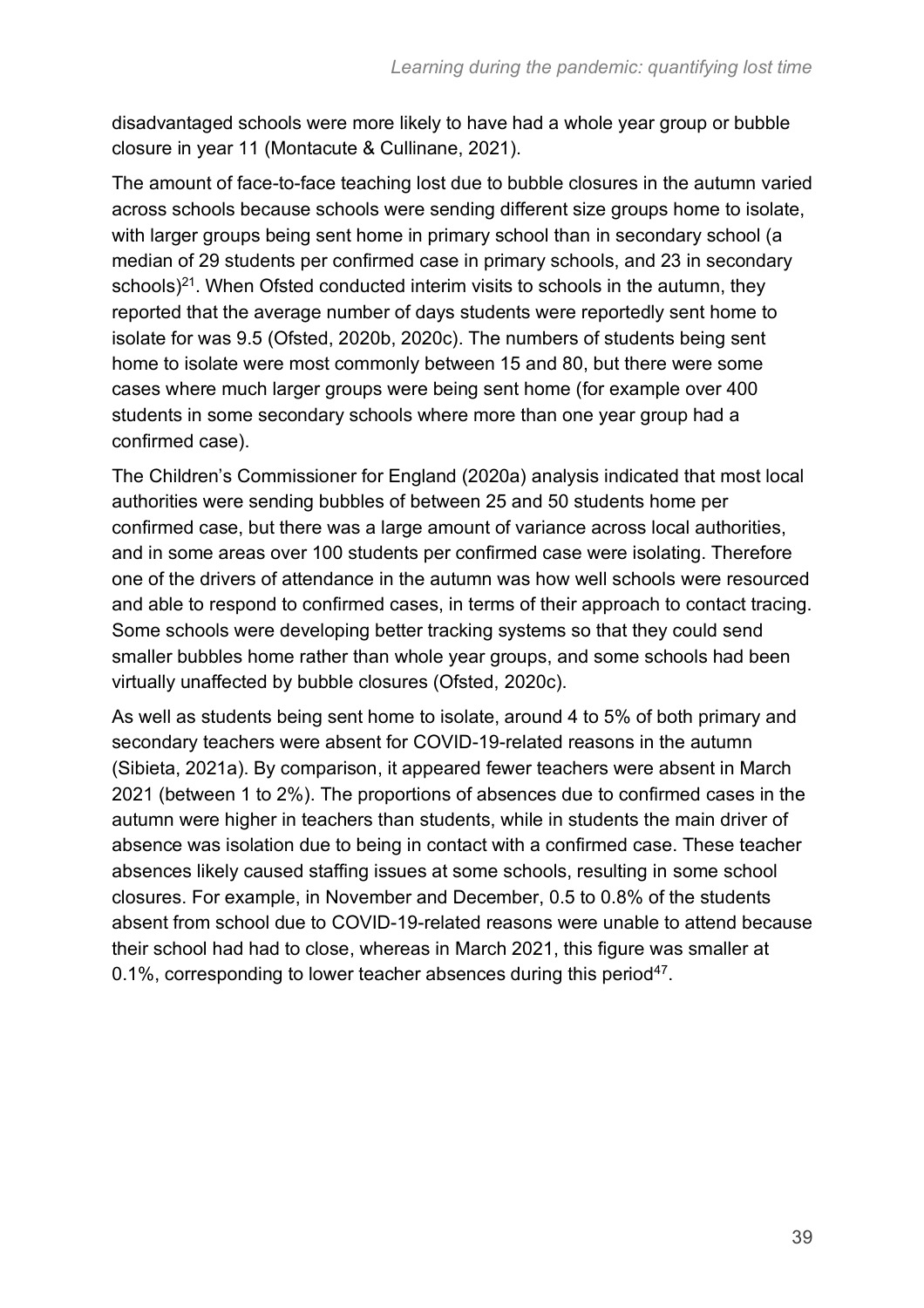disadvantaged schools were more likely to have had a whole year group or bubble closure in year 11 (Montacute & Cullinane, 2021).

The amount of face-to-face teaching lost due to bubble closures in the autumn varied across schools because schools were sending different size groups home to isolate, with larger groups being sent home in primary school than in secondary school (a median of 29 students per confirmed case in primary schools, and 23 in secondary schools)[21]. When Ofsted conducted interim visits to schools in the autumn, they reported that the average number of days students were reportedly sent home to isolate for was 9.5 (Ofsted, 2020b, 2020c). The numbers of students being sent home to isolate were most commonly between 15 and 80, but there were some cases where much larger groups were being sent home (for example over 400 students in some secondary schools where more than one year group had a confirmed case).

The Children's Commissioner for England (2020a) analysis indicated that most local authorities were sending bubbles of between 25 and 50 students home per confirmed case, but there was a large amount of variance across local authorities, and in some areas over 100 students per confirmed case were isolating. Therefore one of the drivers of attendance in the autumn was how well schools were resourced and able to respond to confirmed cases, in terms of their approach to contact tracing. Some schools were developing better tracking systems so that they could send smaller bubbles home rather than whole year groups, and some schools had been virtually unaffected by bubble closures (Ofsted, 2020c).

As well as students being sent home to isolate, around 4 to 5% of both primary and secondary teachers were absent for COVID-19-related reasons in the autumn (Sibieta, 2021a). By comparison, it appeared fewer teachers were absent in March 2021 (between 1 to 2%). The proportions of absences due to confirmed cases in the autumn were higher in teachers than students, while in students the main driver of absence was isolation due to being in contact with a confirmed case. These teacher absences likely caused staffing issues at some schools, resulting in some school closures. For example, in November and December, 0.5 to 0.8% of the students absent from school due to COVID-19-related reasons were unable to attend because their school had had to close, whereas in March 2021, this figure was smaller at 0.1%, corresponding to lower teacher absences during this period[47].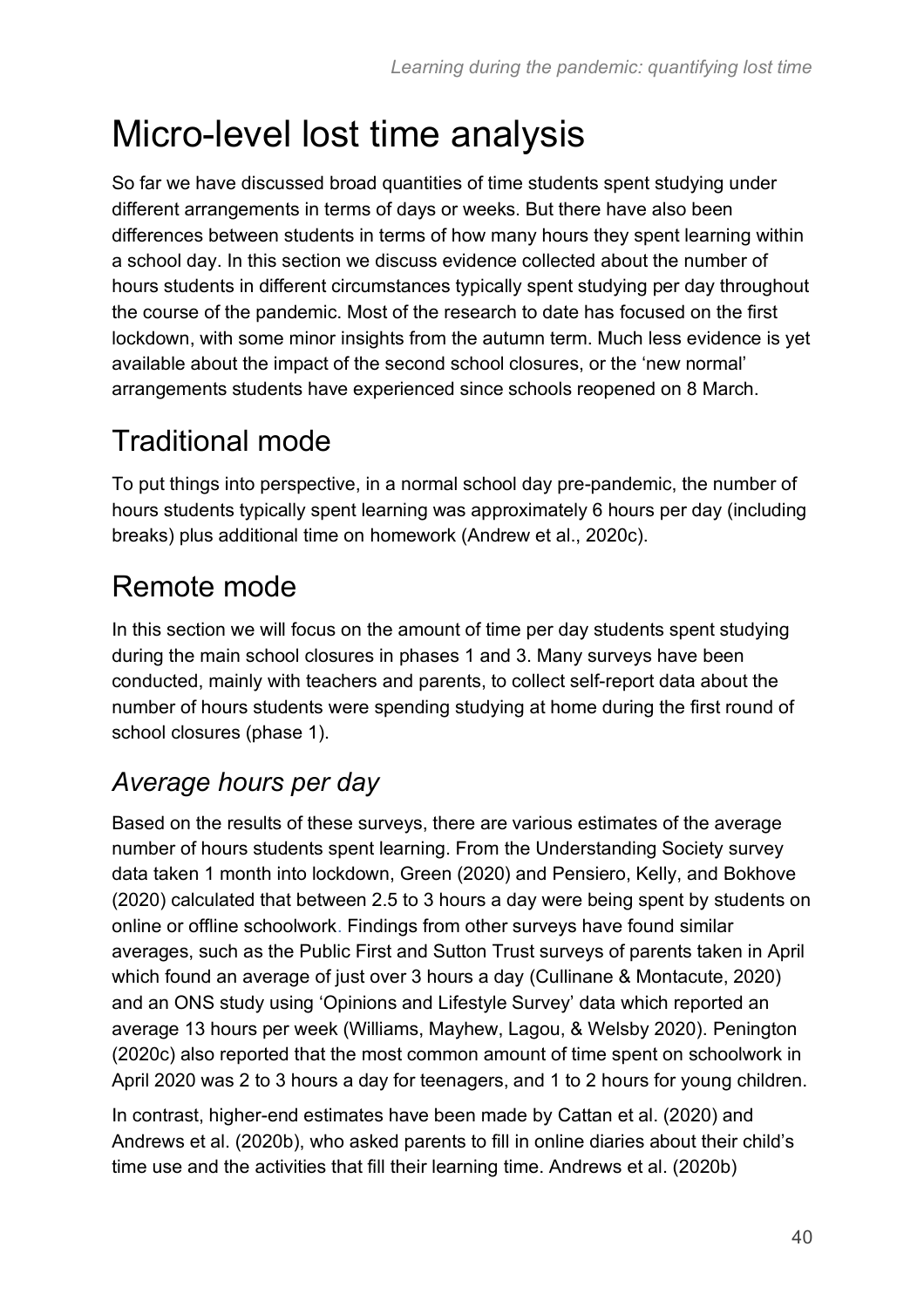# Micro-level lost time analysis

So far we have discussed broad quantities of time students spent studying under different arrangements in terms of days or weeks. But there have also been differences between students in terms of how many hours they spent learning within a school day. In this section we discuss evidence collected about the number of hours students in different circumstances typically spent studying per day throughout the course of the pandemic. Most of the research to date has focused on the first lockdown, with some minor insights from the autumn term. Much less evidence is yet available about the impact of the second school closures, or the 'new normal' arrangements students have experienced since schools reopened on 8 March.

## Traditional mode

To put things into perspective, in a normal school day pre-pandemic, the number of hours students typically spent learning was approximately 6 hours per day (including breaks) plus additional time on homework (Andrew et al., 2020c).

## Remote mode

In this section we will focus on the amount of time per day students spent studying during the main school closures in phases 1 and 3. Many surveys have been conducted, mainly with teachers and parents, to collect self-report data about the number of hours students were spending studying at home during the first round of school closures (phase 1).

### *Average hours per day*

Based on the results of these surveys, there are various estimates of the average number of hours students spent learning. From the Understanding Society survey data taken 1 month into lockdown, Green (2020) and Pensiero, Kelly, and Bokhove (2020) calculated that between 2.5 to 3 hours a day were being spent by students on online or offline schoolwork. Findings from other surveys have found similar averages, such as the Public First and Sutton Trust surveys of parents taken in April which found an average of just over 3 hours a day (Cullinane & Montacute, 2020) and an ONS study using 'Opinions and Lifestyle Survey' data which reported an average 13 hours per week (Williams, Mayhew, Lagou, & Welsby 2020). Penington (2020c) also reported that the most common amount of time spent on schoolwork in April 2020 was 2 to 3 hours a day for teenagers, and 1 to 2 hours for young children.

In contrast, higher-end estimates have been made by Cattan et al. (2020) and Andrews et al. (2020b), who asked parents to fill in online diaries about their child's time use and the activities that fill their learning time. Andrews et al. (2020b)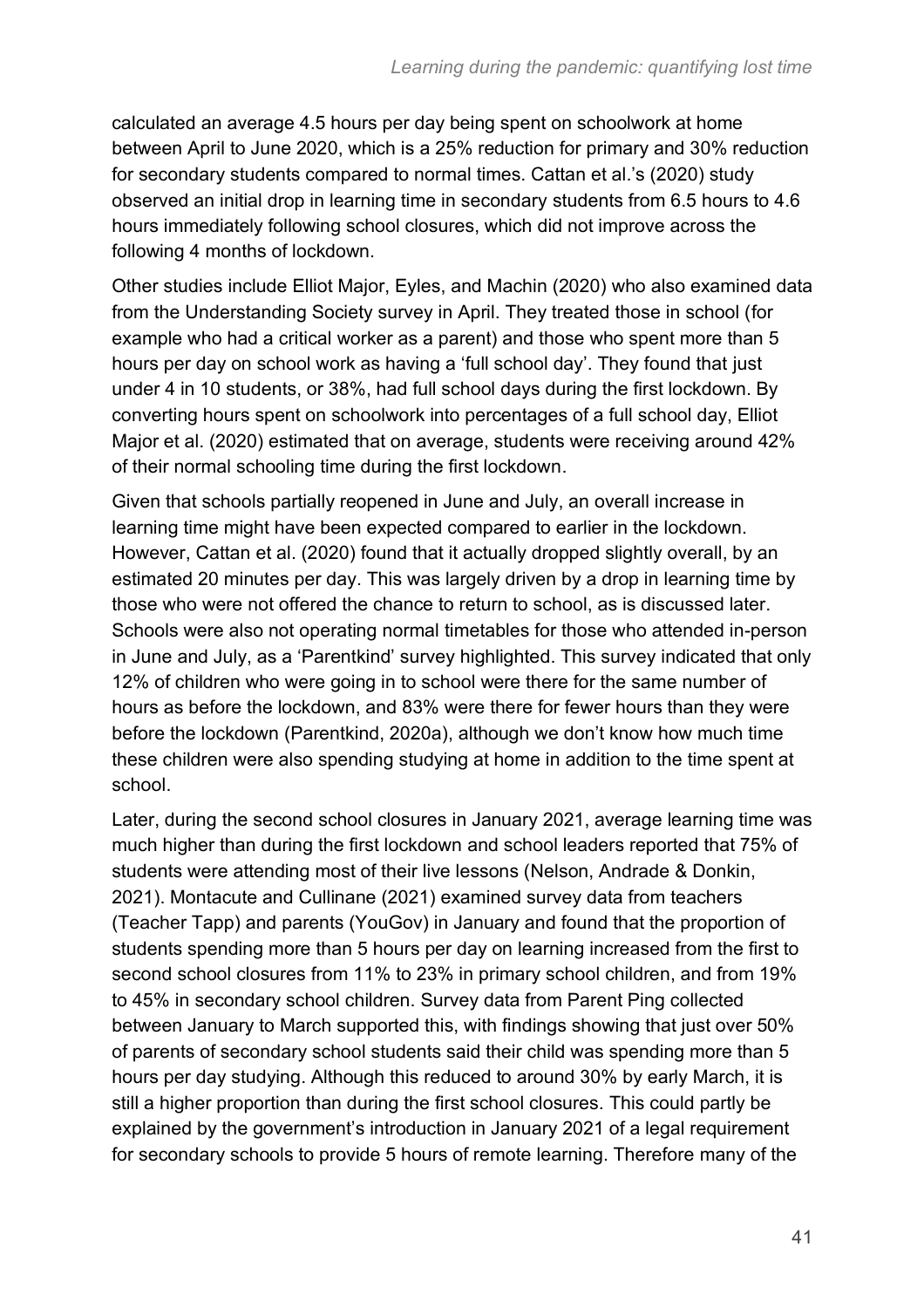calculated an average 4.5 hours per day being spent on schoolwork at home between April to June 2020, which is a 25% reduction for primary and 30% reduction for secondary students compared to normal times. Cattan et al.'s (2020) study observed an initial drop in learning time in secondary students from 6.5 hours to 4.6 hours immediately following school closures, which did not improve across the following 4 months of lockdown.

Other studies include Elliot Major, Eyles, and Machin (2020) who also examined data from the Understanding Society survey in April. They treated those in school (for example who had a critical worker as a parent) and those who spent more than 5 hours per day on school work as having a 'full school day'. They found that just under 4 in 10 students, or 38%, had full school days during the first lockdown. By converting hours spent on schoolwork into percentages of a full school day, Elliot Major et al. (2020) estimated that on average, students were receiving around 42% of their normal schooling time during the first lockdown.

Given that schools partially reopened in June and July, an overall increase in learning time might have been expected compared to earlier in the lockdown. However, Cattan et al. (2020) found that it actually dropped slightly overall, by an estimated 20 minutes per day. This was largely driven by a drop in learning time by those who were not offered the chance to return to school, as is discussed later. Schools were also not operating normal timetables for those who attended in-person in June and July, as a 'Parentkind' survey highlighted. This survey indicated that only 12% of children who were going in to school were there for the same number of hours as before the lockdown, and 83% were there for fewer hours than they were before the lockdown (Parentkind, 2020a), although we don't know how much time these children were also spending studying at home in addition to the time spent at school.

Later, during the second school closures in January 2021, average learning time was much higher than during the first lockdown and school leaders reported that 75% of students were attending most of their live lessons (Nelson, Andrade & Donkin, 2021). Montacute and Cullinane (2021) examined survey data from teachers (Teacher Tapp) and parents (YouGov) in January and found that the proportion of students spending more than 5 hours per day on learning increased from the first to second school closures from 11% to 23% in primary school children, and from 19% to 45% in secondary school children. Survey data from Parent Ping collected between January to March supported this, with findings showing that just over 50% of parents of secondary school students said their child was spending more than 5 hours per day studying. Although this reduced to around 30% by early March, it is still a higher proportion than during the first school closures. This could partly be explained by the government's introduction in January 2021 of a legal requirement for secondary schools to provide 5 hours of remote learning. Therefore many of the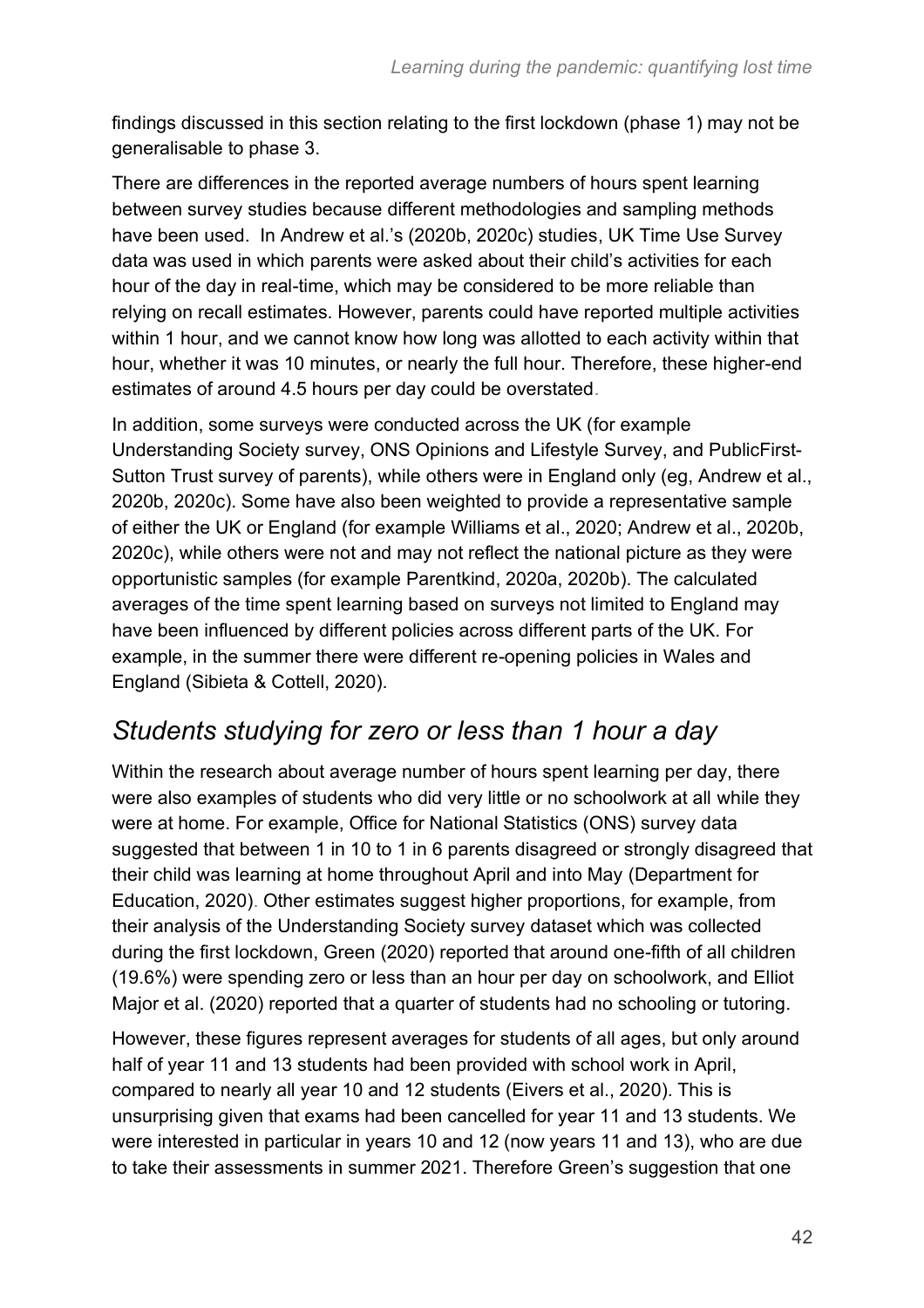findings discussed in this section relating to the first lockdown (phase 1) may not be generalisable to phase 3.

There are differences in the reported average numbers of hours spent learning between survey studies because different methodologies and sampling methods have been used. In Andrew et al.'s (2020b, 2020c) studies, UK Time Use Survey data was used in which parents were asked about their child's activities for each hour of the day in real-time, which may be considered to be more reliable than relying on recall estimates. However, parents could have reported multiple activities within 1 hour, and we cannot know how long was allotted to each activity within that hour, whether it was 10 minutes, or nearly the full hour. Therefore, these higher-end estimates of around 4.5 hours per day could be overstated.

In addition, some surveys were conducted across the UK (for example Understanding Society survey, ONS Opinions and Lifestyle Survey, and PublicFirst-Sutton Trust survey of parents), while others were in England only (eg, Andrew et al., 2020b, 2020c). Some have also been weighted to provide a representative sample of either the UK or England (for example Williams et al., 2020; Andrew et al., 2020b, 2020c), while others were not and may not reflect the national picture as they were opportunistic samples (for example Parentkind, 2020a, 2020b). The calculated averages of the time spent learning based on surveys not limited to England may have been influenced by different policies across different parts of the UK. For example, in the summer there were different re-opening policies in Wales and England (Sibieta & Cottell, 2020).

## *Students studying for zero or less than 1 hour a day*

Within the research about average number of hours spent learning per day, there were also examples of students who did very little or no schoolwork at all while they were at home. For example, Office for National Statistics (ONS) survey data suggested that between 1 in 10 to 1 in 6 parents disagreed or strongly disagreed that their child was learning at home throughout April and into May (Department for Education, 2020). Other estimates suggest higher proportions, for example, from their analysis of the Understanding Society survey dataset which was collected during the first lockdown, Green (2020) reported that around one-fifth of all children (19.6%) were spending zero or less than an hour per day on schoolwork, and Elliot Major et al. (2020) reported that a quarter of students had no schooling or tutoring.

However, these figures represent averages for students of all ages, but only around half of year 11 and 13 students had been provided with school work in April, compared to nearly all year 10 and 12 students (Eivers et al., 2020). This is unsurprising given that exams had been cancelled for year 11 and 13 students. We were interested in particular in years 10 and 12 (now years 11 and 13), who are due to take their assessments in summer 2021. Therefore Green's suggestion that one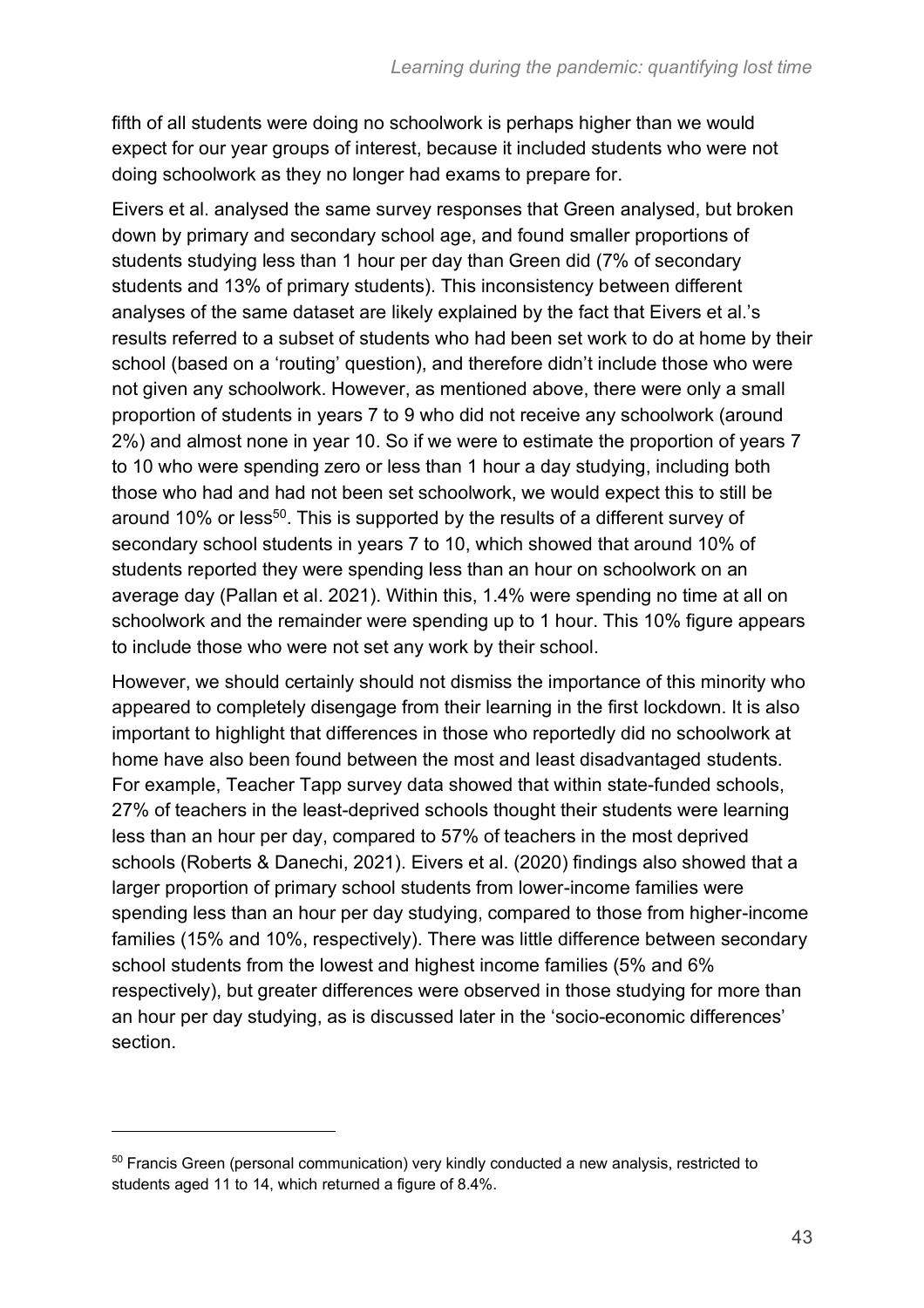fifth of all students were doing no schoolwork is perhaps higher than we would expect for our year groups of interest, because it included students who were not doing schoolwork as they no longer had exams to prepare for.

Eivers et al. analysed the same survey responses that Green analysed, but broken down by primary and secondary school age, and found smaller proportions of students studying less than 1 hour per day than Green did (7% of secondary students and 13% of primary students). This inconsistency between different analyses of the same dataset are likely explained by the fact that Eivers et al.'s results referred to a subset of students who had been set work to do at home by their school (based on a 'routing' question), and therefore didn't include those who were not given any schoolwork. However, as mentioned above, there were only a small proportion of students in years 7 to 9 who did not receive any schoolwork (around 2%) and almost none in year 10. So if we were to estimate the proportion of years 7 to 10 who were spending zero or less than 1 hour a day studying, including both those who had and had not been set schoolwork, we would expect this to still be around 10% or less[50]. This is supported by the results of a different survey of secondary school students in years 7 to 10, which showed that around 10% of students reported they were spending less than an hour on schoolwork on an average day (Pallan et al. 2021). Within this, 1.4% were spending no time at all on schoolwork and the remainder were spending up to 1 hour. This 10% figure appears to include those who were not set any work by their school.

However, we should certainly should not dismiss the importance of this minority who appeared to completely disengage from their learning in the first lockdown. It is also important to highlight that differences in those who reportedly did no schoolwork at home have also been found between the most and least disadvantaged students. For example, Teacher Tapp survey data showed that within state-funded schools, 27% of teachers in the least-deprived schools thought their students were learning less than an hour per day, compared to 57% of teachers in the most deprived schools (Roberts & Danechi, 2021). Eivers et al. (2020) findings also showed that a larger proportion of primary school students from lower-income families were spending less than an hour per day studying, compared to those from higher-income families (15% and 10%, respectively). There was little difference between secondary school students from the lowest and highest income families (5% and 6% respectively), but greater differences were observed in those studying for more than an hour per day studying, as is discussed later in the 'socio-economic differences' section.

---

[50] Francis Green (personal communication) very kindly conducted a new analysis, restricted to students aged 11 to 14, which returned a figure of 8.4%.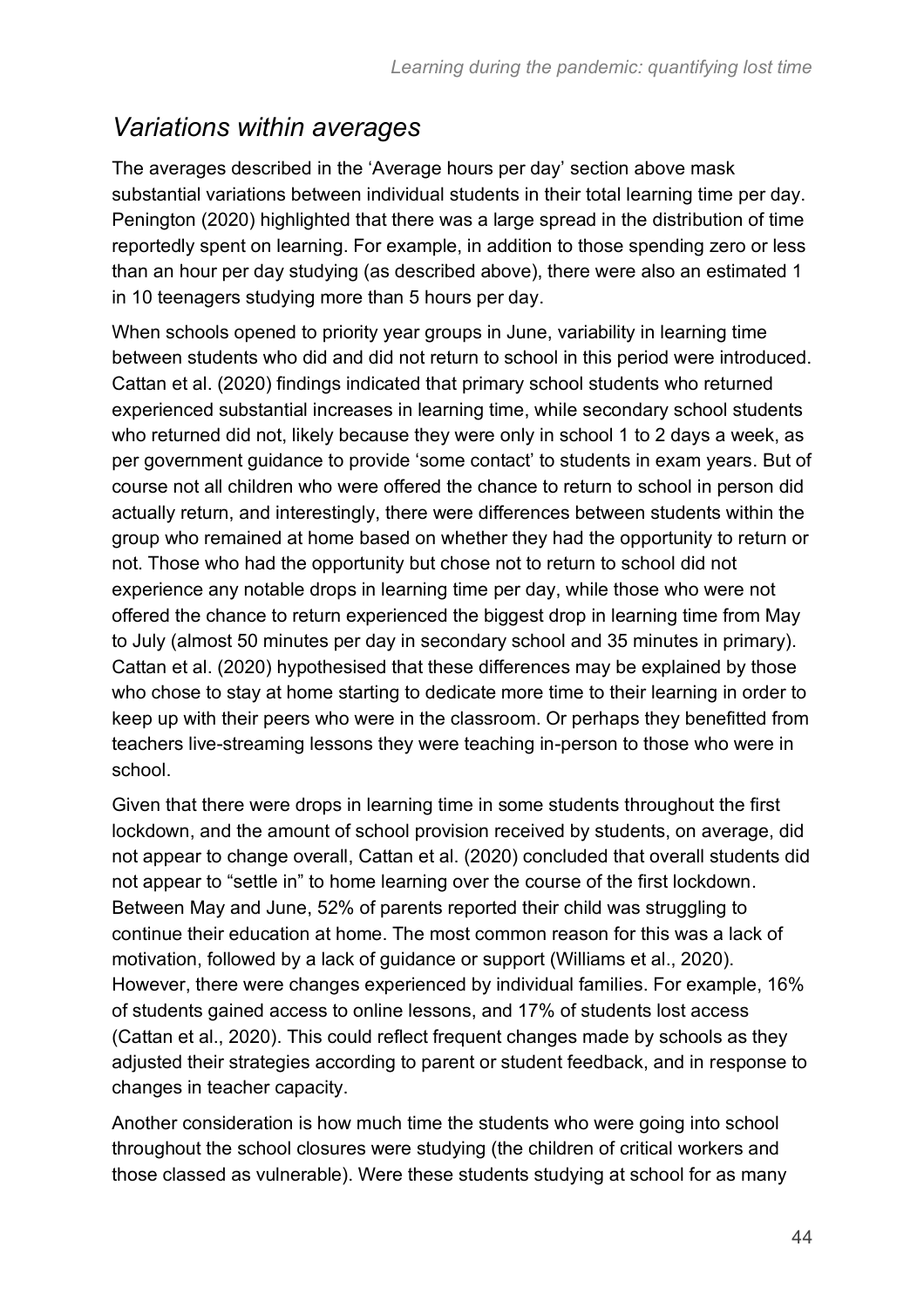## *Variations within averages*

The averages described in the 'Average hours per day' section above mask substantial variations between individual students in their total learning time per day. Penington (2020) highlighted that there was a large spread in the distribution of time reportedly spent on learning. For example, in addition to those spending zero or less than an hour per day studying (as described above), there were also an estimated 1 in 10 teenagers studying more than 5 hours per day.

When schools opened to priority year groups in June, variability in learning time between students who did and did not return to school in this period were introduced. Cattan et al. (2020) findings indicated that primary school students who returned experienced substantial increases in learning time, while secondary school students who returned did not, likely because they were only in school 1 to 2 days a week, as per government guidance to provide 'some contact' to students in exam years. But of course not all children who were offered the chance to return to school in person did actually return, and interestingly, there were differences between students within the group who remained at home based on whether they had the opportunity to return or not. Those who had the opportunity but chose not to return to school did not experience any notable drops in learning time per day, while those who were not offered the chance to return experienced the biggest drop in learning time from May to July (almost 50 minutes per day in secondary school and 35 minutes in primary). Cattan et al. (2020) hypothesised that these differences may be explained by those who chose to stay at home starting to dedicate more time to their learning in order to keep up with their peers who were in the classroom. Or perhaps they benefitted from teachers live-streaming lessons they were teaching in-person to those who were in school.

Given that there were drops in learning time in some students throughout the first lockdown, and the amount of school provision received by students, on average, did not appear to change overall, Cattan et al. (2020) concluded that overall students did not appear to "settle in" to home learning over the course of the first lockdown. Between May and June, 52% of parents reported their child was struggling to continue their education at home. The most common reason for this was a lack of motivation, followed by a lack of guidance or support (Williams et al., 2020). However, there were changes experienced by individual families. For example, 16% of students gained access to online lessons, and 17% of students lost access (Cattan et al., 2020). This could reflect frequent changes made by schools as they adjusted their strategies according to parent or student feedback, and in response to changes in teacher capacity.

Another consideration is how much time the students who were going into school throughout the school closures were studying (the children of critical workers and those classed as vulnerable). Were these students studying at school for as many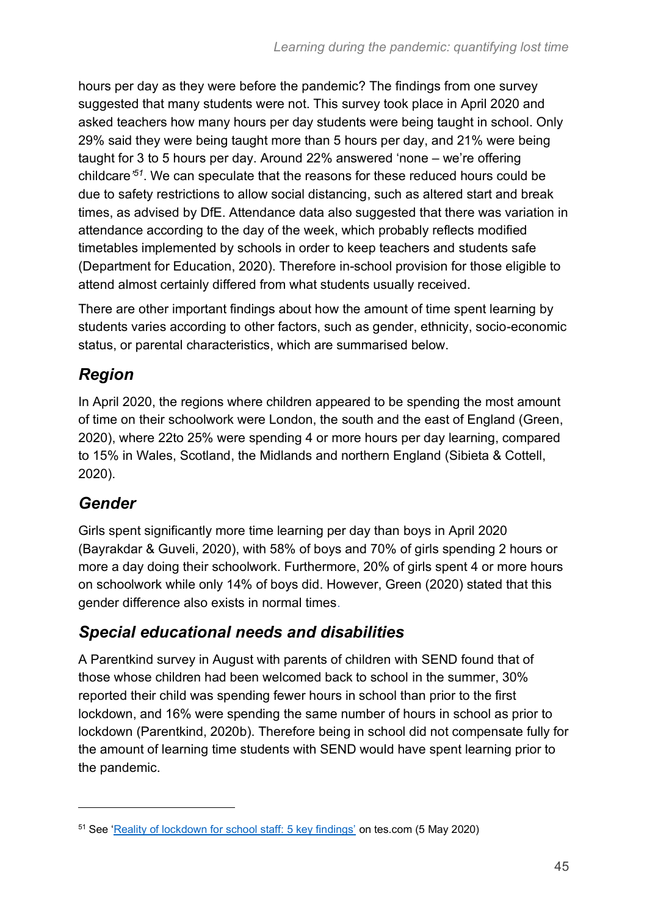hours per day as they were before the pandemic? The findings from one survey suggested that many students were not. This survey took place in April 2020 and asked teachers how many hours per day students were being taught in school. Only 29% said they were being taught more than 5 hours per day, and 21% were being taught for 3 to 5 hours per day. Around 22% answered 'none – we're offering childcare'[51]. We can speculate that the reasons for these reduced hours could be due to safety restrictions to allow social distancing, such as altered start and break times, as advised by DfE. Attendance data also suggested that there was variation in attendance according to the day of the week, which probably reflects modified timetables implemented by schools in order to keep teachers and students safe (Department for Education, 2020). Therefore in-school provision for those eligible to attend almost certainly differed from what students usually received.

There are other important findings about how the amount of time spent learning by students varies according to other factors, such as gender, ethnicity, socio-economic status, or parental characteristics, which are summarised below.

## *Region*

In April 2020, the regions where children appeared to be spending the most amount of time on their schoolwork were London, the south and the east of England (Green, 2020), where 22to 25% were spending 4 or more hours per day learning, compared to 15% in Wales, Scotland, the Midlands and northern England (Sibieta & Cottell, 2020).

## *Gender*

Girls spent significantly more time learning per day than boys in April 2020 (Bayrakdar & Guveli, 2020), with 58% of boys and 70% of girls spending 2 hours or more a day doing their schoolwork. Furthermore, 20% of girls spent 4 or more hours on schoolwork while only 14% of boys did. However, Green (2020) stated that this gender difference also exists in normal times.

## *Special educational needs and disabilities*

A Parentkind survey in August with parents of children with SEND found that of those whose children had been welcomed back to school in the summer, 30% reported their child was spending fewer hours in school than prior to the first lockdown, and 16% were spending the same number of hours in school as prior to lockdown (Parentkind, 2020b). Therefore being in school did not compensate fully for the amount of learning time students with SEND would have spent learning prior to the pandemic.

---

[51] See 'Reality of lockdown for school staff: 5 key findings' on tes.com (5 May 2020)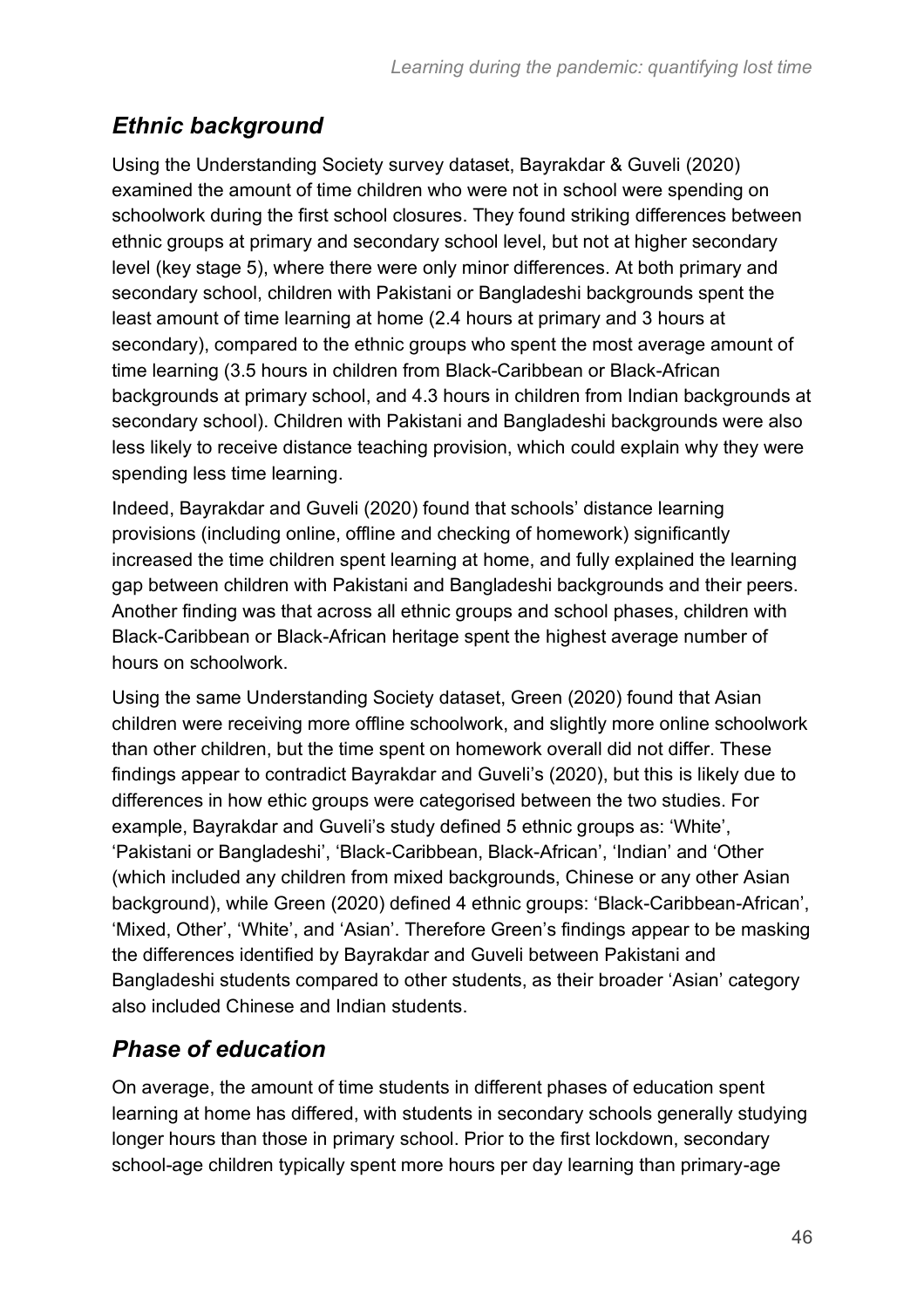## *Ethnic background*

Using the Understanding Society survey dataset, Bayrakdar & Guveli (2020) examined the amount of time children who were not in school were spending on schoolwork during the first school closures. They found striking differences between ethnic groups at primary and secondary school level, but not at higher secondary level (key stage 5), where there were only minor differences. At both primary and secondary school, children with Pakistani or Bangladeshi backgrounds spent the least amount of time learning at home (2.4 hours at primary and 3 hours at secondary), compared to the ethnic groups who spent the most average amount of time learning (3.5 hours in children from Black-Caribbean or Black-African backgrounds at primary school, and 4.3 hours in children from Indian backgrounds at secondary school). Children with Pakistani and Bangladeshi backgrounds were also less likely to receive distance teaching provision, which could explain why they were spending less time learning.

Indeed, Bayrakdar and Guveli (2020) found that schools' distance learning provisions (including online, offline and checking of homework) significantly increased the time children spent learning at home, and fully explained the learning gap between children with Pakistani and Bangladeshi backgrounds and their peers. Another finding was that across all ethnic groups and school phases, children with Black-Caribbean or Black-African heritage spent the highest average number of hours on schoolwork.

Using the same Understanding Society dataset, Green (2020) found that Asian children were receiving more offline schoolwork, and slightly more online schoolwork than other children, but the time spent on homework overall did not differ. These findings appear to contradict Bayrakdar and Guveli's (2020), but this is likely due to differences in how ethic groups were categorised between the two studies. For example, Bayrakdar and Guveli's study defined 5 ethnic groups as: 'White', 'Pakistani or Bangladeshi', 'Black-Caribbean, Black-African', 'Indian' and 'Other (which included any children from mixed backgrounds, Chinese or any other Asian background), while Green (2020) defined 4 ethnic groups: 'Black-Caribbean-African', 'Mixed, Other', 'White', and 'Asian'. Therefore Green's findings appear to be masking the differences identified by Bayrakdar and Guveli between Pakistani and Bangladeshi students compared to other students, as their broader 'Asian' category also included Chinese and Indian students.

## *Phase of education*

On average, the amount of time students in different phases of education spent learning at home has differed, with students in secondary schools generally studying longer hours than those in primary school. Prior to the first lockdown, secondary school-age children typically spent more hours per day learning than primary-age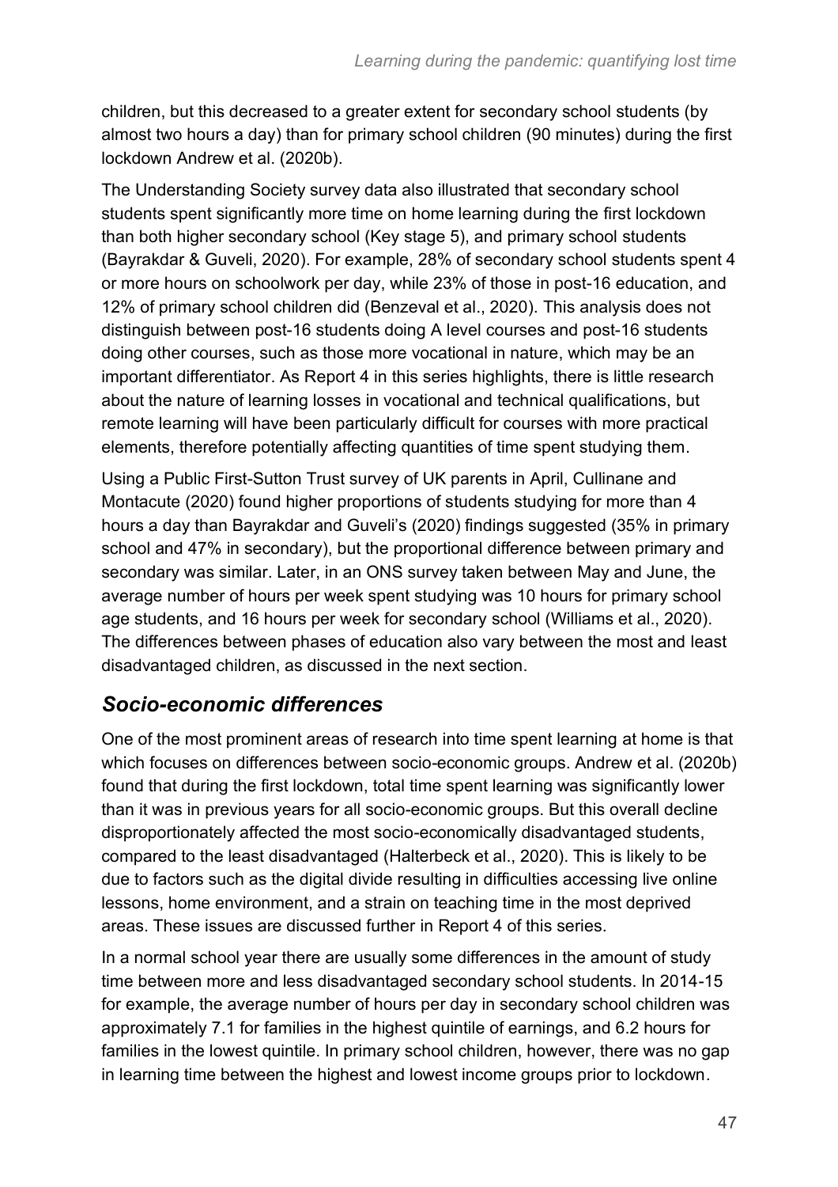children, but this decreased to a greater extent for secondary school students (by almost two hours a day) than for primary school children (90 minutes) during the first lockdown Andrew et al. (2020b).

The Understanding Society survey data also illustrated that secondary school students spent significantly more time on home learning during the first lockdown than both higher secondary school (Key stage 5), and primary school students (Bayrakdar & Guveli, 2020). For example, 28% of secondary school students spent 4 or more hours on schoolwork per day, while 23% of those in post-16 education, and 12% of primary school children did (Benzeval et al., 2020). This analysis does not distinguish between post-16 students doing A level courses and post-16 students doing other courses, such as those more vocational in nature, which may be an important differentiator. As Report 4 in this series highlights, there is little research about the nature of learning losses in vocational and technical qualifications, but remote learning will have been particularly difficult for courses with more practical elements, therefore potentially affecting quantities of time spent studying them.

Using a Public First-Sutton Trust survey of UK parents in April, Cullinane and Montacute (2020) found higher proportions of students studying for more than 4 hours a day than Bayrakdar and Guveli's (2020) findings suggested (35% in primary school and 47% in secondary), but the proportional difference between primary and secondary was similar. Later, in an ONS survey taken between May and June, the average number of hours per week spent studying was 10 hours for primary school age students, and 16 hours per week for secondary school (Williams et al., 2020). The differences between phases of education also vary between the most and least disadvantaged children, as discussed in the next section.

## *Socio-economic differences*

One of the most prominent areas of research into time spent learning at home is that which focuses on differences between socio-economic groups. Andrew et al. (2020b) found that during the first lockdown, total time spent learning was significantly lower than it was in previous years for all socio-economic groups. But this overall decline disproportionately affected the most socio-economically disadvantaged students, compared to the least disadvantaged (Halterbeck et al., 2020). This is likely to be due to factors such as the digital divide resulting in difficulties accessing live online lessons, home environment, and a strain on teaching time in the most deprived areas. These issues are discussed further in Report 4 of this series.

In a normal school year there are usually some differences in the amount of study time between more and less disadvantaged secondary school students. In 2014-15 for example, the average number of hours per day in secondary school children was approximately 7.1 for families in the highest quintile of earnings, and 6.2 hours for families in the lowest quintile. In primary school children, however, there was no gap in learning time between the highest and lowest income groups prior to lockdown.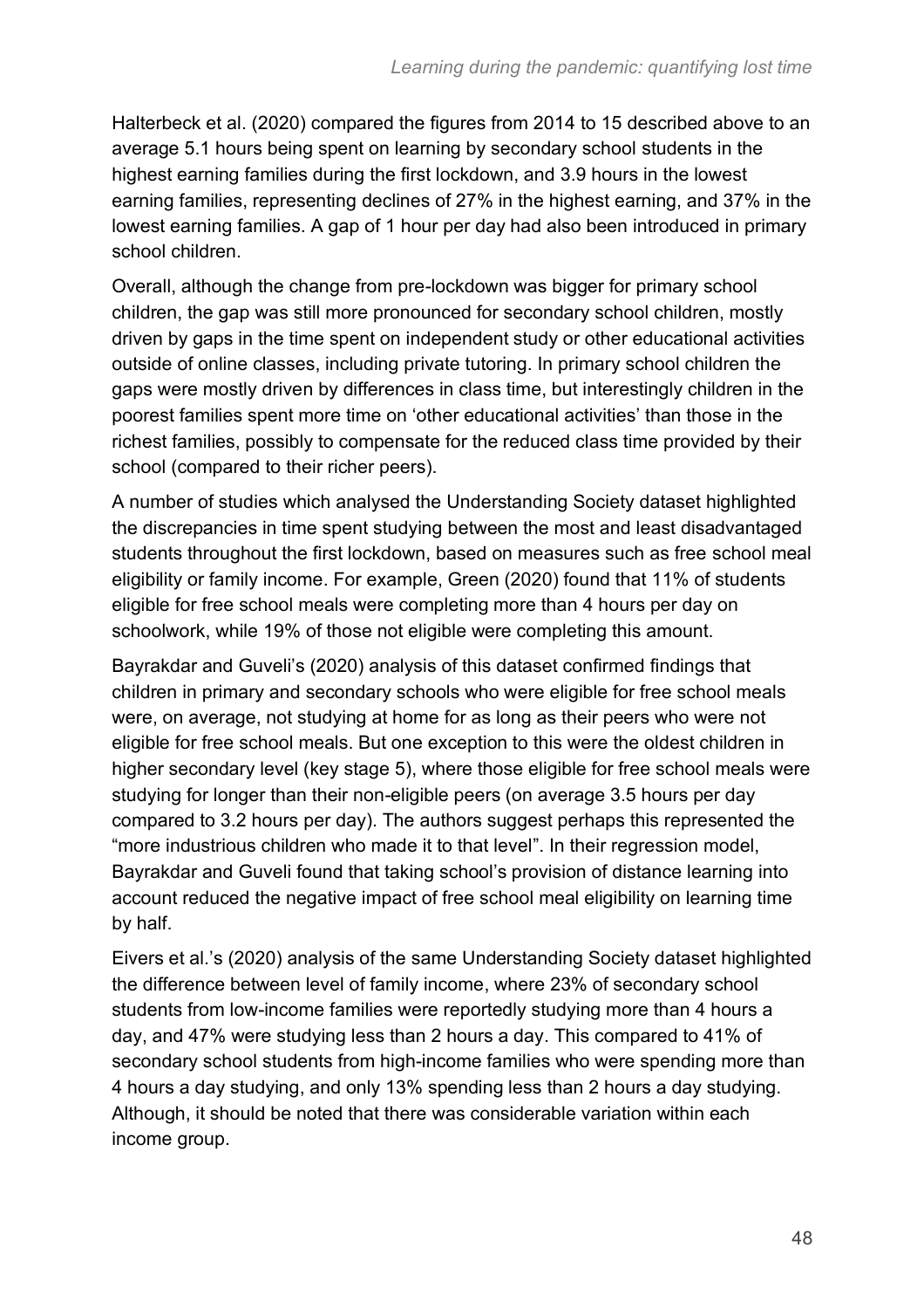Halterbeck et al. (2020) compared the figures from 2014 to 15 described above to an average 5.1 hours being spent on learning by secondary school students in the highest earning families during the first lockdown, and 3.9 hours in the lowest earning families, representing declines of 27% in the highest earning, and 37% in the lowest earning families. A gap of 1 hour per day had also been introduced in primary school children.

Overall, although the change from pre-lockdown was bigger for primary school children, the gap was still more pronounced for secondary school children, mostly driven by gaps in the time spent on independent study or other educational activities outside of online classes, including private tutoring. In primary school children the gaps were mostly driven by differences in class time, but interestingly children in the poorest families spent more time on 'other educational activities' than those in the richest families, possibly to compensate for the reduced class time provided by their school (compared to their richer peers).

A number of studies which analysed the Understanding Society dataset highlighted the discrepancies in time spent studying between the most and least disadvantaged students throughout the first lockdown, based on measures such as free school meal eligibility or family income. For example, Green (2020) found that 11% of students eligible for free school meals were completing more than 4 hours per day on schoolwork, while 19% of those not eligible were completing this amount.

Bayrakdar and Guveli's (2020) analysis of this dataset confirmed findings that children in primary and secondary schools who were eligible for free school meals were, on average, not studying at home for as long as their peers who were not eligible for free school meals. But one exception to this were the oldest children in higher secondary level (key stage 5), where those eligible for free school meals were studying for longer than their non-eligible peers (on average 3.5 hours per day compared to 3.2 hours per day). The authors suggest perhaps this represented the "more industrious children who made it to that level". In their regression model, Bayrakdar and Guveli found that taking school's provision of distance learning into account reduced the negative impact of free school meal eligibility on learning time by half.

Eivers et al.'s (2020) analysis of the same Understanding Society dataset highlighted the difference between level of family income, where 23% of secondary school students from low-income families were reportedly studying more than 4 hours a day, and 47% were studying less than 2 hours a day. This compared to 41% of secondary school students from high-income families who were spending more than 4 hours a day studying, and only 13% spending less than 2 hours a day studying. Although, it should be noted that there was considerable variation within each income group.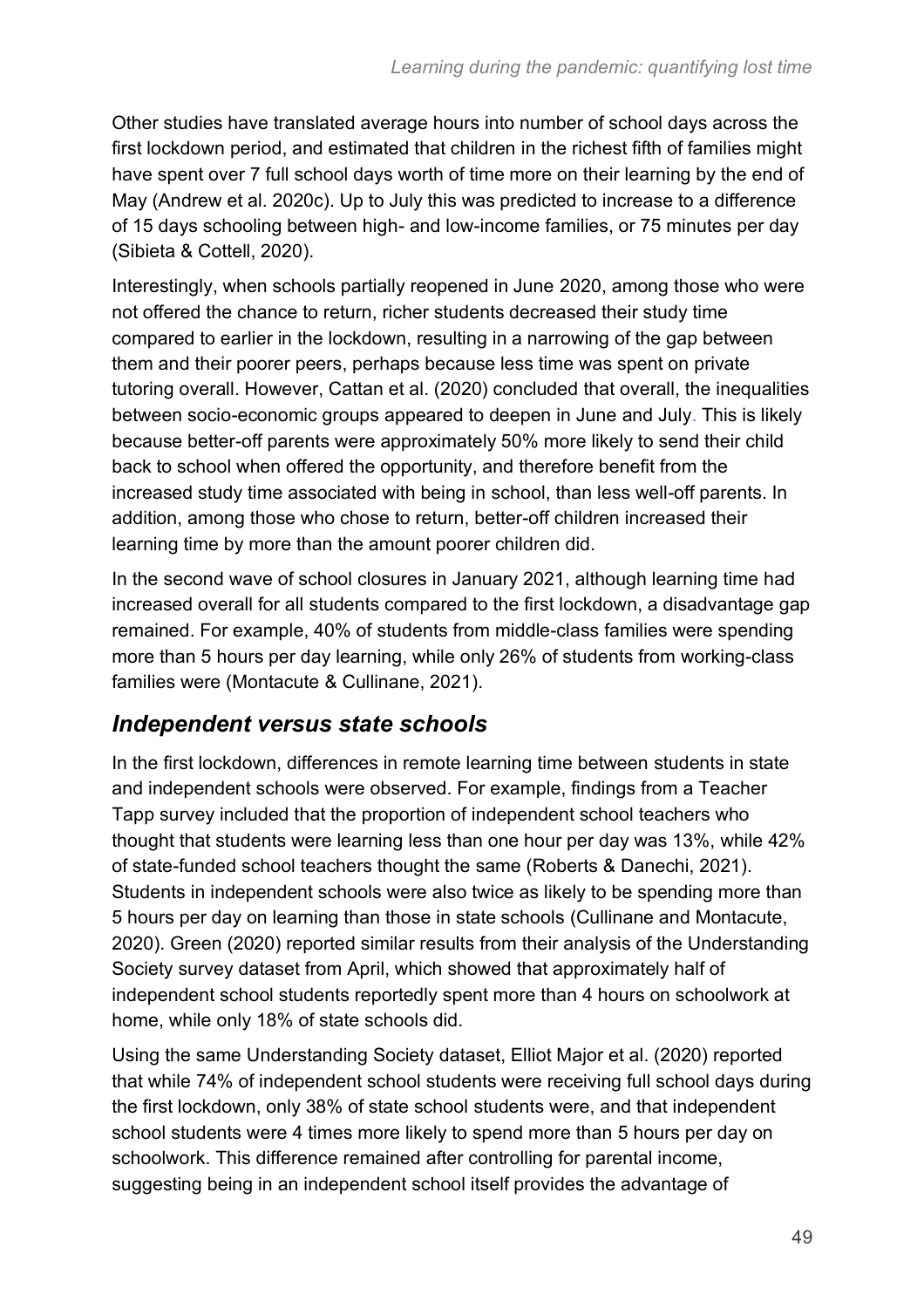Other studies have translated average hours into number of school days across the first lockdown period, and estimated that children in the richest fifth of families might have spent over 7 full school days worth of time more on their learning by the end of May (Andrew et al. 2020c). Up to July this was predicted to increase to a difference of 15 days schooling between high- and low-income families, or 75 minutes per day (Sibieta & Cottell, 2020).

Interestingly, when schools partially reopened in June 2020, among those who were not offered the chance to return, richer students decreased their study time compared to earlier in the lockdown, resulting in a narrowing of the gap between them and their poorer peers, perhaps because less time was spent on private tutoring overall. However, Cattan et al. (2020) concluded that overall, the inequalities between socio-economic groups appeared to deepen in June and July. This is likely because better-off parents were approximately 50% more likely to send their child back to school when offered the opportunity, and therefore benefit from the increased study time associated with being in school, than less well-off parents. In addition, among those who chose to return, better-off children increased their learning time by more than the amount poorer children did.

In the second wave of school closures in January 2021, although learning time had increased overall for all students compared to the first lockdown, a disadvantage gap remained. For example, 40% of students from middle-class families were spending more than 5 hours per day learning, while only 26% of students from working-class families were (Montacute & Cullinane, 2021).

## *Independent versus state schools*

In the first lockdown, differences in remote learning time between students in state and independent schools were observed. For example, findings from a Teacher Tapp survey included that the proportion of independent school teachers who thought that students were learning less than one hour per day was 13%, while 42% of state-funded school teachers thought the same (Roberts & Danechi, 2021). Students in independent schools were also twice as likely to be spending more than 5 hours per day on learning than those in state schools (Cullinane and Montacute, 2020). Green (2020) reported similar results from their analysis of the Understanding Society survey dataset from April, which showed that approximately half of independent school students reportedly spent more than 4 hours on schoolwork at home, while only 18% of state schools did.

Using the same Understanding Society dataset, Elliot Major et al. (2020) reported that while 74% of independent school students were receiving full school days during the first lockdown, only 38% of state school students were, and that independent school students were 4 times more likely to spend more than 5 hours per day on schoolwork. This difference remained after controlling for parental income, suggesting being in an independent school itself provides the advantage of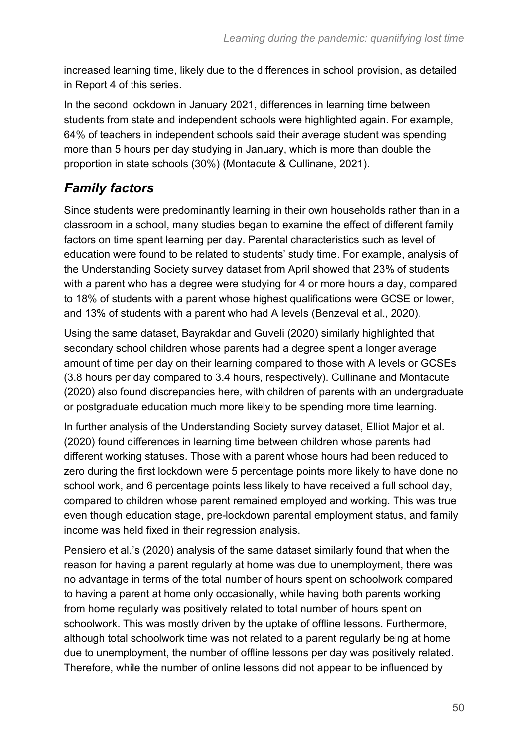increased learning time, likely due to the differences in school provision, as detailed in Report 4 of this series.

In the second lockdown in January 2021, differences in learning time between students from state and independent schools were highlighted again. For example, 64% of teachers in independent schools said their average student was spending more than 5 hours per day studying in January, which is more than double the proportion in state schools (30%) (Montacute & Cullinane, 2021).

## *Family factors*

Since students were predominantly learning in their own households rather than in a classroom in a school, many studies began to examine the effect of different family factors on time spent learning per day. Parental characteristics such as level of education were found to be related to students' study time. For example, analysis of the Understanding Society survey dataset from April showed that 23% of students with a parent who has a degree were studying for 4 or more hours a day, compared to 18% of students with a parent whose highest qualifications were GCSE or lower, and 13% of students with a parent who had A levels (Benzeval et al., 2020).

Using the same dataset, Bayrakdar and Guveli (2020) similarly highlighted that secondary school children whose parents had a degree spent a longer average amount of time per day on their learning compared to those with A levels or GCSEs (3.8 hours per day compared to 3.4 hours, respectively). Cullinane and Montacute (2020) also found discrepancies here, with children of parents with an undergraduate or postgraduate education much more likely to be spending more time learning.

In further analysis of the Understanding Society survey dataset, Elliot Major et al. (2020) found differences in learning time between children whose parents had different working statuses. Those with a parent whose hours had been reduced to zero during the first lockdown were 5 percentage points more likely to have done no school work, and 6 percentage points less likely to have received a full school day, compared to children whose parent remained employed and working. This was true even though education stage, pre-lockdown parental employment status, and family income was held fixed in their regression analysis.

Pensiero et al.'s (2020) analysis of the same dataset similarly found that when the reason for having a parent regularly at home was due to unemployment, there was no advantage in terms of the total number of hours spent on schoolwork compared to having a parent at home only occasionally, while having both parents working from home regularly was positively related to total number of hours spent on schoolwork. This was mostly driven by the uptake of offline lessons. Furthermore, although total schoolwork time was not related to a parent regularly being at home due to unemployment, the number of offline lessons per day was positively related. Therefore, while the number of online lessons did not appear to be influenced by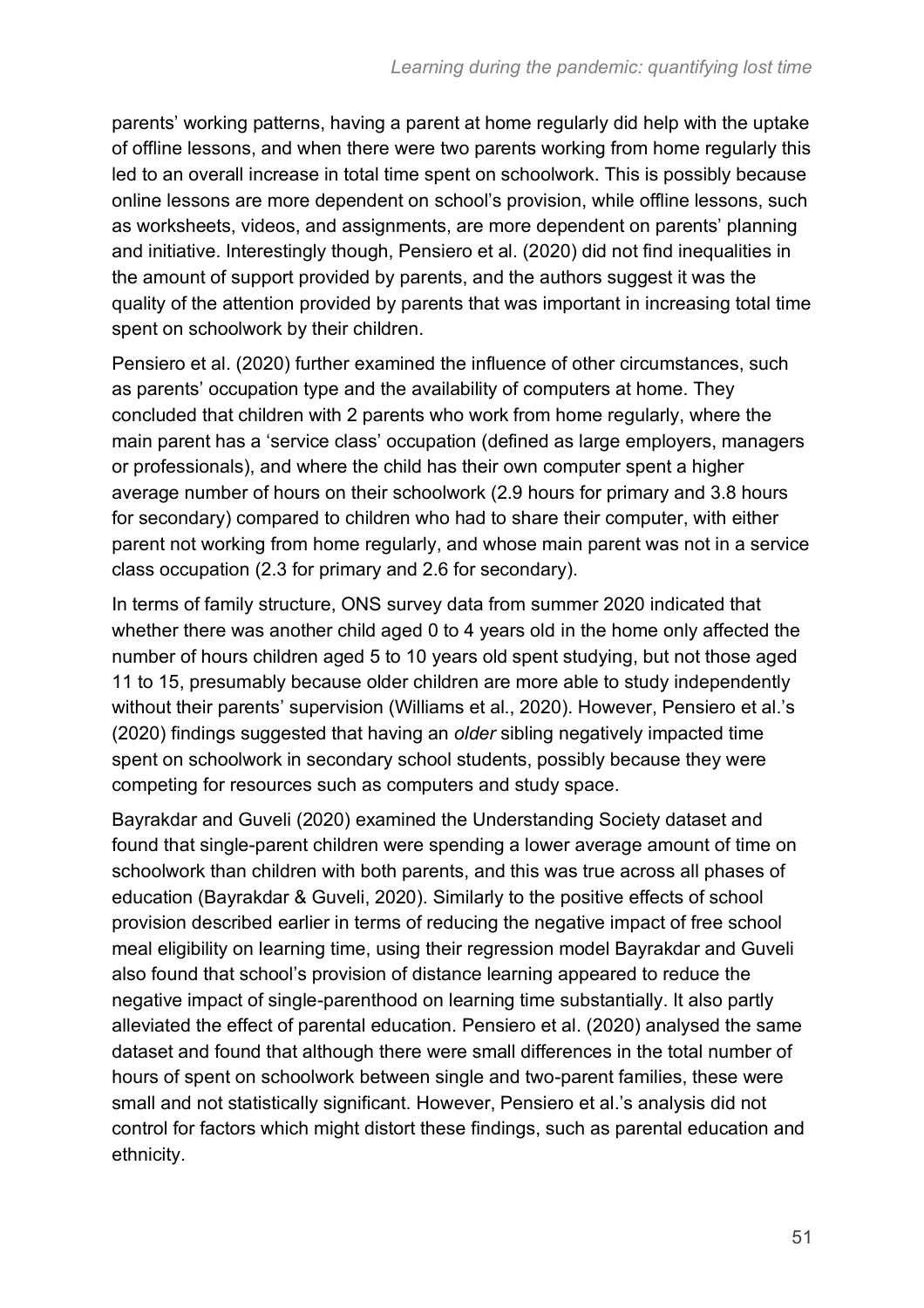parents' working patterns, having a parent at home regularly did help with the uptake of offline lessons, and when there were two parents working from home regularly this led to an overall increase in total time spent on schoolwork. This is possibly because online lessons are more dependent on school's provision, while offline lessons, such as worksheets, videos, and assignments, are more dependent on parents' planning and initiative. Interestingly though, Pensiero et al. (2020) did not find inequalities in the amount of support provided by parents, and the authors suggest it was the quality of the attention provided by parents that was important in increasing total time spent on schoolwork by their children.

Pensiero et al. (2020) further examined the influence of other circumstances, such as parents' occupation type and the availability of computers at home. They concluded that children with 2 parents who work from home regularly, where the main parent has a 'service class' occupation (defined as large employers, managers or professionals), and where the child has their own computer spent a higher average number of hours on their schoolwork (2.9 hours for primary and 3.8 hours for secondary) compared to children who had to share their computer, with either parent not working from home regularly, and whose main parent was not in a service class occupation (2.3 for primary and 2.6 for secondary).

In terms of family structure, ONS survey data from summer 2020 indicated that whether there was another child aged 0 to 4 years old in the home only affected the number of hours children aged 5 to 10 years old spent studying, but not those aged 11 to 15, presumably because older children are more able to study independently without their parents' supervision (Williams et al., 2020). However, Pensiero et al.'s (2020) findings suggested that having an *older* sibling negatively impacted time spent on schoolwork in secondary school students, possibly because they were competing for resources such as computers and study space.

Bayrakdar and Guveli (2020) examined the Understanding Society dataset and found that single-parent children were spending a lower average amount of time on schoolwork than children with both parents, and this was true across all phases of education (Bayrakdar & Guveli, 2020). Similarly to the positive effects of school provision described earlier in terms of reducing the negative impact of free school meal eligibility on learning time, using their regression model Bayrakdar and Guveli also found that school's provision of distance learning appeared to reduce the negative impact of single-parenthood on learning time substantially. It also partly alleviated the effect of parental education. Pensiero et al. (2020) analysed the same dataset and found that although there were small differences in the total number of hours of spent on schoolwork between single and two-parent families, these were small and not statistically significant. However, Pensiero et al.'s analysis did not control for factors which might distort these findings, such as parental education and ethnicity.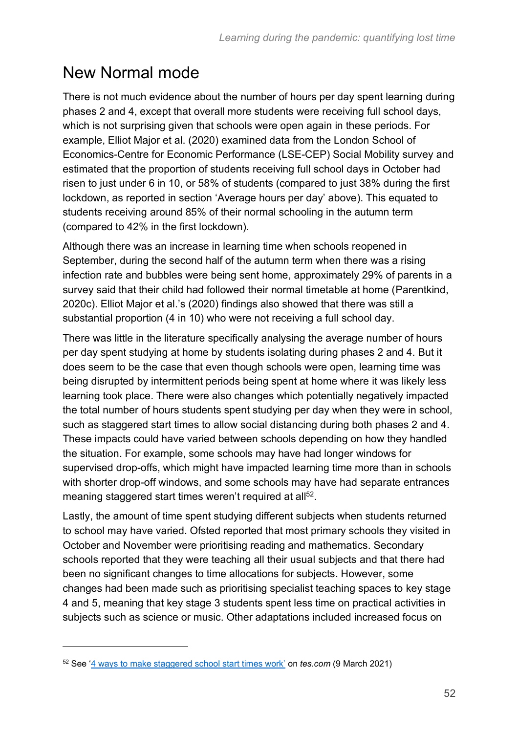## New Normal mode

There is not much evidence about the number of hours per day spent learning during phases 2 and 4, except that overall more students were receiving full school days, which is not surprising given that schools were open again in these periods. For example, Elliot Major et al. (2020) examined data from the London School of Economics-Centre for Economic Performance (LSE-CEP) Social Mobility survey and estimated that the proportion of students receiving full school days in October had risen to just under 6 in 10, or 58% of students (compared to just 38% during the first lockdown, as reported in section 'Average hours per day' above). This equated to students receiving around 85% of their normal schooling in the autumn term (compared to 42% in the first lockdown).

Although there was an increase in learning time when schools reopened in September, during the second half of the autumn term when there was a rising infection rate and bubbles were being sent home, approximately 29% of parents in a survey said that their child had followed their normal timetable at home (Parentkind, 2020c). Elliot Major et al.'s (2020) findings also showed that there was still a substantial proportion (4 in 10) who were not receiving a full school day.

There was little in the literature specifically analysing the average number of hours per day spent studying at home by students isolating during phases 2 and 4. But it does seem to be the case that even though schools were open, learning time was being disrupted by intermittent periods being spent at home where it was likely less learning took place. There were also changes which potentially negatively impacted the total number of hours students spent studying per day when they were in school, such as staggered start times to allow social distancing during both phases 2 and 4. These impacts could have varied between schools depending on how they handled the situation. For example, some schools may have had longer windows for supervised drop-offs, which might have impacted learning time more than in schools with shorter drop-off windows, and some schools may have had separate entrances meaning staggered start times weren't required at all[52].

Lastly, the amount of time spent studying different subjects when students returned to school may have varied. Ofsted reported that most primary schools they visited in October and November were prioritising reading and mathematics. Secondary schools reported that they were teaching all their usual subjects and that there had been no significant changes to time allocations for subjects. However, some changes had been made such as prioritising specialist teaching spaces to key stage 4 and 5, meaning that key stage 3 students spent less time on practical activities in subjects such as science or music. Other adaptations included increased focus on

---

[52] See '4 ways to make staggered school start times work' on *tes.com* (9 March 2021)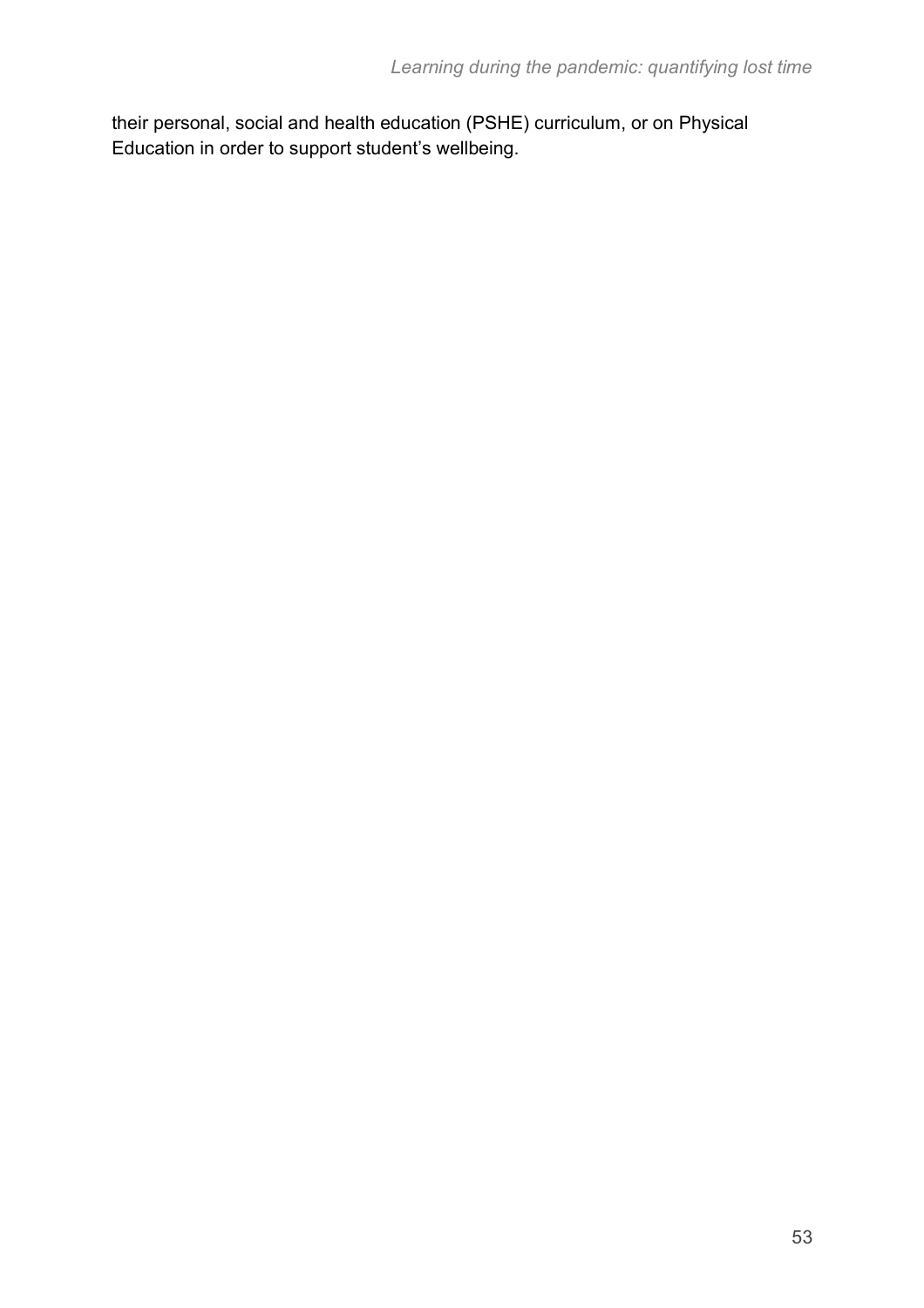their personal, social and health education (PSHE) curriculum, or on Physical Education in order to support student's wellbeing.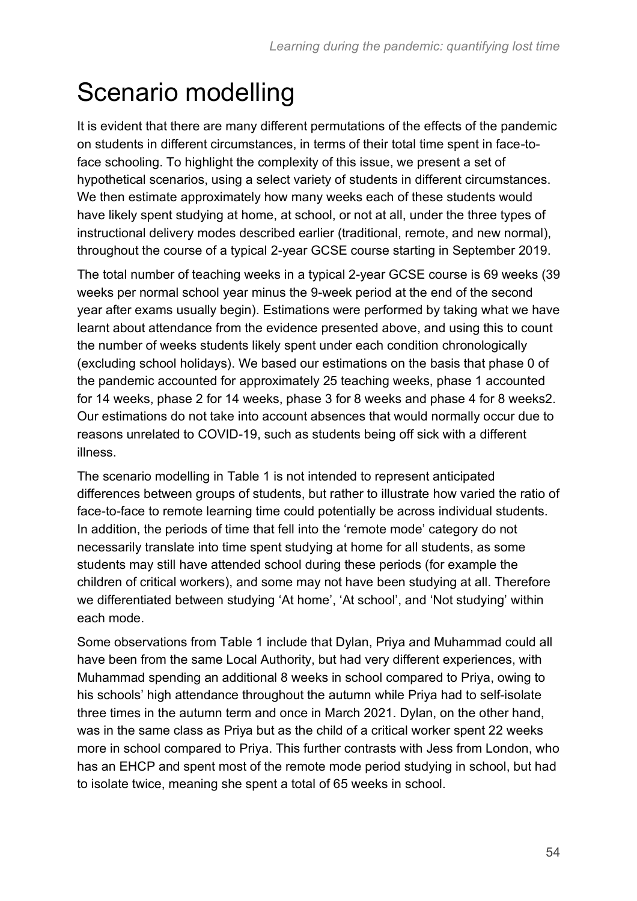# Scenario modelling

It is evident that there are many different permutations of the effects of the pandemic on students in different circumstances, in terms of their total time spent in face-to-face schooling. To highlight the complexity of this issue, we present a set of hypothetical scenarios, using a select variety of students in different circumstances. We then estimate approximately how many weeks each of these students would have likely spent studying at home, at school, or not at all, under the three types of instructional delivery modes described earlier (traditional, remote, and new normal), throughout the course of a typical 2-year GCSE course starting in September 2019.

The total number of teaching weeks in a typical 2-year GCSE course is 69 weeks (39 weeks per normal school year minus the 9-week period at the end of the second year after exams usually begin). Estimations were performed by taking what we have learnt about attendance from the evidence presented above, and using this to count the number of weeks students likely spent under each condition chronologically (excluding school holidays). We based our estimations on the basis that phase 0 of the pandemic accounted for approximately 25 teaching weeks, phase 1 accounted for 14 weeks, phase 2 for 14 weeks, phase 3 for 8 weeks and phase 4 for 8 weeks[2]. Our estimations do not take into account absences that would normally occur due to reasons unrelated to COVID-19, such as students being off sick with a different illness.

The scenario modelling in Table 1 is not intended to represent anticipated differences between groups of students, but rather to illustrate how varied the ratio of face-to-face to remote learning time could potentially be across individual students. In addition, the periods of time that fell into the 'remote mode' category do not necessarily translate into time spent studying at home for all students, as some students may still have attended school during these periods (for example the children of critical workers), and some may not have been studying at all. Therefore we differentiated between studying 'At home', 'At school', and 'Not studying' within each mode.

Some observations from Table 1 include that Dylan, Priya and Muhammad could all have been from the same Local Authority, but had very different experiences, with Muhammad spending an additional 8 weeks in school compared to Priya, owing to his schools' high attendance throughout the autumn while Priya had to self-isolate three times in the autumn term and once in March 2021. Dylan, on the other hand, was in the same class as Priya but as the child of a critical worker spent 22 weeks more in school compared to Priya. This further contrasts with Jess from London, who has an EHCP and spent most of the remote mode period studying in school, but had to isolate twice, meaning she spent a total of 65 weeks in school.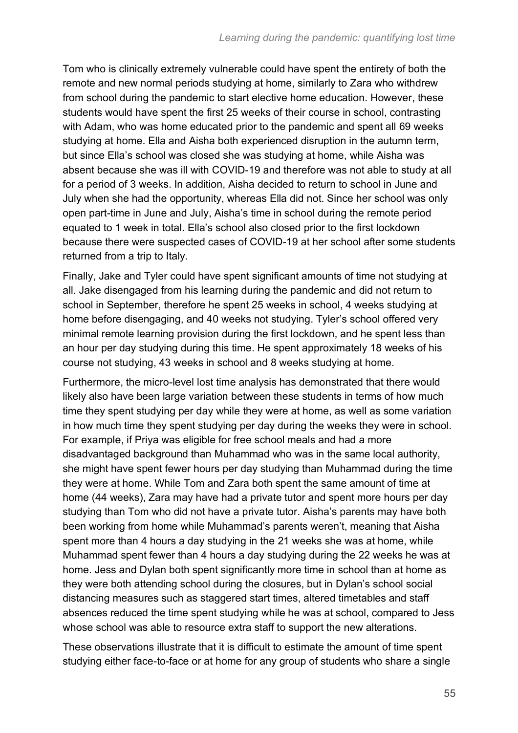Tom who is clinically extremely vulnerable could have spent the entirety of both the remote and new normal periods studying at home, similarly to Zara who withdrew from school during the pandemic to start elective home education. However, these students would have spent the first 25 weeks of their course in school, contrasting with Adam, who was home educated prior to the pandemic and spent all 69 weeks studying at home. Ella and Aisha both experienced disruption in the autumn term, but since Ella's school was closed she was studying at home, while Aisha was absent because she was ill with COVID-19 and therefore was not able to study at all for a period of 3 weeks. In addition, Aisha decided to return to school in June and July when she had the opportunity, whereas Ella did not. Since her school was only open part-time in June and July, Aisha's time in school during the remote period equated to 1 week in total. Ella's school also closed prior to the first lockdown because there were suspected cases of COVID-19 at her school after some students returned from a trip to Italy.

Finally, Jake and Tyler could have spent significant amounts of time not studying at all. Jake disengaged from his learning during the pandemic and did not return to school in September, therefore he spent 25 weeks in school, 4 weeks studying at home before disengaging, and 40 weeks not studying. Tyler's school offered very minimal remote learning provision during the first lockdown, and he spent less than an hour per day studying during this time. He spent approximately 18 weeks of his course not studying, 43 weeks in school and 8 weeks studying at home.

Furthermore, the micro-level lost time analysis has demonstrated that there would likely also have been large variation between these students in terms of how much time they spent studying per day while they were at home, as well as some variation in how much time they spent studying per day during the weeks they were in school. For example, if Priya was eligible for free school meals and had a more disadvantaged background than Muhammad who was in the same local authority, she might have spent fewer hours per day studying than Muhammad during the time they were at home. While Tom and Zara both spent the same amount of time at home (44 weeks), Zara may have had a private tutor and spent more hours per day studying than Tom who did not have a private tutor. Aisha's parents may have both been working from home while Muhammad's parents weren't, meaning that Aisha spent more than 4 hours a day studying in the 21 weeks she was at home, while Muhammad spent fewer than 4 hours a day studying during the 22 weeks he was at home. Jess and Dylan both spent significantly more time in school than at home as they were both attending school during the closures, but in Dylan's school social distancing measures such as staggered start times, altered timetables and staff absences reduced the time spent studying while he was at school, compared to Jess whose school was able to resource extra staff to support the new alterations.

These observations illustrate that it is difficult to estimate the amount of time spent studying either face-to-face or at home for any group of students who share a single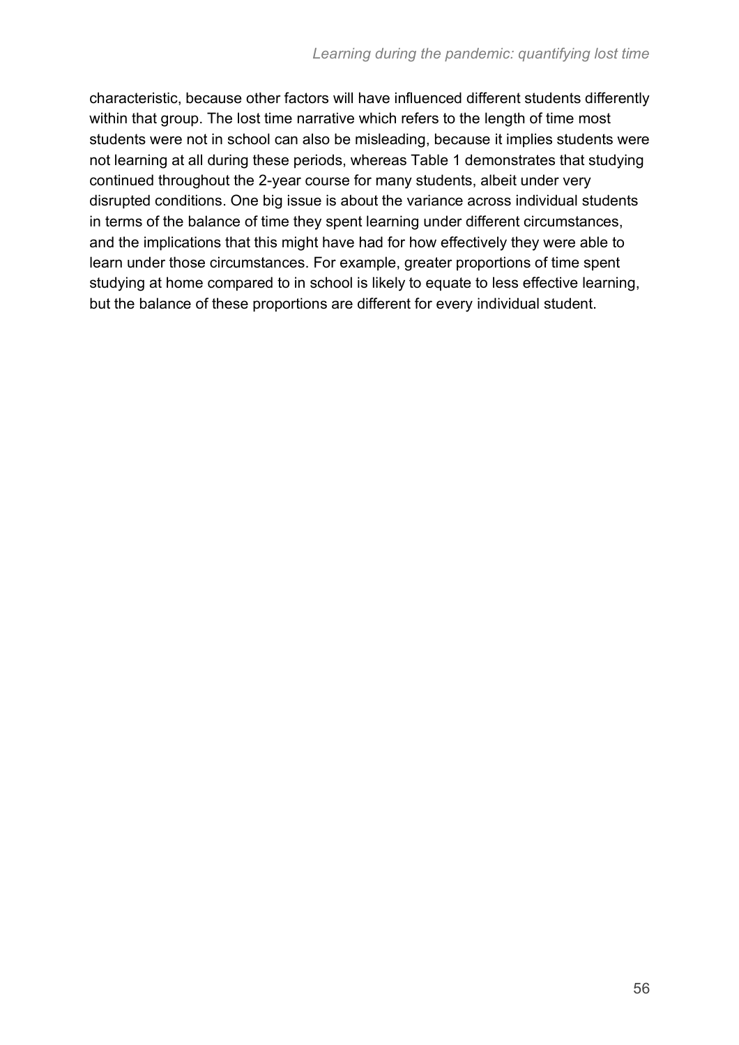characteristic, because other factors will have influenced different students differently within that group. The lost time narrative which refers to the length of time most students were not in school can also be misleading, because it implies students were not learning at all during these periods, whereas Table 1 demonstrates that studying continued throughout the 2-year course for many students, albeit under very disrupted conditions. One big issue is about the variance across individual students in terms of the balance of time they spent learning under different circumstances, and the implications that this might have had for how effectively they were able to learn under those circumstances. For example, greater proportions of time spent studying at home compared to in school is likely to equate to less effective learning, but the balance of these proportions are different for every individual student.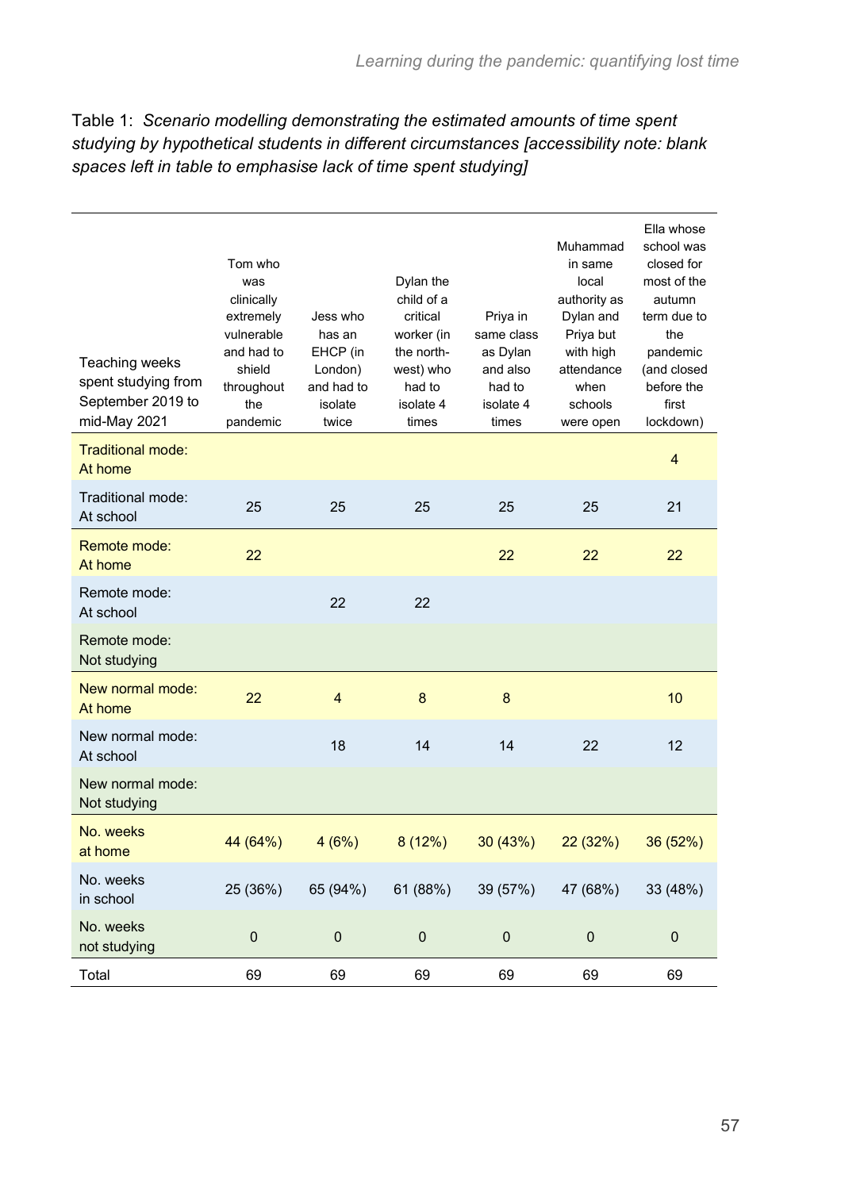Table 1: *Scenario modelling demonstrating the estimated amounts of time spent studying by hypothetical students in different circumstances [accessibility note: blank spaces left in table to emphasise lack of time spent studying]*

| Teaching weeks spent studying from September 2019 to mid-May 2021 | Tom who was clinically extremely vulnerable and had to shield throughout the pandemic | Jess who has an EHCP (in London) and had to isolate twice | Dylan the child of a critical worker (in the north-west) who had to isolate 4 times | Priya in same class as Dylan and also had to isolate 4 times | Muhammad in same local authority as Dylan and Priya but with high attendance when schools were open | Ella whose school was closed for most of the autumn term due to the pandemic (and closed before the first lockdown) |
|---|---|---|---|---|---|---|
| Traditional mode: At home | | | | | | 4 |
| Traditional mode: At school | 25 | 25 | 25 | 25 | 25 | 21 |
| Remote mode: At home | 22 | | | 22 | 22 | 22 |
| Remote mode: At school | | 22 | 22 | | | |
| Remote mode: Not studying | | | | | | |
| New normal mode: At home | 22 | 4 | 8 | 8 | | 10 |
| New normal mode: At school | | 18 | 14 | 14 | 22 | 12 |
| New normal mode: Not studying | | | | | | |
| No. weeks at home | 44 (64%) | 4 (6%) | 8 (12%) | 30 (43%) | 22 (32%) | 36 (52%) |
| No. weeks in school | 25 (36%) | 65 (94%) | 61 (88%) | 39 (57%) | 47 (68%) | 33 (48%) |
| No. weeks not studying | 0 | 0 | 0 | 0 | 0 | 0 |
| Total | 69 | 69 | 69 | 69 | 69 | 69 |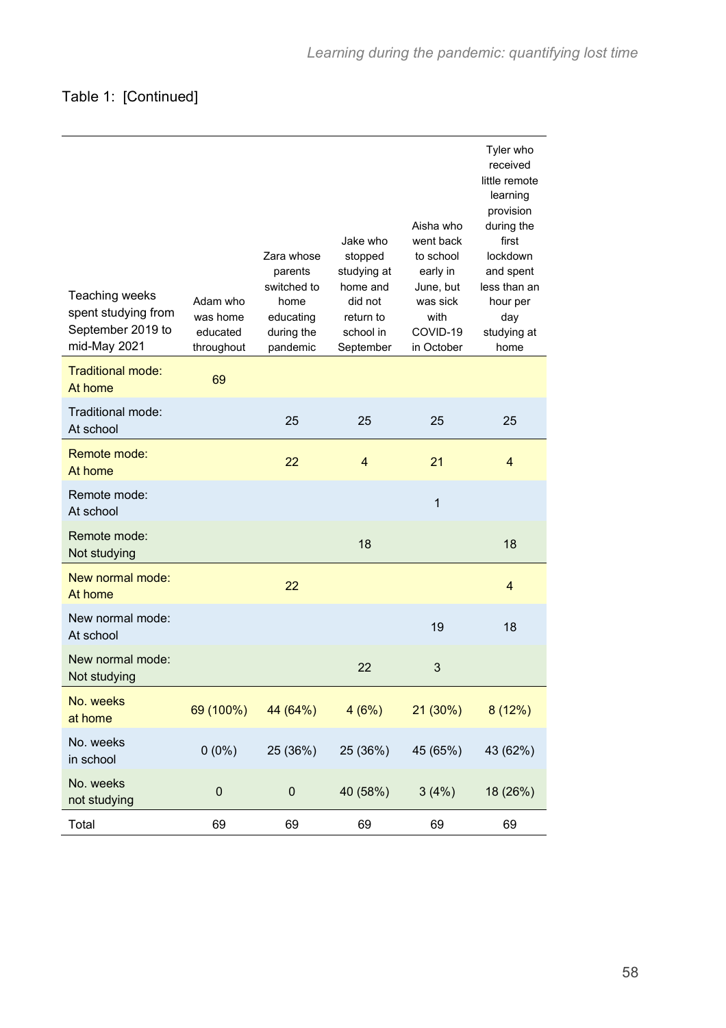Table 1: [Continued]

| Teaching weeks spent studying from September 2019 to mid-May 2021 | Adam who was home educated throughout | Zara whose parents switched to home educating during the pandemic | Jake who stopped studying at home and did not return to school in September | Aisha who went back to school early in June, but was sick with COVID-19 in October | Tyler who received little remote learning provision during the first lockdown and spent less than an hour per day studying at home |
|---|---|---|---|---|---|
| Traditional mode: At home | 69 | | | | |
| Traditional mode: At school | | 25 | 25 | 25 | 25 |
| Remote mode: At home | | 22 | 4 | 21 | 4 |
| Remote mode: At school | | | | 1 | |
| Remote mode: Not studying | | | 18 | | 18 |
| New normal mode: At home | | 22 | | | 4 |
| New normal mode: At school | | | | 19 | 18 |
| New normal mode: Not studying | | | 22 | 3 | |
| No. weeks at home | 69 (100%) | 44 (64%) | 4 (6%) | 21 (30%) | 8 (12%) |
| No. weeks in school | 0 (0%) | 25 (36%) | 25 (36%) | 45 (65%) | 43 (62%) |
| No. weeks not studying | 0 | 0 | 40 (58%) | 3 (4%) | 18 (26%) |
| Total | 69 | 69 | 69 | 69 | 69 |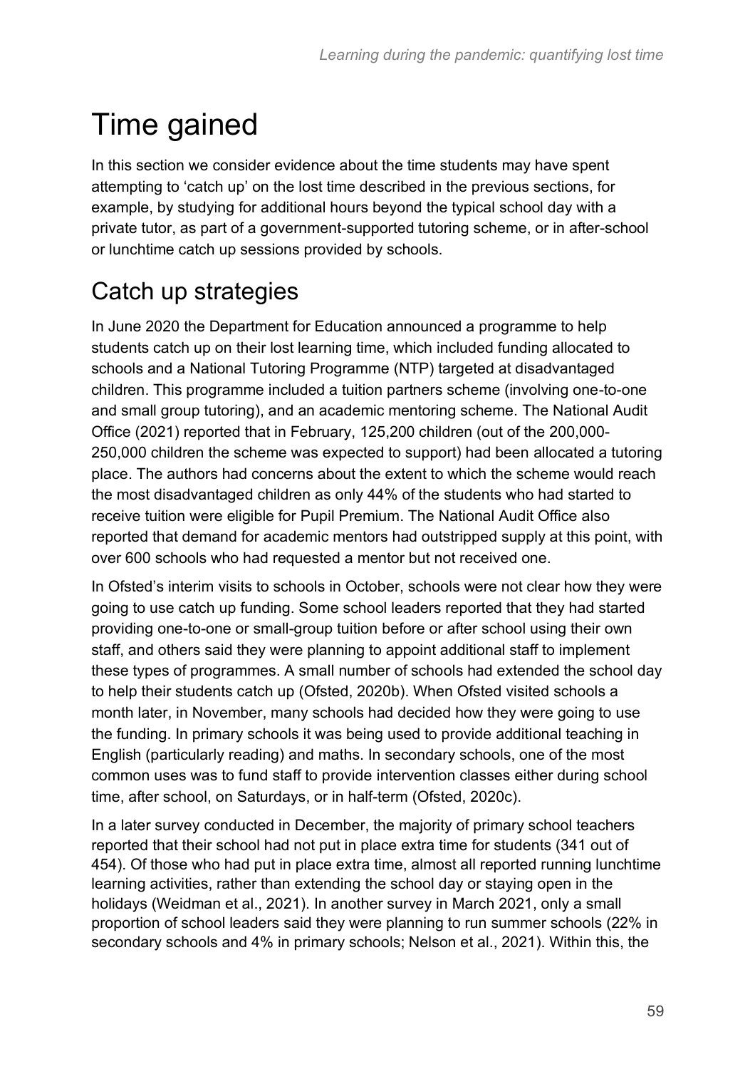# Time gained

In this section we consider evidence about the time students may have spent attempting to 'catch up' on the lost time described in the previous sections, for example, by studying for additional hours beyond the typical school day with a private tutor, as part of a government-supported tutoring scheme, or in after-school or lunchtime catch up sessions provided by schools.

## Catch up strategies

In June 2020 the Department for Education announced a programme to help students catch up on their lost learning time, which included funding allocated to schools and a National Tutoring Programme (NTP) targeted at disadvantaged children. This programme included a tuition partners scheme (involving one-to-one and small group tutoring), and an academic mentoring scheme. The National Audit Office (2021) reported that in February, 125,200 children (out of the 200,000-250,000 children the scheme was expected to support) had been allocated a tutoring place. The authors had concerns about the extent to which the scheme would reach the most disadvantaged children as only 44% of the students who had started to receive tuition were eligible for Pupil Premium. The National Audit Office also reported that demand for academic mentors had outstripped supply at this point, with over 600 schools who had requested a mentor but not received one.

In Ofsted's interim visits to schools in October, schools were not clear how they were going to use catch up funding. Some school leaders reported that they had started providing one-to-one or small-group tuition before or after school using their own staff, and others said they were planning to appoint additional staff to implement these types of programmes. A small number of schools had extended the school day to help their students catch up (Ofsted, 2020b). When Ofsted visited schools a month later, in November, many schools had decided how they were going to use the funding. In primary schools it was being used to provide additional teaching in English (particularly reading) and maths. In secondary schools, one of the most common uses was to fund staff to provide intervention classes either during school time, after school, on Saturdays, or in half-term (Ofsted, 2020c).

In a later survey conducted in December, the majority of primary school teachers reported that their school had not put in place extra time for students (341 out of 454). Of those who had put in place extra time, almost all reported running lunchtime learning activities, rather than extending the school day or staying open in the holidays (Weidman et al., 2021). In another survey in March 2021, only a small proportion of school leaders said they were planning to run summer schools (22% in secondary schools and 4% in primary schools; Nelson et al., 2021). Within this, the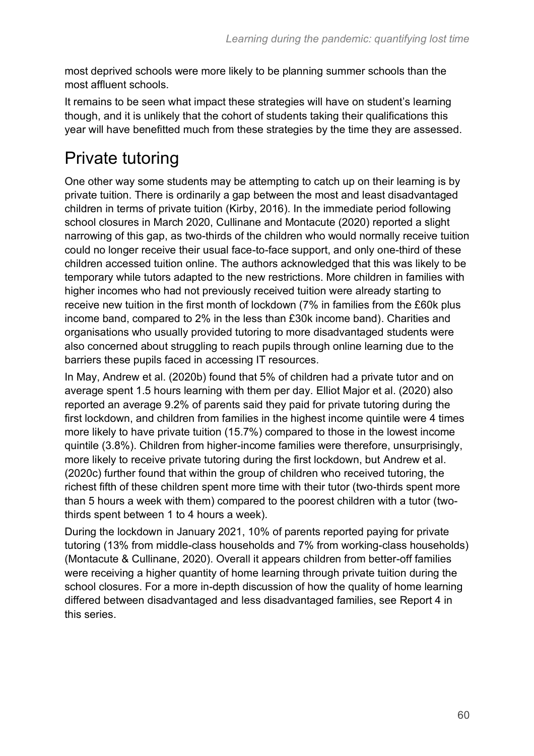most deprived schools were more likely to be planning summer schools than the most affluent schools.

It remains to be seen what impact these strategies will have on student's learning though, and it is unlikely that the cohort of students taking their qualifications this year will have benefitted much from these strategies by the time they are assessed.

# Private tutoring

One other way some students may be attempting to catch up on their learning is by private tuition. There is ordinarily a gap between the most and least disadvantaged children in terms of private tuition (Kirby, 2016). In the immediate period following school closures in March 2020, Cullinane and Montacute (2020) reported a slight narrowing of this gap, as two-thirds of the children who would normally receive tuition could no longer receive their usual face-to-face support, and only one-third of these children accessed tuition online. The authors acknowledged that this was likely to be temporary while tutors adapted to the new restrictions. More children in families with higher incomes who had not previously received tuition were already starting to receive new tuition in the first month of lockdown (7% in families from the £60k plus income band, compared to 2% in the less than £30k income band). Charities and organisations who usually provided tutoring to more disadvantaged students were also concerned about struggling to reach pupils through online learning due to the barriers these pupils faced in accessing IT resources.

In May, Andrew et al. (2020b) found that 5% of children had a private tutor and on average spent 1.5 hours learning with them per day. Elliot Major et al. (2020) also reported an average 9.2% of parents said they paid for private tutoring during the first lockdown, and children from families in the highest income quintile were 4 times more likely to have private tuition (15.7%) compared to those in the lowest income quintile (3.8%). Children from higher-income families were therefore, unsurprisingly, more likely to receive private tutoring during the first lockdown, but Andrew et al. (2020c) further found that within the group of children who received tutoring, the richest fifth of these children spent more time with their tutor (two-thirds spent more than 5 hours a week with them) compared to the poorest children with a tutor (two-thirds spent between 1 to 4 hours a week).

During the lockdown in January 2021, 10% of parents reported paying for private tutoring (13% from middle-class households and 7% from working-class households) (Montacute & Cullinane, 2020). Overall it appears children from better-off families were receiving a higher quantity of home learning through private tuition during the school closures. For a more in-depth discussion of how the quality of home learning differed between disadvantaged and less disadvantaged families, see Report 4 in this series.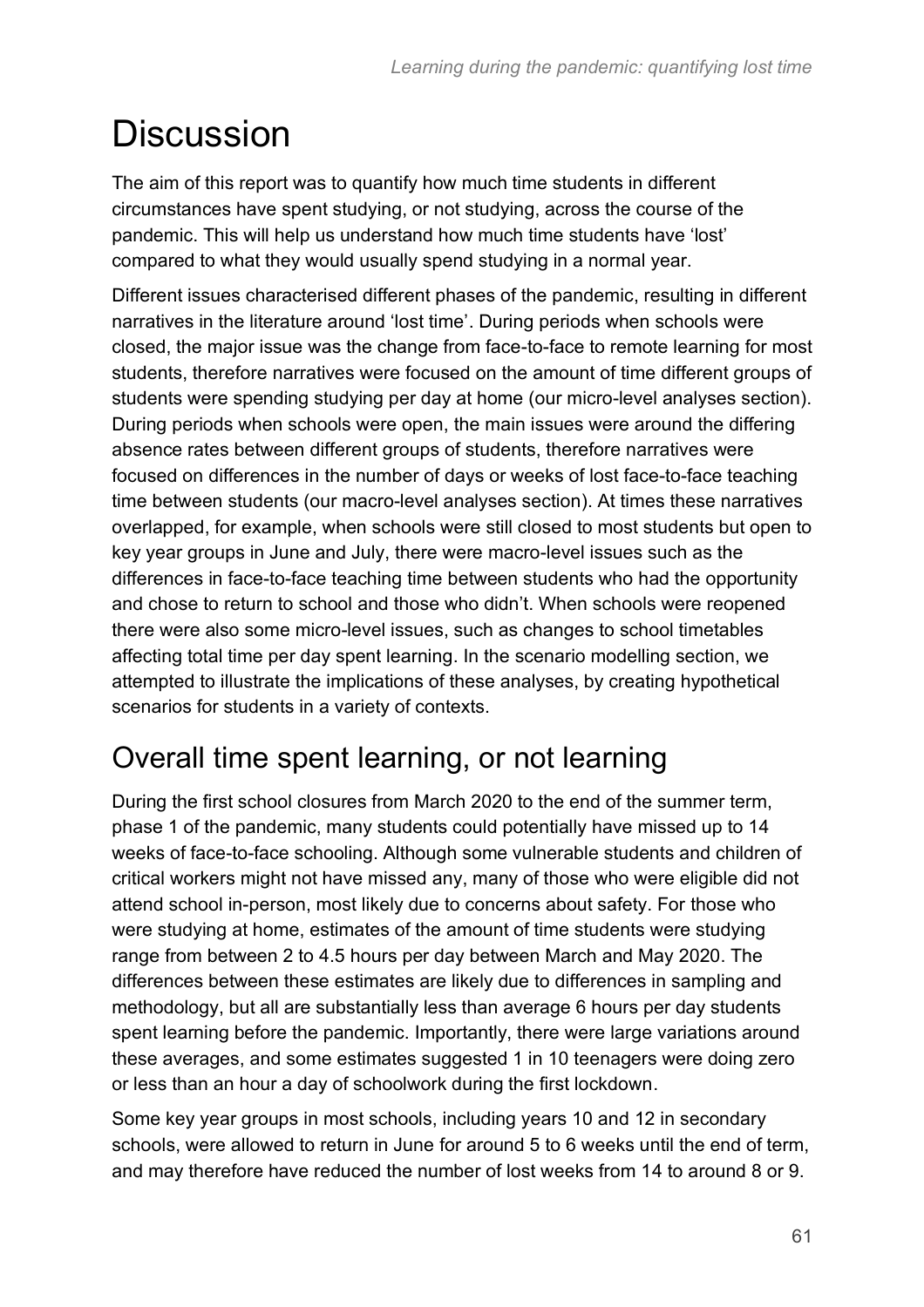# Discussion

The aim of this report was to quantify how much time students in different circumstances have spent studying, or not studying, across the course of the pandemic. This will help us understand how much time students have 'lost' compared to what they would usually spend studying in a normal year.

Different issues characterised different phases of the pandemic, resulting in different narratives in the literature around 'lost time'. During periods when schools were closed, the major issue was the change from face-to-face to remote learning for most students, therefore narratives were focused on the amount of time different groups of students were spending studying per day at home (our micro-level analyses section). During periods when schools were open, the main issues were around the differing absence rates between different groups of students, therefore narratives were focused on differences in the number of days or weeks of lost face-to-face teaching time between students (our macro-level analyses section). At times these narratives overlapped, for example, when schools were still closed to most students but open to key year groups in June and July, there were macro-level issues such as the differences in face-to-face teaching time between students who had the opportunity and chose to return to school and those who didn't. When schools were reopened there were also some micro-level issues, such as changes to school timetables affecting total time per day spent learning. In the scenario modelling section, we attempted to illustrate the implications of these analyses, by creating hypothetical scenarios for students in a variety of contexts.

## Overall time spent learning, or not learning

During the first school closures from March 2020 to the end of the summer term, phase 1 of the pandemic, many students could potentially have missed up to 14 weeks of face-to-face schooling. Although some vulnerable students and children of critical workers might not have missed any, many of those who were eligible did not attend school in-person, most likely due to concerns about safety. For those who were studying at home, estimates of the amount of time students were studying range from between 2 to 4.5 hours per day between March and May 2020. The differences between these estimates are likely due to differences in sampling and methodology, but all are substantially less than average 6 hours per day students spent learning before the pandemic. Importantly, there were large variations around these averages, and some estimates suggested 1 in 10 teenagers were doing zero or less than an hour a day of schoolwork during the first lockdown.

Some key year groups in most schools, including years 10 and 12 in secondary schools, were allowed to return in June for around 5 to 6 weeks until the end of term, and may therefore have reduced the number of lost weeks from 14 to around 8 or 9.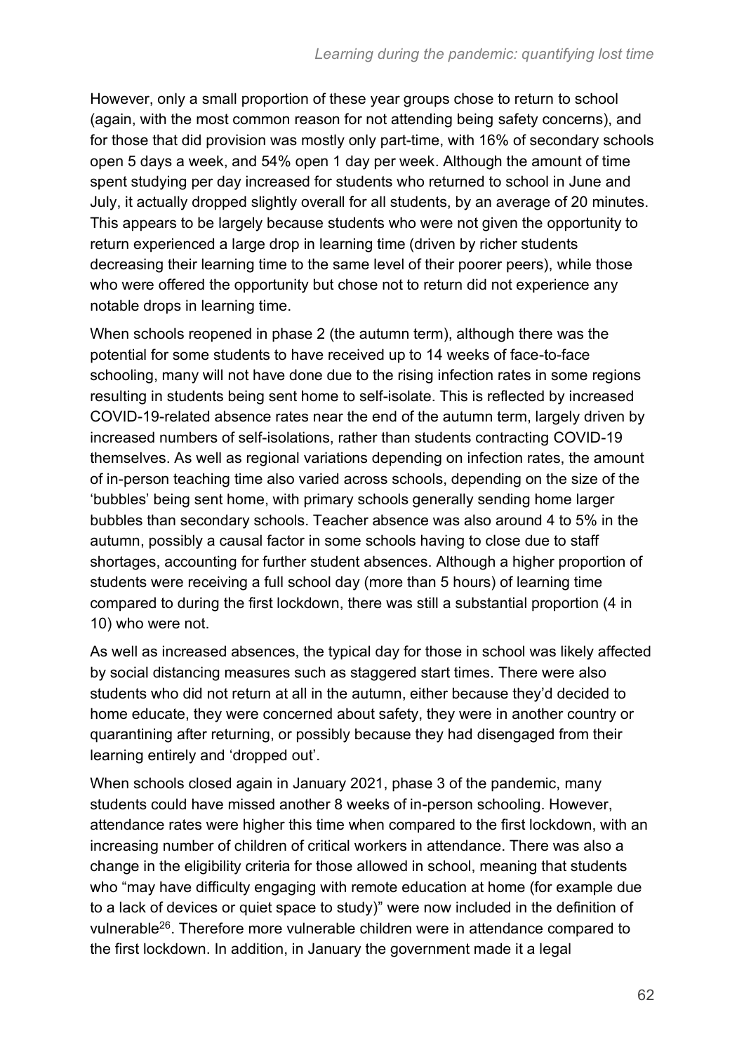However, only a small proportion of these year groups chose to return to school (again, with the most common reason for not attending being safety concerns), and for those that did provision was mostly only part-time, with 16% of secondary schools open 5 days a week, and 54% open 1 day per week. Although the amount of time spent studying per day increased for students who returned to school in June and July, it actually dropped slightly overall for all students, by an average of 20 minutes. This appears to be largely because students who were not given the opportunity to return experienced a large drop in learning time (driven by richer students decreasing their learning time to the same level of their poorer peers), while those who were offered the opportunity but chose not to return did not experience any notable drops in learning time.

When schools reopened in phase 2 (the autumn term), although there was the potential for some students to have received up to 14 weeks of face-to-face schooling, many will not have done due to the rising infection rates in some regions resulting in students being sent home to self-isolate. This is reflected by increased COVID-19-related absence rates near the end of the autumn term, largely driven by increased numbers of self-isolations, rather than students contracting COVID-19 themselves. As well as regional variations depending on infection rates, the amount of in-person teaching time also varied across schools, depending on the size of the 'bubbles' being sent home, with primary schools generally sending home larger bubbles than secondary schools. Teacher absence was also around 4 to 5% in the autumn, possibly a causal factor in some schools having to close due to staff shortages, accounting for further student absences. Although a higher proportion of students were receiving a full school day (more than 5 hours) of learning time compared to during the first lockdown, there was still a substantial proportion (4 in 10) who were not.

As well as increased absences, the typical day for those in school was likely affected by social distancing measures such as staggered start times. There were also students who did not return at all in the autumn, either because they'd decided to home educate, they were concerned about safety, they were in another country or quarantining after returning, or possibly because they had disengaged from their learning entirely and 'dropped out'.

When schools closed again in January 2021, phase 3 of the pandemic, many students could have missed another 8 weeks of in-person schooling. However, attendance rates were higher this time when compared to the first lockdown, with an increasing number of children of critical workers in attendance. There was also a change in the eligibility criteria for those allowed in school, meaning that students who "may have difficulty engaging with remote education at home (for example due to a lack of devices or quiet space to study)" were now included in the definition of vulnerable[26]. Therefore more vulnerable children were in attendance compared to the first lockdown. In addition, in January the government made it a legal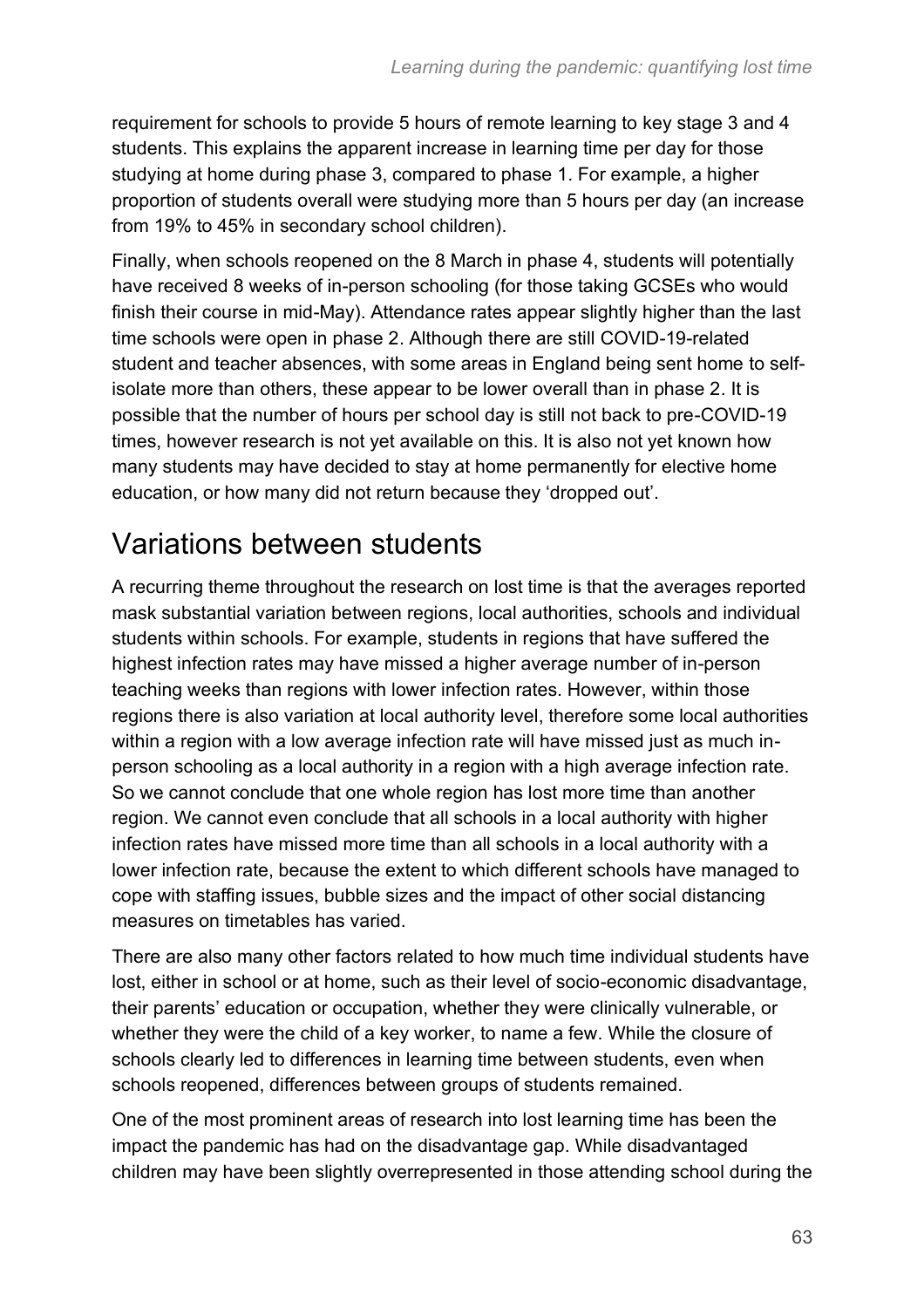requirement for schools to provide 5 hours of remote learning to key stage 3 and 4 students. This explains the apparent increase in learning time per day for those studying at home during phase 3, compared to phase 1. For example, a higher proportion of students overall were studying more than 5 hours per day (an increase from 19% to 45% in secondary school children).

Finally, when schools reopened on the 8 March in phase 4, students will potentially have received 8 weeks of in-person schooling (for those taking GCSEs who would finish their course in mid-May). Attendance rates appear slightly higher than the last time schools were open in phase 2. Although there are still COVID-19-related student and teacher absences, with some areas in England being sent home to self-isolate more than others, these appear to be lower overall than in phase 2. It is possible that the number of hours per school day is still not back to pre-COVID-19 times, however research is not yet available on this. It is also not yet known how many students may have decided to stay at home permanently for elective home education, or how many did not return because they 'dropped out'.

## Variations between students

A recurring theme throughout the research on lost time is that the averages reported mask substantial variation between regions, local authorities, schools and individual students within schools. For example, students in regions that have suffered the highest infection rates may have missed a higher average number of in-person teaching weeks than regions with lower infection rates. However, within those regions there is also variation at local authority level, therefore some local authorities within a region with a low average infection rate will have missed just as much in-person schooling as a local authority in a region with a high average infection rate. So we cannot conclude that one whole region has lost more time than another region. We cannot even conclude that all schools in a local authority with higher infection rates have missed more time than all schools in a local authority with a lower infection rate, because the extent to which different schools have managed to cope with staffing issues, bubble sizes and the impact of other social distancing measures on timetables has varied.

There are also many other factors related to how much time individual students have lost, either in school or at home, such as their level of socio-economic disadvantage, their parents' education or occupation, whether they were clinically vulnerable, or whether they were the child of a key worker, to name a few. While the closure of schools clearly led to differences in learning time between students, even when schools reopened, differences between groups of students remained.

One of the most prominent areas of research into lost learning time has been the impact the pandemic has had on the disadvantage gap. While disadvantaged children may have been slightly overrepresented in those attending school during the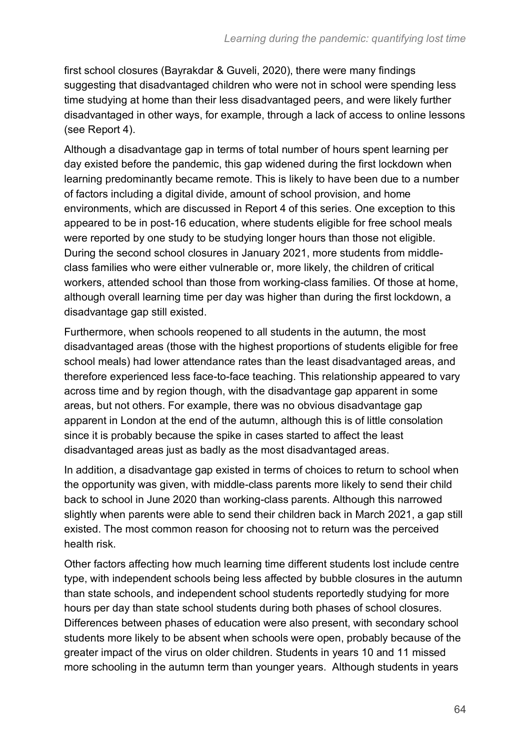first school closures (Bayrakdar & Guveli, 2020), there were many findings suggesting that disadvantaged children who were not in school were spending less time studying at home than their less disadvantaged peers, and were likely further disadvantaged in other ways, for example, through a lack of access to online lessons (see Report 4).

Although a disadvantage gap in terms of total number of hours spent learning per day existed before the pandemic, this gap widened during the first lockdown when learning predominantly became remote. This is likely to have been due to a number of factors including a digital divide, amount of school provision, and home environments, which are discussed in Report 4 of this series. One exception to this appeared to be in post-16 education, where students eligible for free school meals were reported by one study to be studying longer hours than those not eligible. During the second school closures in January 2021, more students from middle-class families who were either vulnerable or, more likely, the children of critical workers, attended school than those from working-class families. Of those at home, although overall learning time per day was higher than during the first lockdown, a disadvantage gap still existed.

Furthermore, when schools reopened to all students in the autumn, the most disadvantaged areas (those with the highest proportions of students eligible for free school meals) had lower attendance rates than the least disadvantaged areas, and therefore experienced less face-to-face teaching. This relationship appeared to vary across time and by region though, with the disadvantage gap apparent in some areas, but not others. For example, there was no obvious disadvantage gap apparent in London at the end of the autumn, although this is of little consolation since it is probably because the spike in cases started to affect the least disadvantaged areas just as badly as the most disadvantaged areas.

In addition, a disadvantage gap existed in terms of choices to return to school when the opportunity was given, with middle-class parents more likely to send their child back to school in June 2020 than working-class parents. Although this narrowed slightly when parents were able to send their children back in March 2021, a gap still existed. The most common reason for choosing not to return was the perceived health risk.

Other factors affecting how much learning time different students lost include centre type, with independent schools being less affected by bubble closures in the autumn than state schools, and independent school students reportedly studying for more hours per day than state school students during both phases of school closures. Differences between phases of education were also present, with secondary school students more likely to be absent when schools were open, probably because of the greater impact of the virus on older children. Students in years 10 and 11 missed more schooling in the autumn term than younger years. Although students in years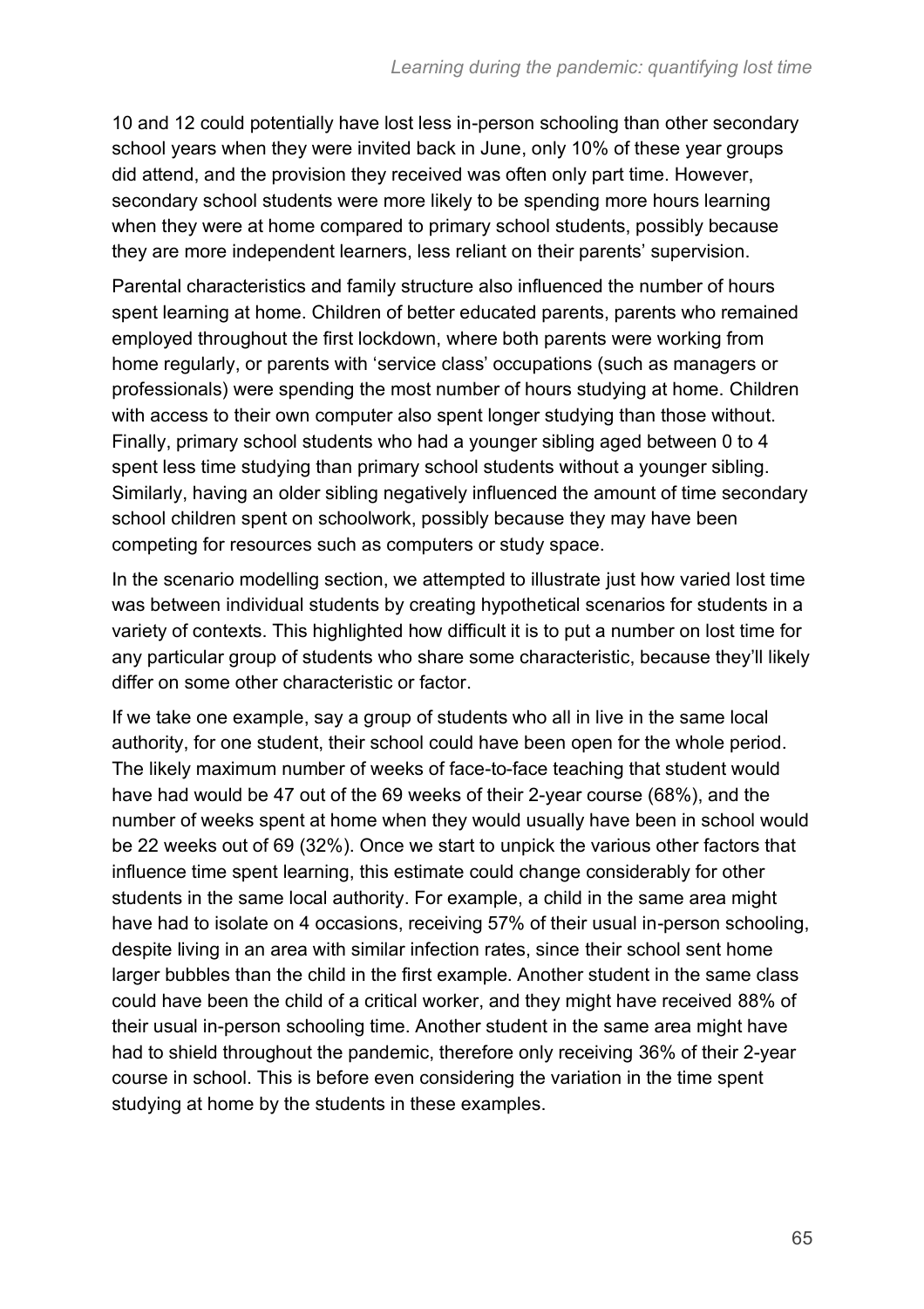10 and 12 could potentially have lost less in-person schooling than other secondary school years when they were invited back in June, only 10% of these year groups did attend, and the provision they received was often only part time. However, secondary school students were more likely to be spending more hours learning when they were at home compared to primary school students, possibly because they are more independent learners, less reliant on their parents' supervision.

Parental characteristics and family structure also influenced the number of hours spent learning at home. Children of better educated parents, parents who remained employed throughout the first lockdown, where both parents were working from home regularly, or parents with 'service class' occupations (such as managers or professionals) were spending the most number of hours studying at home. Children with access to their own computer also spent longer studying than those without. Finally, primary school students who had a younger sibling aged between 0 to 4 spent less time studying than primary school students without a younger sibling. Similarly, having an older sibling negatively influenced the amount of time secondary school children spent on schoolwork, possibly because they may have been competing for resources such as computers or study space.

In the scenario modelling section, we attempted to illustrate just how varied lost time was between individual students by creating hypothetical scenarios for students in a variety of contexts. This highlighted how difficult it is to put a number on lost time for any particular group of students who share some characteristic, because they'll likely differ on some other characteristic or factor.

If we take one example, say a group of students who all in live in the same local authority, for one student, their school could have been open for the whole period. The likely maximum number of weeks of face-to-face teaching that student would have had would be 47 out of the 69 weeks of their 2-year course (68%), and the number of weeks spent at home when they would usually have been in school would be 22 weeks out of 69 (32%). Once we start to unpick the various other factors that influence time spent learning, this estimate could change considerably for other students in the same local authority. For example, a child in the same area might have had to isolate on 4 occasions, receiving 57% of their usual in-person schooling, despite living in an area with similar infection rates, since their school sent home larger bubbles than the child in the first example. Another student in the same class could have been the child of a critical worker, and they might have received 88% of their usual in-person schooling time. Another student in the same area might have had to shield throughout the pandemic, therefore only receiving 36% of their 2-year course in school. This is before even considering the variation in the time spent studying at home by the students in these examples.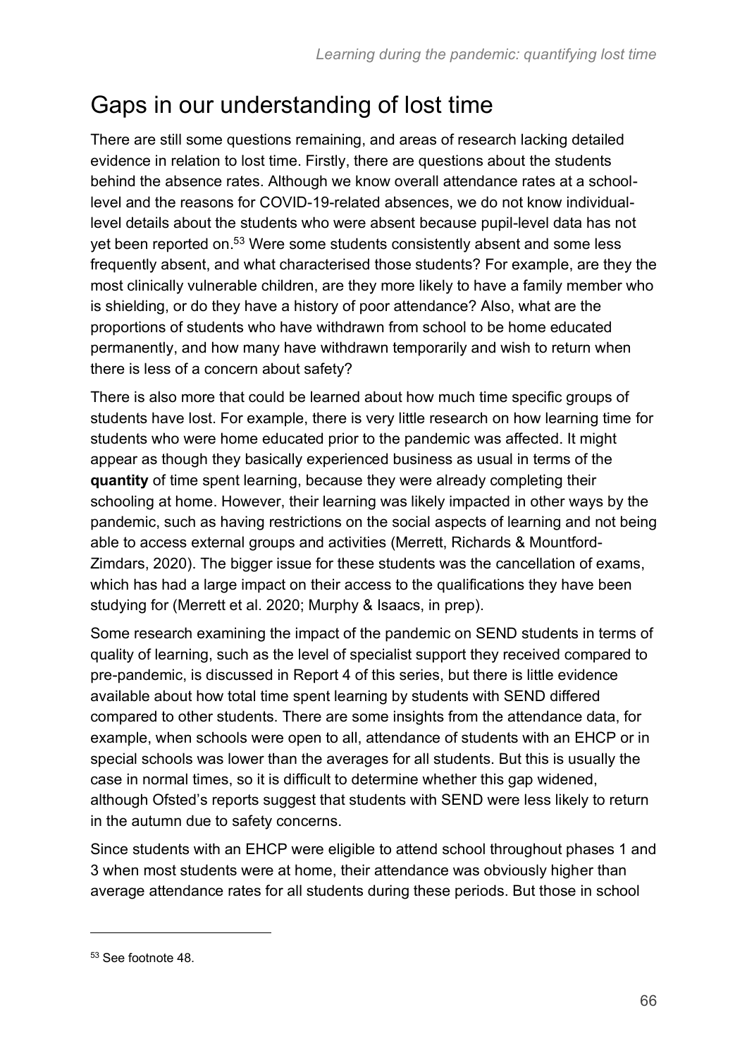## Gaps in our understanding of lost time

There are still some questions remaining, and areas of research lacking detailed evidence in relation to lost time. Firstly, there are questions about the students behind the absence rates. Although we know overall attendance rates at a school-level and the reasons for COVID-19-related absences, we do not know individual-level details about the students who were absent because pupil-level data has not yet been reported on.[53] Were some students consistently absent and some less frequently absent, and what characterised those students? For example, are they the most clinically vulnerable children, are they more likely to have a family member who is shielding, or do they have a history of poor attendance? Also, what are the proportions of students who have withdrawn from school to be home educated permanently, and how many have withdrawn temporarily and wish to return when there is less of a concern about safety?

There is also more that could be learned about how much time specific groups of students have lost. For example, there is very little research on how learning time for students who were home educated prior to the pandemic was affected. It might appear as though they basically experienced business as usual in terms of the **quantity** of time spent learning, because they were already completing their schooling at home. However, their learning was likely impacted in other ways by the pandemic, such as having restrictions on the social aspects of learning and not being able to access external groups and activities (Merrett, Richards & Mountford-Zimdars, 2020). The bigger issue for these students was the cancellation of exams, which has had a large impact on their access to the qualifications they have been studying for (Merrett et al. 2020; Murphy & Isaacs, in prep).

Some research examining the impact of the pandemic on SEND students in terms of quality of learning, such as the level of specialist support they received compared to pre-pandemic, is discussed in Report 4 of this series, but there is little evidence available about how total time spent learning by students with SEND differed compared to other students. There are some insights from the attendance data, for example, when schools were open to all, attendance of students with an EHCP or in special schools was lower than the averages for all students. But this is usually the case in normal times, so it is difficult to determine whether this gap widened, although Ofsted's reports suggest that students with SEND were less likely to return in the autumn due to safety concerns.

Since students with an EHCP were eligible to attend school throughout phases 1 and 3 when most students were at home, their attendance was obviously higher than average attendance rates for all students during these periods. But those in school

---

[53] See footnote 48.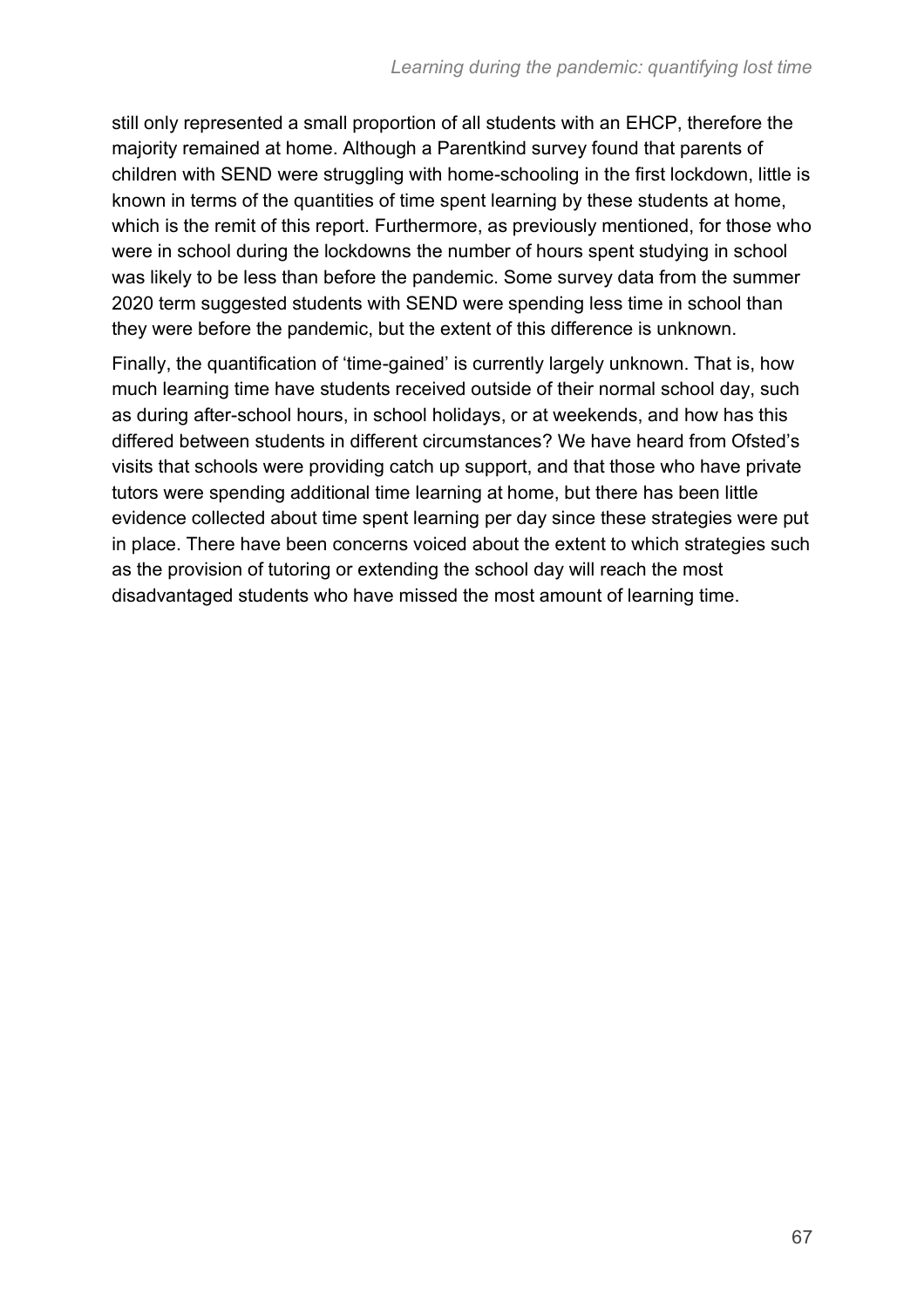still only represented a small proportion of all students with an EHCP, therefore the majority remained at home. Although a Parentkind survey found that parents of children with SEND were struggling with home-schooling in the first lockdown, little is known in terms of the quantities of time spent learning by these students at home, which is the remit of this report. Furthermore, as previously mentioned, for those who were in school during the lockdowns the number of hours spent studying in school was likely to be less than before the pandemic. Some survey data from the summer 2020 term suggested students with SEND were spending less time in school than they were before the pandemic, but the extent of this difference is unknown.

Finally, the quantification of 'time-gained' is currently largely unknown. That is, how much learning time have students received outside of their normal school day, such as during after-school hours, in school holidays, or at weekends, and how has this differed between students in different circumstances? We have heard from Ofsted's visits that schools were providing catch up support, and that those who have private tutors were spending additional time learning at home, but there has been little evidence collected about time spent learning per day since these strategies were put in place. There have been concerns voiced about the extent to which strategies such as the provision of tutoring or extending the school day will reach the most disadvantaged students who have missed the most amount of learning time.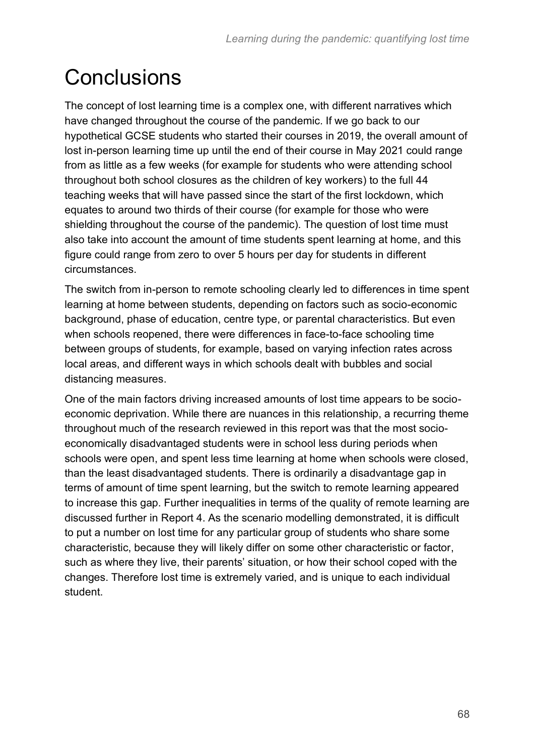# Conclusions

The concept of lost learning time is a complex one, with different narratives which have changed throughout the course of the pandemic. If we go back to our hypothetical GCSE students who started their courses in 2019, the overall amount of lost in-person learning time up until the end of their course in May 2021 could range from as little as a few weeks (for example for students who were attending school throughout both school closures as the children of key workers) to the full 44 teaching weeks that will have passed since the start of the first lockdown, which equates to around two thirds of their course (for example for those who were shielding throughout the course of the pandemic). The question of lost time must also take into account the amount of time students spent learning at home, and this figure could range from zero to over 5 hours per day for students in different circumstances.

The switch from in-person to remote schooling clearly led to differences in time spent learning at home between students, depending on factors such as socio-economic background, phase of education, centre type, or parental characteristics. But even when schools reopened, there were differences in face-to-face schooling time between groups of students, for example, based on varying infection rates across local areas, and different ways in which schools dealt with bubbles and social distancing measures.

One of the main factors driving increased amounts of lost time appears to be socio-economic deprivation. While there are nuances in this relationship, a recurring theme throughout much of the research reviewed in this report was that the most socio-economically disadvantaged students were in school less during periods when schools were open, and spent less time learning at home when schools were closed, than the least disadvantaged students. There is ordinarily a disadvantage gap in terms of amount of time spent learning, but the switch to remote learning appeared to increase this gap. Further inequalities in terms of the quality of remote learning are discussed further in Report 4. As the scenario modelling demonstrated, it is difficult to put a number on lost time for any particular group of students who share some characteristic, because they will likely differ on some other characteristic or factor, such as where they live, their parents' situation, or how their school coped with the changes. Therefore lost time is extremely varied, and is unique to each individual student.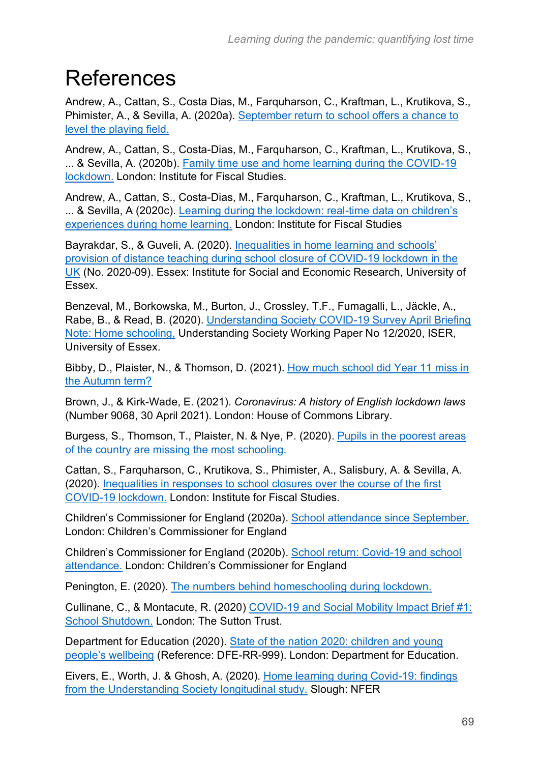# References

Andrew, A., Cattan, S., Costa Dias, M., Farquharson, C., Kraftman, L., Krutikova, S., Phimister, A., & Sevilla, A. (2020a). September return to school offers a chance to level the playing field.

Andrew, A., Cattan, S., Costa-Dias, M., Farquharson, C., Kraftman, L., Krutikova, S., ... & Sevilla, A. (2020b). Family time use and home learning during the COVID-19 lockdown. London: Institute for Fiscal Studies.

Andrew, A., Cattan, S., Costa-Dias, M., Farquharson, C., Kraftman, L., Krutikova, S., ... & Sevilla, A (2020c). Learning during the lockdown: real-time data on children's experiences during home learning. London: Institute for Fiscal Studies

Bayrakdar, S., & Guveli, A. (2020). Inequalities in home learning and schools' provision of distance teaching during school closure of COVID-19 lockdown in the UK (No. 2020-09). Essex: Institute for Social and Economic Research, University of Essex.

Benzeval, M., Borkowska, M., Burton, J., Crossley, T.F., Fumagalli, L., Jäckle, A., Rabe, B., & Read, B. (2020). Understanding Society COVID-19 Survey April Briefing Note: Home schooling, Understanding Society Working Paper No 12/2020, ISER, University of Essex.

Bibby, D., Plaister, N., & Thomson, D. (2021). How much school did Year 11 miss in the Autumn term?

Brown, J., & Kirk-Wade, E. (2021). *Coronavirus: A history of English lockdown laws* (Number 9068, 30 April 2021). London: House of Commons Library.

Burgess, S., Thomson, T., Plaister, N. & Nye, P. (2020). Pupils in the poorest areas of the country are missing the most schooling.

Cattan, S., Farquharson, C., Krutikova, S., Phimister, A., Salisbury, A. & Sevilla, A. (2020). Inequalities in responses to school closures over the course of the first COVID-19 lockdown. London: Institute for Fiscal Studies.

Children's Commissioner for England (2020a). School attendance since September. London: Children's Commissioner for England

Children's Commissioner for England (2020b). School return: Covid-19 and school attendance. London: Children's Commissioner for England

Penington, E. (2020). The numbers behind homeschooling during lockdown.

Cullinane, C., & Montacute, R. (2020) COVID-19 and Social Mobility Impact Brief #1: School Shutdown. London: The Sutton Trust.

Department for Education (2020). State of the nation 2020: children and young people's wellbeing (Reference: DFE-RR-999). London: Department for Education.

Eivers, E., Worth, J. & Ghosh, A. (2020). Home learning during Covid-19: findings from the Understanding Society longitudinal study. Slough: NFER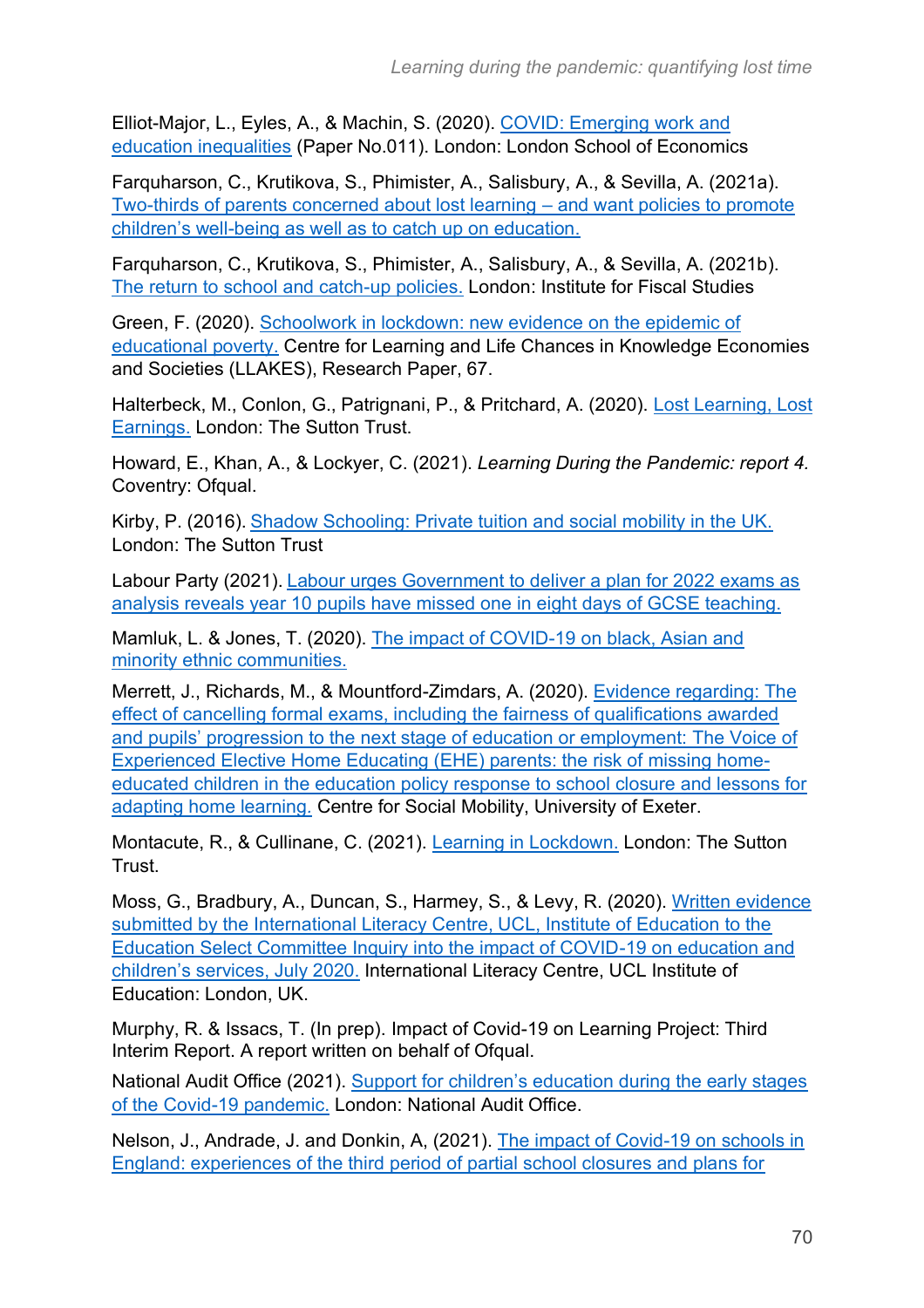Elliot-Major, L., Eyles, A., & Machin, S. (2020). COVID: Emerging work and education inequalities (Paper No.011). London: London School of Economics

Farquharson, C., Krutikova, S., Phimister, A., Salisbury, A., & Sevilla, A. (2021a). Two-thirds of parents concerned about lost learning – and want policies to promote children's well-being as well as to catch up on education.

Farquharson, C., Krutikova, S., Phimister, A., Salisbury, A., & Sevilla, A. (2021b). The return to school and catch-up policies. London: Institute for Fiscal Studies

Green, F. (2020). Schoolwork in lockdown: new evidence on the epidemic of educational poverty. Centre for Learning and Life Chances in Knowledge Economies and Societies (LLAKES), Research Paper, 67.

Halterbeck, M., Conlon, G., Patrignani, P., & Pritchard, A. (2020). Lost Learning, Lost Earnings. London: The Sutton Trust.

Howard, E., Khan, A., & Lockyer, C. (2021). *Learning During the Pandemic: report 4.* Coventry: Ofqual.

Kirby, P. (2016). Shadow Schooling: Private tuition and social mobility in the UK. London: The Sutton Trust

Labour Party (2021). Labour urges Government to deliver a plan for 2022 exams as analysis reveals year 10 pupils have missed one in eight days of GCSE teaching.

Mamluk, L. & Jones, T. (2020). The impact of COVID-19 on black, Asian and minority ethnic communities.

Merrett, J., Richards, M., & Mountford-Zimdars, A. (2020). Evidence regarding: The effect of cancelling formal exams, including the fairness of qualifications awarded and pupils' progression to the next stage of education or employment: The Voice of Experienced Elective Home Educating (EHE) parents: the risk of missing home-educated children in the education policy response to school closure and lessons for adapting home learning. Centre for Social Mobility, University of Exeter.

Montacute, R., & Cullinane, C. (2021). Learning in Lockdown. London: The Sutton Trust.

Moss, G., Bradbury, A., Duncan, S., Harmey, S., & Levy, R. (2020). Written evidence submitted by the International Literacy Centre, UCL, Institute of Education to the Education Select Committee Inquiry into the impact of COVID-19 on education and children's services, July 2020. International Literacy Centre, UCL Institute of Education: London, UK.

Murphy, R. & Issacs, T. (In prep). Impact of Covid-19 on Learning Project: Third Interim Report. A report written on behalf of Ofqual.

National Audit Office (2021). Support for children's education during the early stages of the Covid-19 pandemic. London: National Audit Office.

Nelson, J., Andrade, J. and Donkin, A, (2021). The impact of Covid-19 on schools in England: experiences of the third period of partial school closures and plans for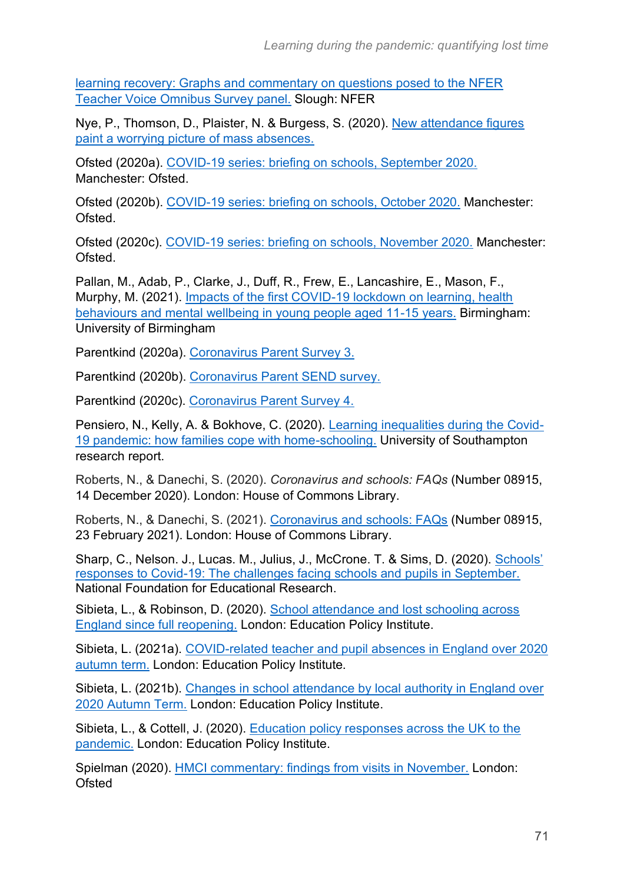learning recovery: Graphs and commentary on questions posed to the NFER Teacher Voice Omnibus Survey panel. Slough: NFER

Nye, P., Thomson, D., Plaister, N. & Burgess, S. (2020). New attendance figures paint a worrying picture of mass absences.

Ofsted (2020a). COVID-19 series: briefing on schools, September 2020. Manchester: Ofsted.

Ofsted (2020b). COVID-19 series: briefing on schools, October 2020. Manchester: Ofsted.

Ofsted (2020c). COVID-19 series: briefing on schools, November 2020. Manchester: Ofsted.

Pallan, M., Adab, P., Clarke, J., Duff, R., Frew, E., Lancashire, E., Mason, F., Murphy, M. (2021). Impacts of the first COVID-19 lockdown on learning, health behaviours and mental wellbeing in young people aged 11-15 years. Birmingham: University of Birmingham

Parentkind (2020a). Coronavirus Parent Survey 3.

Parentkind (2020b). Coronavirus Parent SEND survey.

Parentkind (2020c). Coronavirus Parent Survey 4.

Pensiero, N., Kelly, A. & Bokhove, C. (2020). Learning inequalities during the Covid-19 pandemic: how families cope with home-schooling. University of Southampton research report.

Roberts, N., & Danechi, S. (2020). *Coronavirus and schools: FAQs* (Number 08915, 14 December 2020). London: House of Commons Library.

Roberts, N., & Danechi, S. (2021). Coronavirus and schools: FAQs (Number 08915, 23 February 2021). London: House of Commons Library.

Sharp, C., Nelson. J., Lucas. M., Julius, J., McCrone. T. & Sims, D. (2020). Schools' responses to Covid-19: The challenges facing schools and pupils in September. National Foundation for Educational Research.

Sibieta, L., & Robinson, D. (2020). School attendance and lost schooling across England since full reopening. London: Education Policy Institute.

Sibieta, L. (2021a). COVID-related teacher and pupil absences in England over 2020 autumn term. London: Education Policy Institute.

Sibieta, L. (2021b). Changes in school attendance by local authority in England over 2020 Autumn Term. London: Education Policy Institute.

Sibieta, L., & Cottell, J. (2020). Education policy responses across the UK to the pandemic. London: Education Policy Institute.

Spielman (2020). HMCI commentary: findings from visits in November. London: Ofsted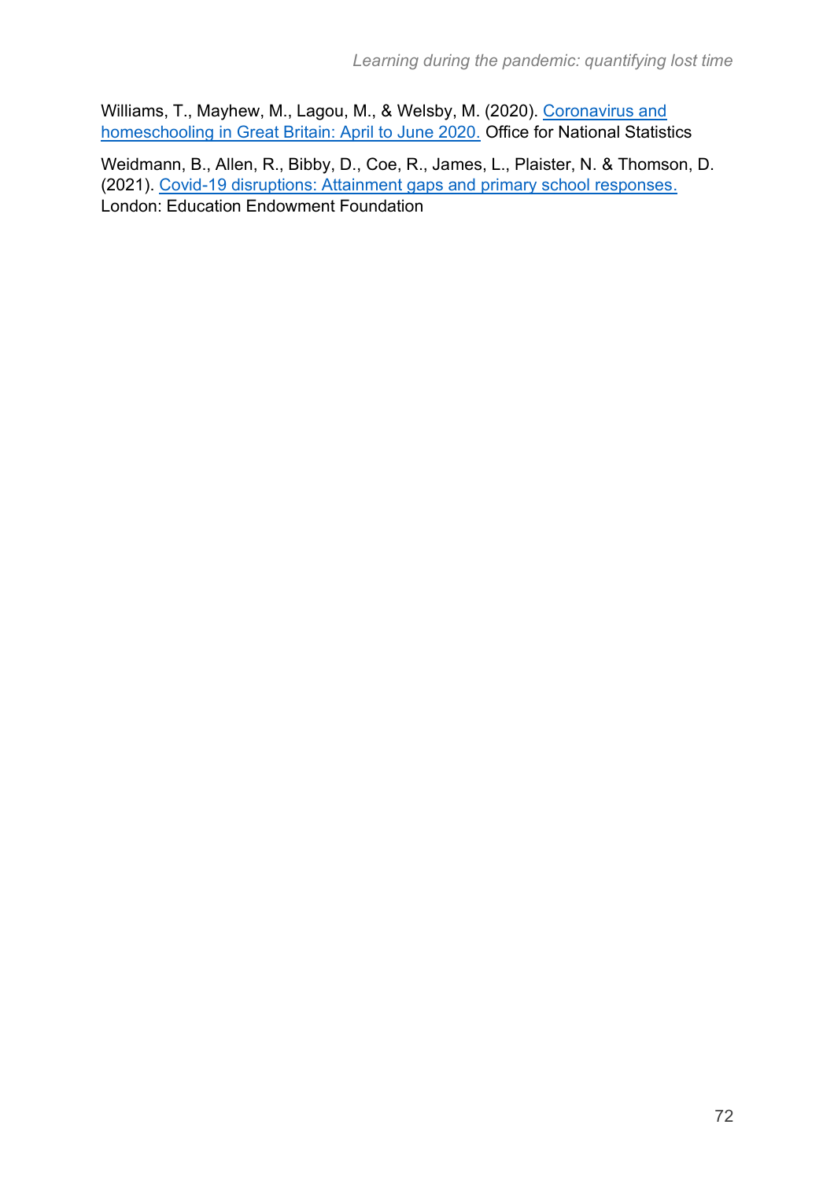Williams, T., Mayhew, M., Lagou, M., & Welsby, M. (2020). Coronavirus and homeschooling in Great Britain: April to June 2020. Office for National Statistics

Weidmann, B., Allen, R., Bibby, D., Coe, R., James, L., Plaister, N. & Thomson, D. (2021). Covid-19 disruptions: Attainment gaps and primary school responses. London: Education Endowment Foundation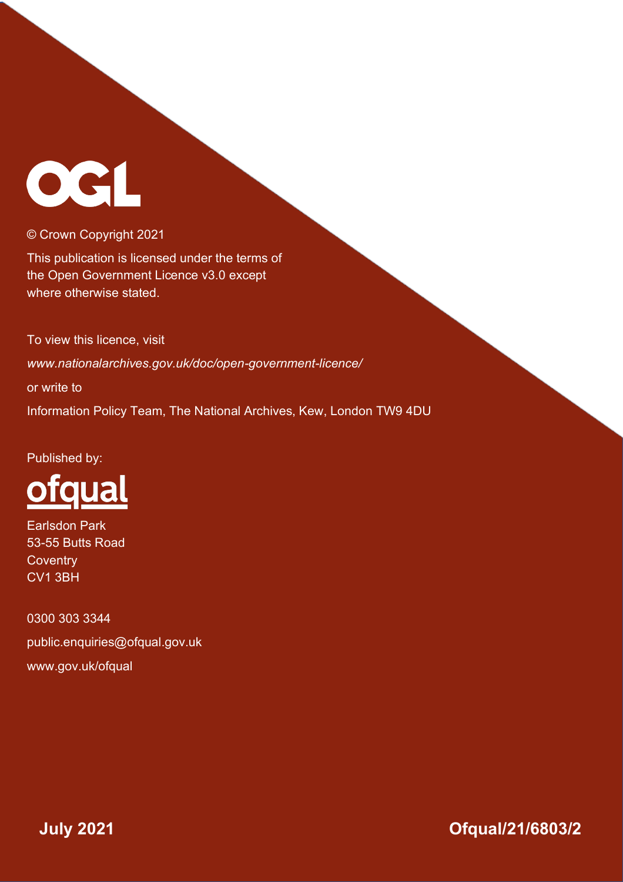OGL

© Crown Copyright 2021

This publication is licensed under the terms of the Open Government Licence v3.0 except where otherwise stated.

To view this licence, visit

*www.nationalarchives.gov.uk/doc/open-government-licence/*

or write to

Information Policy Team, The National Archives, Kew, London TW9 4DU

Published by:

ofqual

Earlsdon Park
53-55 Butts Road
Coventry
CV1 3BH

0300 303 3344

public.enquiries@ofqual.gov.uk

www.gov.uk/ofqual

**July 2021**

**Ofqual/21/6803/2**